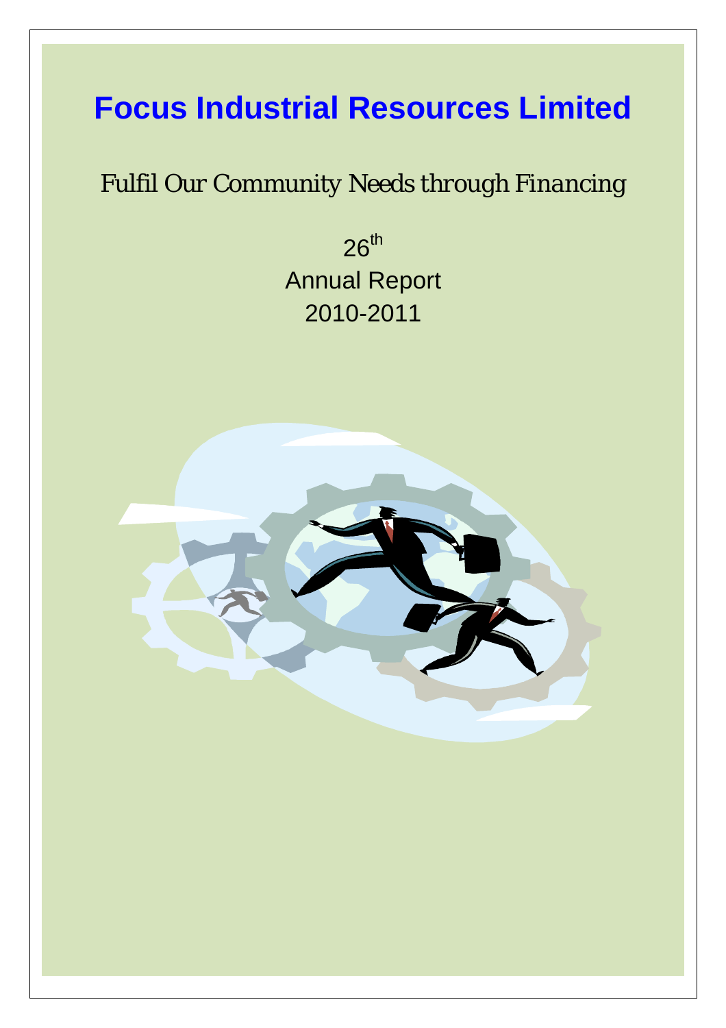# Focus Industrial Resources Limited

*Fulfil Our Community Needs through Financing*

26th
Annual Report
2010-2011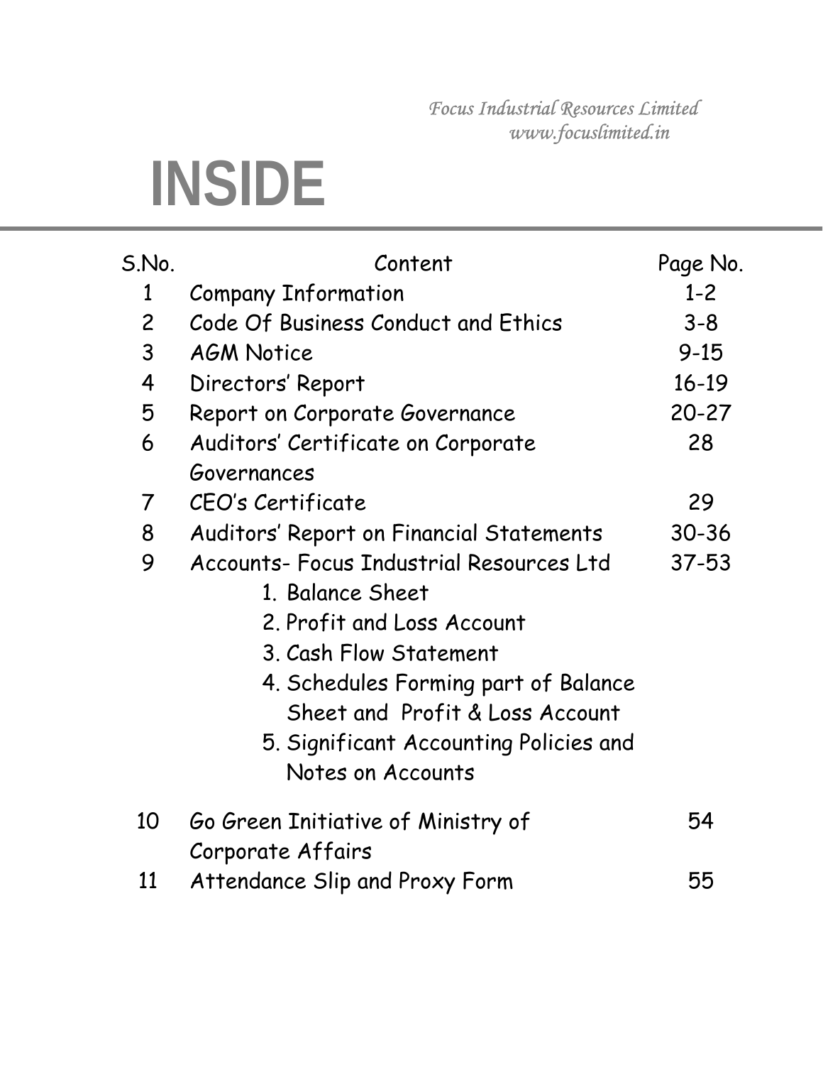*Focus Industrial Resources Limited*
*www.focuslimited.in*

# INSIDE

| S.No. | Content | Page No. |
|---|---|---|
| 1 | Company Information | 1-2 |
| 2 | Code Of Business Conduct and Ethics | 3-8 |
| 3 | AGM Notice | 9-15 |
| 4 | Directors' Report | 16-19 |
| 5 | Report on Corporate Governance | 20-27 |
| 6 | Auditors' Certificate on Corporate Governances | 28 |
| 7 | CEO's Certificate | 29 |
| 8 | Auditors' Report on Financial Statements | 30-36 |
| 9 | Accounts- Focus Industrial Resources Ltd<br>1. Balance Sheet<br>2. Profit and Loss Account<br>3. Cash Flow Statement<br>4. Schedules Forming part of Balance Sheet and Profit & Loss Account<br>5. Significant Accounting Policies and Notes on Accounts | 37-53 |
| 10 | Go Green Initiative of Ministry of Corporate Affairs | 54 |
| 11 | Attendance Slip and Proxy Form | 55 |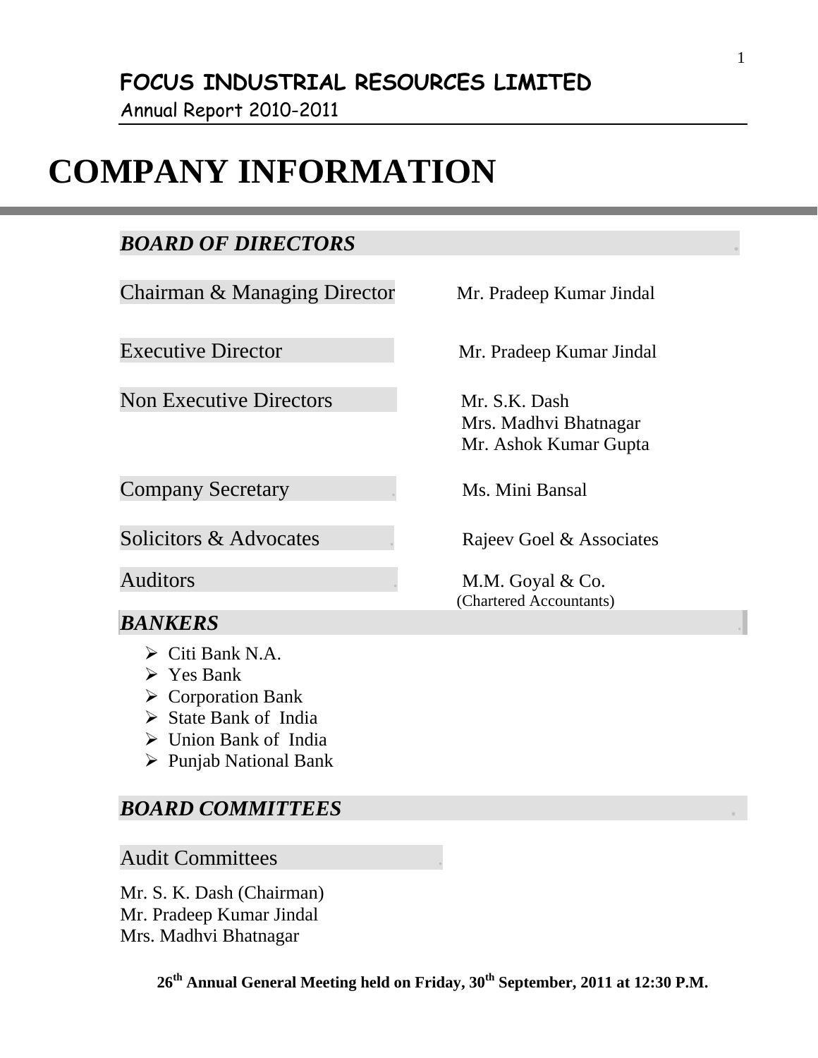# COMPANY INFORMATION

## *BOARD OF DIRECTORS*

| | |
|---|---|
| Chairman & Managing Director | Mr. Pradeep Kumar Jindal |
| Executive Director | Mr. Pradeep Kumar Jindal |
| Non Executive Directors | Mr. S.K. Dash<br>Mrs. Madhvi Bhatnagar<br>Mr. Ashok Kumar Gupta |
| Company Secretary | Ms. Mini Bansal |
| Solicitors & Advocates | Rajeev Goel & Associates |
| Auditors | M.M. Goyal & Co.<br>(Chartered Accountants) |

## *BANKERS*

- Citi Bank N.A.
- Yes Bank
- Corporation Bank
- State Bank of India
- Union Bank of India
- Punjab National Bank

## *BOARD COMMITTEES*

### Audit Committees

Mr. S. K. Dash (Chairman)
Mr. Pradeep Kumar Jindal
Mrs. Madhvi Bhatnagar

**26th Annual General Meeting held on Friday, 30th September, 2011 at 12:30 P.M.**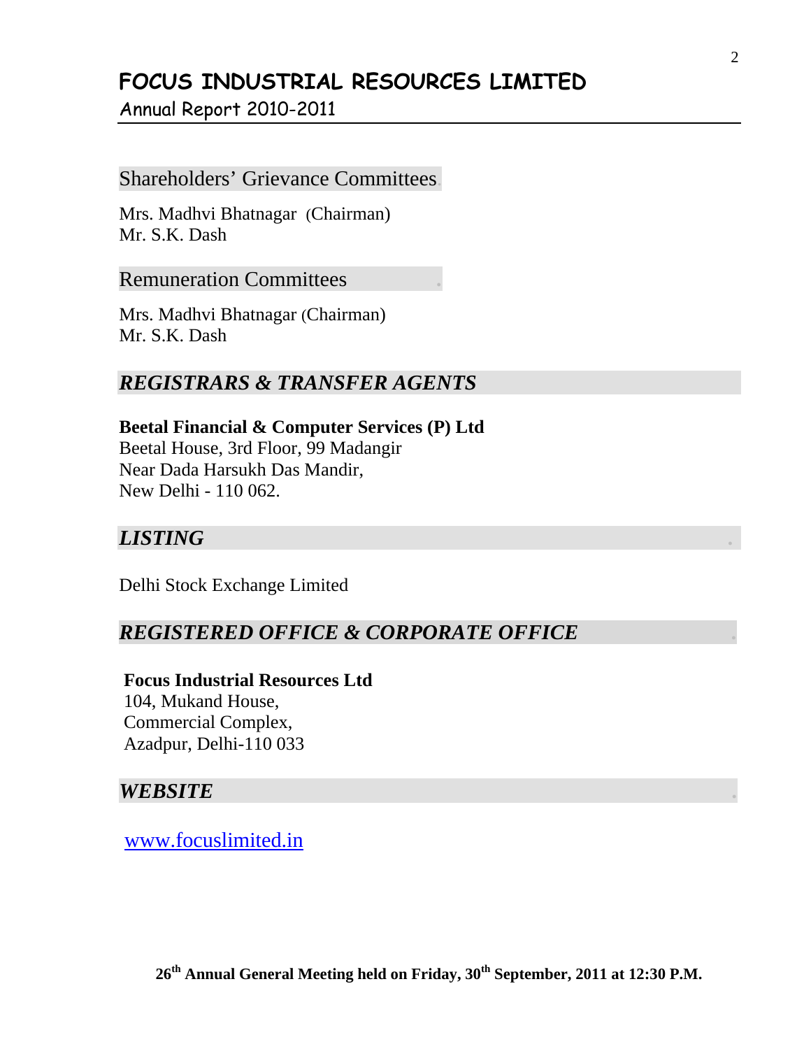## Shareholders' Grievance Committees

Mrs. Madhvi Bhatnagar (Chairman)
Mr. S.K. Dash

## Remuneration Committees

Mrs. Madhvi Bhatnagar (Chairman)
Mr. S.K. Dash

## *REGISTRARS & TRANSFER AGENTS*

**Beetal Financial & Computer Services (P) Ltd**
Beetal House, 3rd Floor, 99 Madangir
Near Dada Harsukh Das Mandir,
New Delhi - 110 062.

## *LISTING*

Delhi Stock Exchange Limited

## *REGISTERED OFFICE & CORPORATE OFFICE*

**Focus Industrial Resources Ltd**
104, Mukand House,
Commercial Complex,
Azadpur, Delhi-110 033

## *WEBSITE*

www.focuslimited.in

**26th Annual General Meeting held on Friday, 30th September, 2011 at 12:30 P.M.**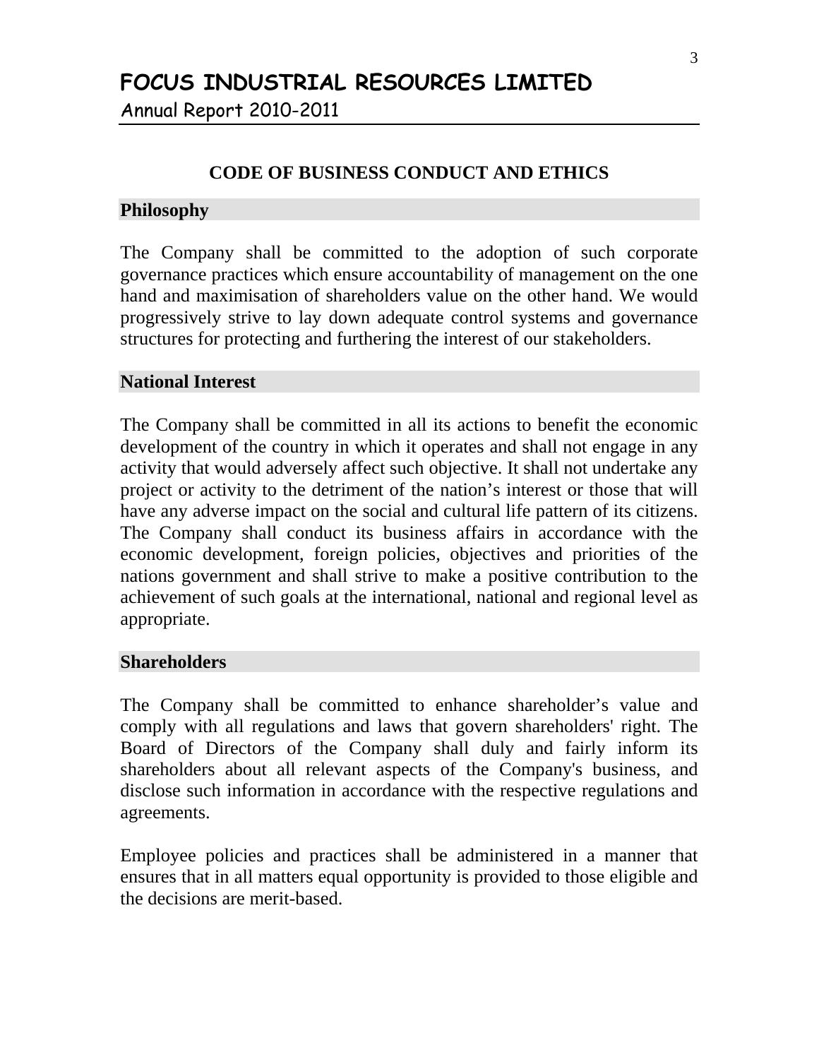## CODE OF BUSINESS CONDUCT AND ETHICS

### Philosophy

The Company shall be committed to the adoption of such corporate governance practices which ensure accountability of management on the one hand and maximisation of shareholders value on the other hand. We would progressively strive to lay down adequate control systems and governance structures for protecting and furthering the interest of our stakeholders.

### National Interest

The Company shall be committed in all its actions to benefit the economic development of the country in which it operates and shall not engage in any activity that would adversely affect such objective. It shall not undertake any project or activity to the detriment of the nation's interest or those that will have any adverse impact on the social and cultural life pattern of its citizens. The Company shall conduct its business affairs in accordance with the economic development, foreign policies, objectives and priorities of the nations government and shall strive to make a positive contribution to the achievement of such goals at the international, national and regional level as appropriate.

### Shareholders

The Company shall be committed to enhance shareholder's value and comply with all regulations and laws that govern shareholders' right. The Board of Directors of the Company shall duly and fairly inform its shareholders about all relevant aspects of the Company's business, and disclose such information in accordance with the respective regulations and agreements.

Employee policies and practices shall be administered in a manner that ensures that in all matters equal opportunity is provided to those eligible and the decisions are merit-based.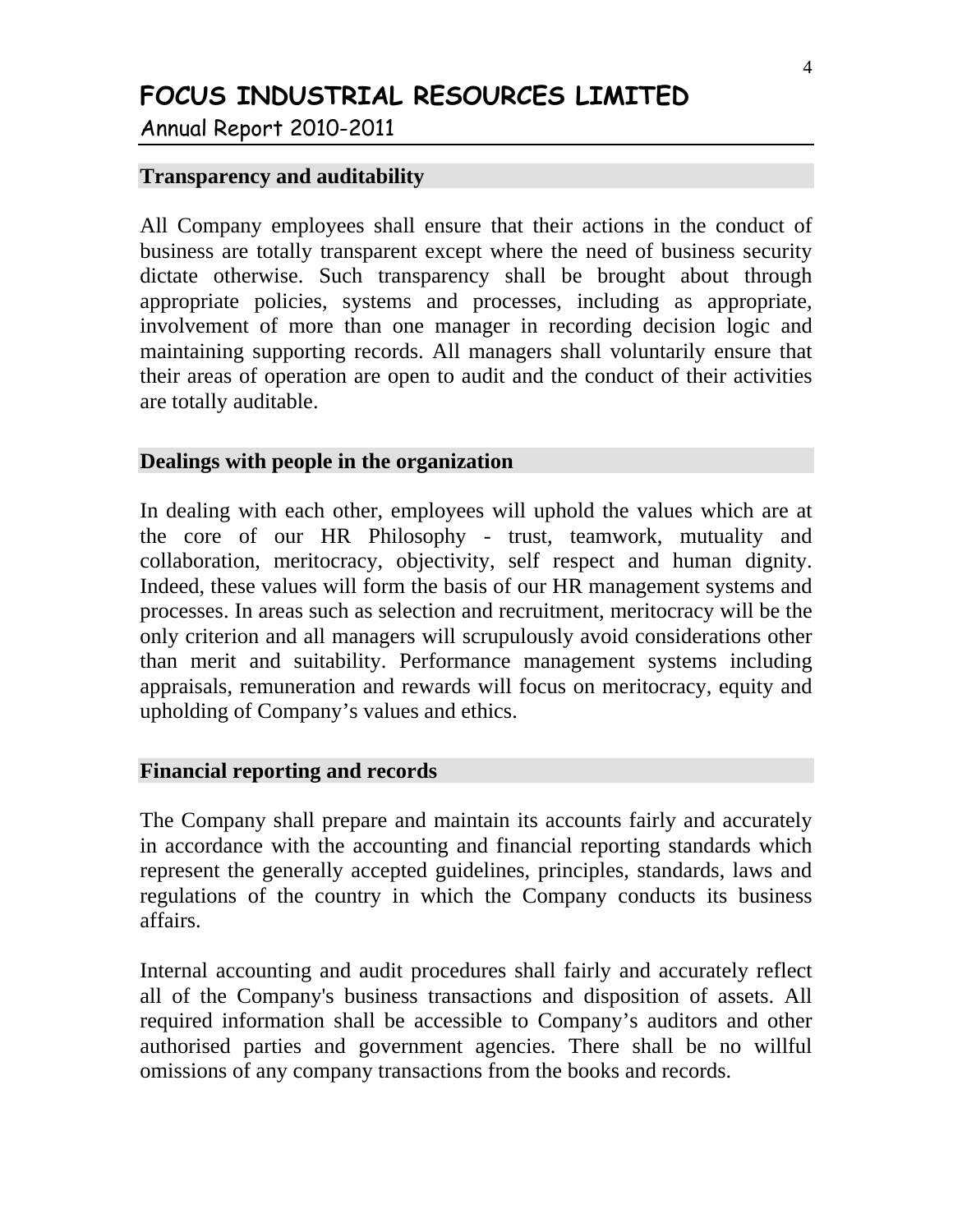## Transparency and auditability

All Company employees shall ensure that their actions in the conduct of business are totally transparent except where the need of business security dictate otherwise. Such transparency shall be brought about through appropriate policies, systems and processes, including as appropriate, involvement of more than one manager in recording decision logic and maintaining supporting records. All managers shall voluntarily ensure that their areas of operation are open to audit and the conduct of their activities are totally auditable.

## Dealings with people in the organization

In dealing with each other, employees will uphold the values which are at the core of our HR Philosophy - trust, teamwork, mutuality and collaboration, meritocracy, objectivity, self respect and human dignity. Indeed, these values will form the basis of our HR management systems and processes. In areas such as selection and recruitment, meritocracy will be the only criterion and all managers will scrupulously avoid considerations other than merit and suitability. Performance management systems including appraisals, remuneration and rewards will focus on meritocracy, equity and upholding of Company's values and ethics.

## Financial reporting and records

The Company shall prepare and maintain its accounts fairly and accurately in accordance with the accounting and financial reporting standards which represent the generally accepted guidelines, principles, standards, laws and regulations of the country in which the Company conducts its business affairs.

Internal accounting and audit procedures shall fairly and accurately reflect all of the Company's business transactions and disposition of assets. All required information shall be accessible to Company's auditors and other authorised parties and government agencies. There shall be no willful omissions of any company transactions from the books and records.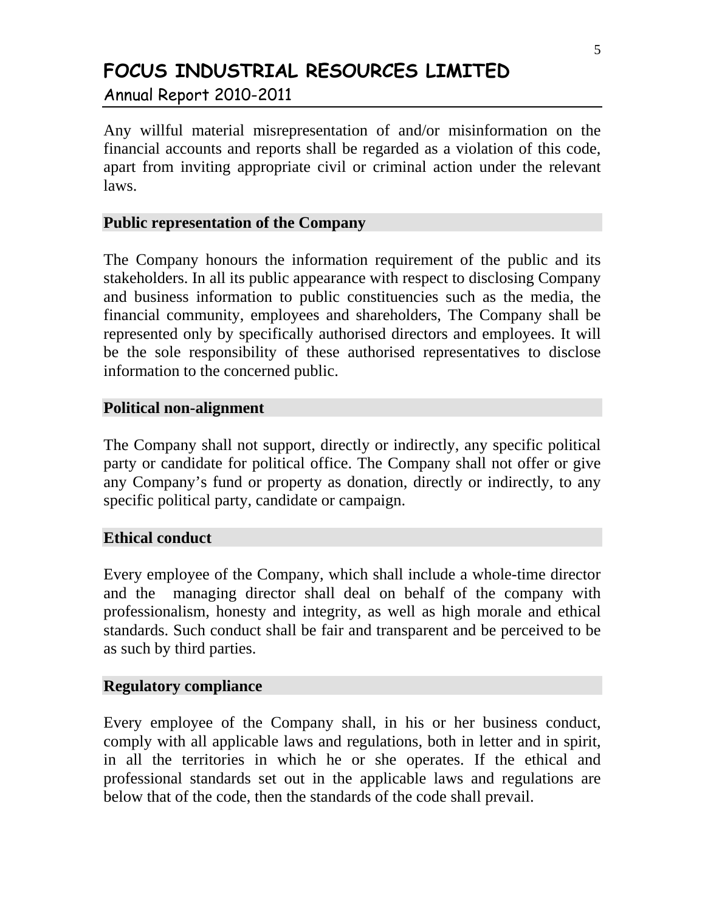Any willful material misrepresentation of and/or misinformation on the financial accounts and reports shall be regarded as a violation of this code, apart from inviting appropriate civil or criminal action under the relevant laws.

## Public representation of the Company

The Company honours the information requirement of the public and its stakeholders. In all its public appearance with respect to disclosing Company and business information to public constituencies such as the media, the financial community, employees and shareholders, The Company shall be represented only by specifically authorised directors and employees. It will be the sole responsibility of these authorised representatives to disclose information to the concerned public.

## Political non-alignment

The Company shall not support, directly or indirectly, any specific political party or candidate for political office. The Company shall not offer or give any Company's fund or property as donation, directly or indirectly, to any specific political party, candidate or campaign.

## Ethical conduct

Every employee of the Company, which shall include a whole-time director and the managing director shall deal on behalf of the company with professionalism, honesty and integrity, as well as high morale and ethical standards. Such conduct shall be fair and transparent and be perceived to be as such by third parties.

## Regulatory compliance

Every employee of the Company shall, in his or her business conduct, comply with all applicable laws and regulations, both in letter and in spirit, in all the territories in which he or she operates. If the ethical and professional standards set out in the applicable laws and regulations are below that of the code, then the standards of the code shall prevail.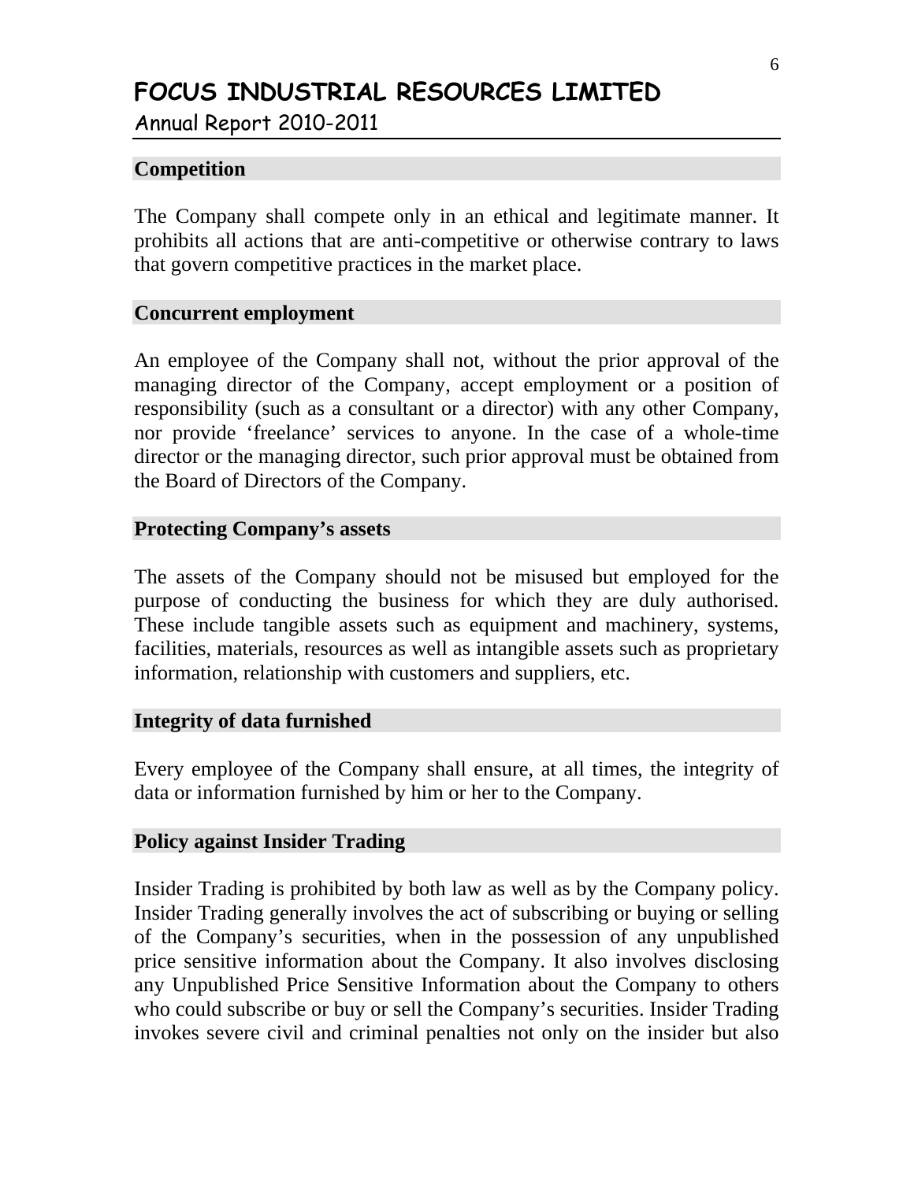## Competition

The Company shall compete only in an ethical and legitimate manner. It prohibits all actions that are anti-competitive or otherwise contrary to laws that govern competitive practices in the market place.

## Concurrent employment

An employee of the Company shall not, without the prior approval of the managing director of the Company, accept employment or a position of responsibility (such as a consultant or a director) with any other Company, nor provide 'freelance' services to anyone. In the case of a whole-time director or the managing director, such prior approval must be obtained from the Board of Directors of the Company.

## Protecting Company's assets

The assets of the Company should not be misused but employed for the purpose of conducting the business for which they are duly authorised. These include tangible assets such as equipment and machinery, systems, facilities, materials, resources as well as intangible assets such as proprietary information, relationship with customers and suppliers, etc.

## Integrity of data furnished

Every employee of the Company shall ensure, at all times, the integrity of data or information furnished by him or her to the Company.

## Policy against Insider Trading

Insider Trading is prohibited by both law as well as by the Company policy. Insider Trading generally involves the act of subscribing or buying or selling of the Company's securities, when in the possession of any unpublished price sensitive information about the Company. It also involves disclosing any Unpublished Price Sensitive Information about the Company to others who could subscribe or buy or sell the Company's securities. Insider Trading invokes severe civil and criminal penalties not only on the insider but also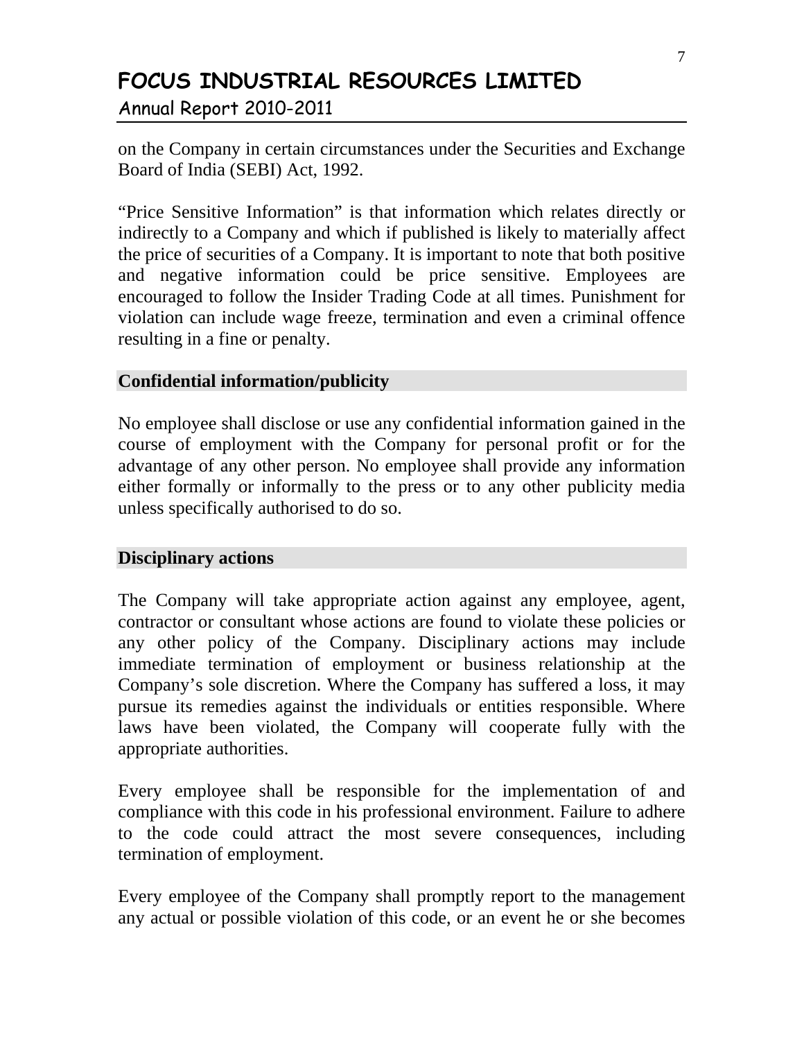on the Company in certain circumstances under the Securities and Exchange Board of India (SEBI) Act, 1992.

"Price Sensitive Information" is that information which relates directly or indirectly to a Company and which if published is likely to materially affect the price of securities of a Company. It is important to note that both positive and negative information could be price sensitive. Employees are encouraged to follow the Insider Trading Code at all times. Punishment for violation can include wage freeze, termination and even a criminal offence resulting in a fine or penalty.

## Confidential information/publicity

No employee shall disclose or use any confidential information gained in the course of employment with the Company for personal profit or for the advantage of any other person. No employee shall provide any information either formally or informally to the press or to any other publicity media unless specifically authorised to do so.

## Disciplinary actions

The Company will take appropriate action against any employee, agent, contractor or consultant whose actions are found to violate these policies or any other policy of the Company. Disciplinary actions may include immediate termination of employment or business relationship at the Company's sole discretion. Where the Company has suffered a loss, it may pursue its remedies against the individuals or entities responsible. Where laws have been violated, the Company will cooperate fully with the appropriate authorities.

Every employee shall be responsible for the implementation of and compliance with this code in his professional environment. Failure to adhere to the code could attract the most severe consequences, including termination of employment.

Every employee of the Company shall promptly report to the management any actual or possible violation of this code, or an event he or she becomes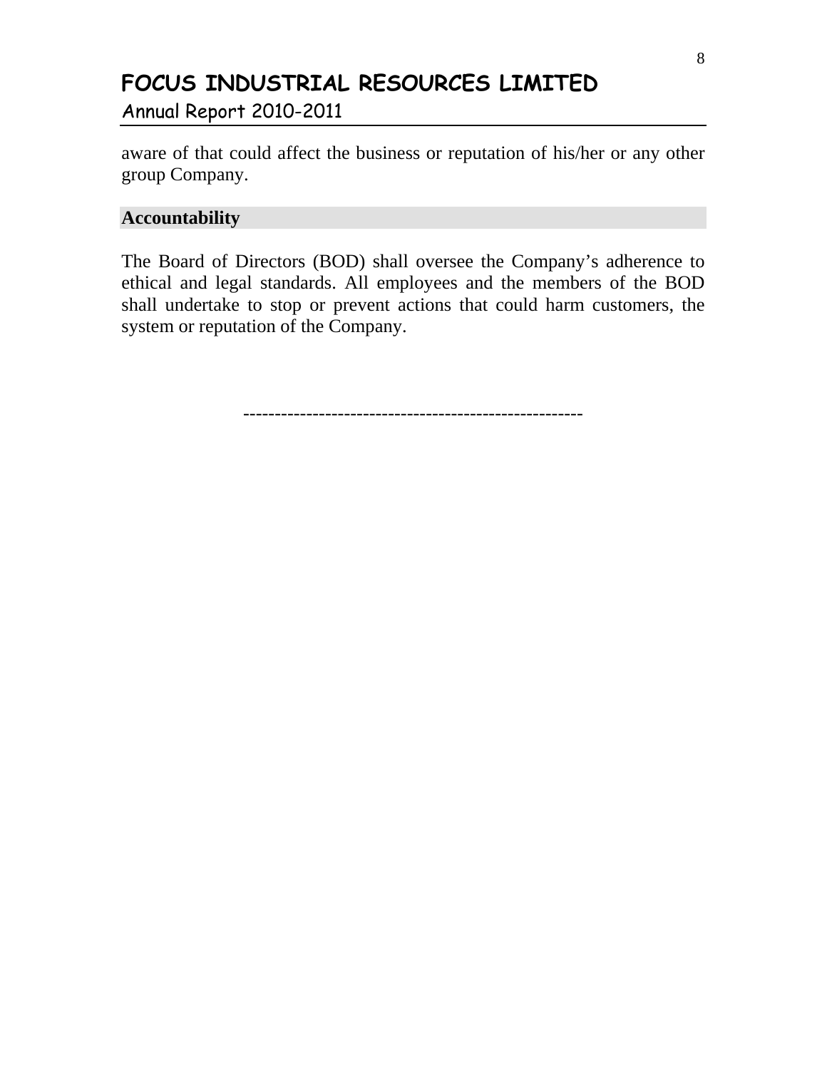aware of that could affect the business or reputation of his/her or any other group Company.

## Accountability

The Board of Directors (BOD) shall oversee the Company's adherence to ethical and legal standards. All employees and the members of the BOD shall undertake to stop or prevent actions that could harm customers, the system or reputation of the Company.

-----------------------------------------------------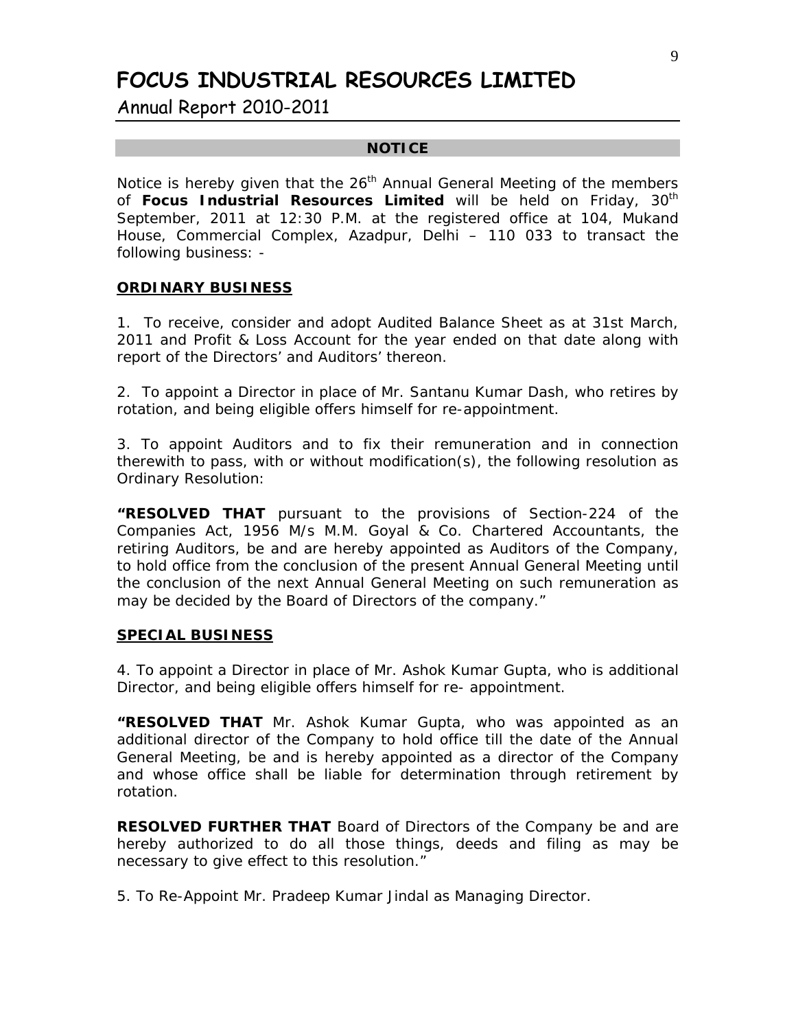## NOTICE

Notice is hereby given that the 26th Annual General Meeting of the members of **Focus Industrial Resources Limited** will be held on Friday, 30th September, 2011 at 12:30 P.M. at the registered office at 104, Mukand House, Commercial Complex, Azadpur, Delhi – 110 033 to transact the following business: -

### ORDINARY BUSINESS

1. To receive, consider and adopt Audited Balance Sheet as at 31st March, 2011 and Profit & Loss Account for the year ended on that date along with report of the Directors' and Auditors' thereon.

2. To appoint a Director in place of Mr. Santanu Kumar Dash, who retires by rotation, and being eligible offers himself for re-appointment.

3. To appoint Auditors and to fix their remuneration and in connection therewith to pass, with or without modification(s), the following resolution as Ordinary Resolution:

**"RESOLVED THAT** pursuant to the provisions of Section-224 of the Companies Act, 1956 M/s M.M. Goyal & Co. Chartered Accountants, the retiring Auditors, be and are hereby appointed as Auditors of the Company, to hold office from the conclusion of the present Annual General Meeting until the conclusion of the next Annual General Meeting on such remuneration as may be decided by the Board of Directors of the company."

### SPECIAL BUSINESS

4. To appoint a Director in place of Mr. Ashok Kumar Gupta, who is additional Director, and being eligible offers himself for re- appointment.

**"RESOLVED THAT** Mr. Ashok Kumar Gupta, who was appointed as an additional director of the Company to hold office till the date of the Annual General Meeting, be and is hereby appointed as a director of the Company and whose office shall be liable for determination through retirement by rotation.

**RESOLVED FURTHER THAT** Board of Directors of the Company be and are hereby authorized to do all those things, deeds and filing as may be necessary to give effect to this resolution."

5. To Re-Appoint Mr. Pradeep Kumar Jindal as Managing Director.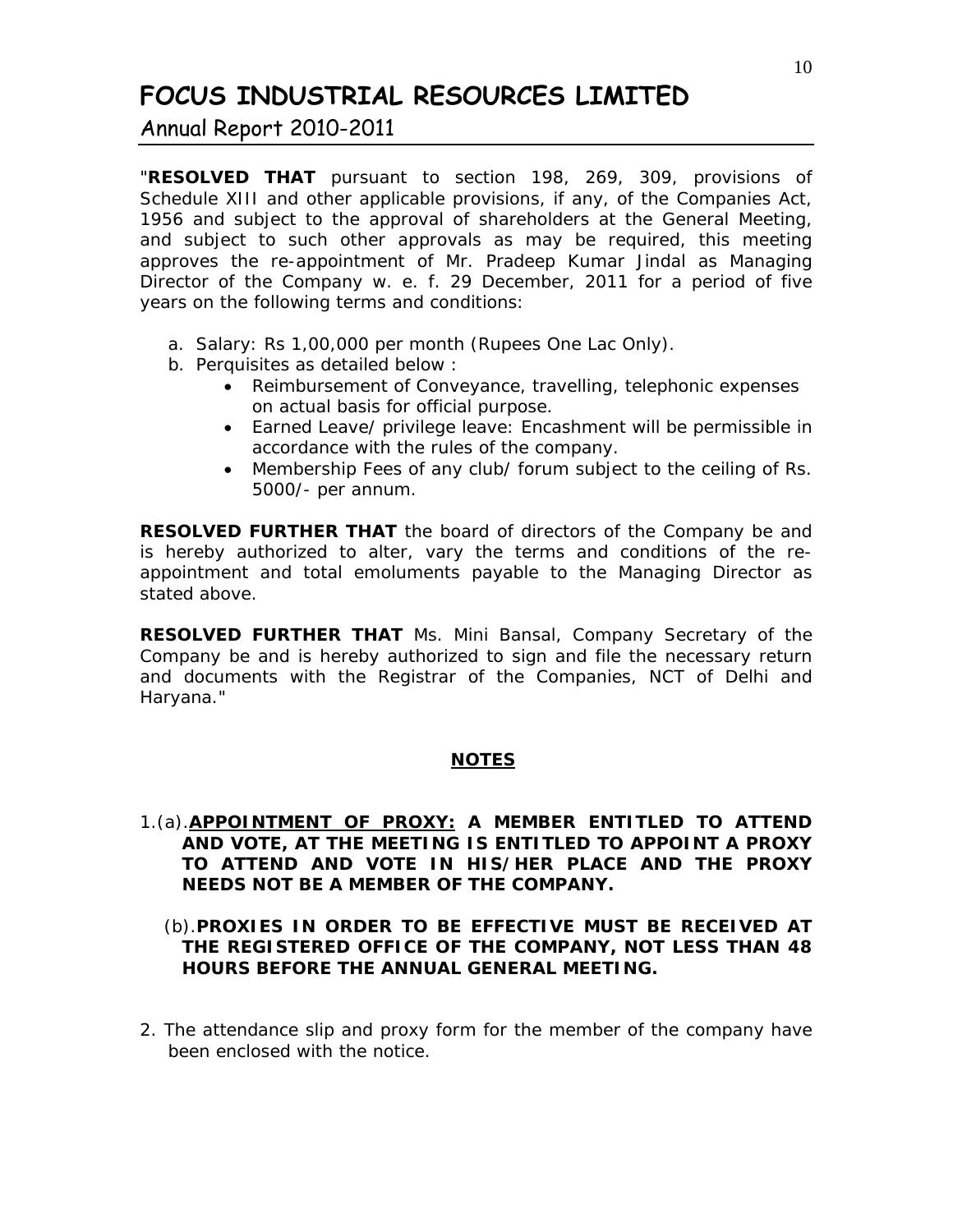"**RESOLVED THAT** pursuant to section 198, 269, 309, provisions of Schedule XIII and other applicable provisions, if any, of the Companies Act, 1956 and subject to the approval of shareholders at the General Meeting, and subject to such other approvals as may be required, this meeting approves the re-appointment of Mr. Pradeep Kumar Jindal as Managing Director of the Company w. e. f. 29 December, 2011 for a period of five years on the following terms and conditions:

a. Salary: Rs 1,00,000 per month (Rupees One Lac Only).
b. Perquisites as detailed below :
    - Reimbursement of Conveyance, travelling, telephonic expenses on actual basis for official purpose.
    - Earned Leave/ privilege leave: Encashment will be permissible in accordance with the rules of the company.
    - Membership Fees of any club/ forum subject to the ceiling of Rs. 5000/- per annum.

**RESOLVED FURTHER THAT** the board of directors of the Company be and is hereby authorized to alter, vary the terms and conditions of the re-appointment and total emoluments payable to the Managing Director as stated above.

**RESOLVED FURTHER THAT** Ms. Mini Bansal, Company Secretary of the Company be and is hereby authorized to sign and file the necessary return and documents with the Registrar of the Companies, NCT of Delhi and Haryana."

## NOTES

1.(a). **APPOINTMENT OF PROXY: A MEMBER ENTITLED TO ATTEND AND VOTE, AT THE MEETING IS ENTITLED TO APPOINT A PROXY TO ATTEND AND VOTE IN HIS/HER PLACE AND THE PROXY NEEDS NOT BE A MEMBER OF THE COMPANY.**

(b). **PROXIES IN ORDER TO BE EFFECTIVE MUST BE RECEIVED AT THE REGISTERED OFFICE OF THE COMPANY, NOT LESS THAN 48 HOURS BEFORE THE ANNUAL GENERAL MEETING.**

2. The attendance slip and proxy form for the member of the company have been enclosed with the notice.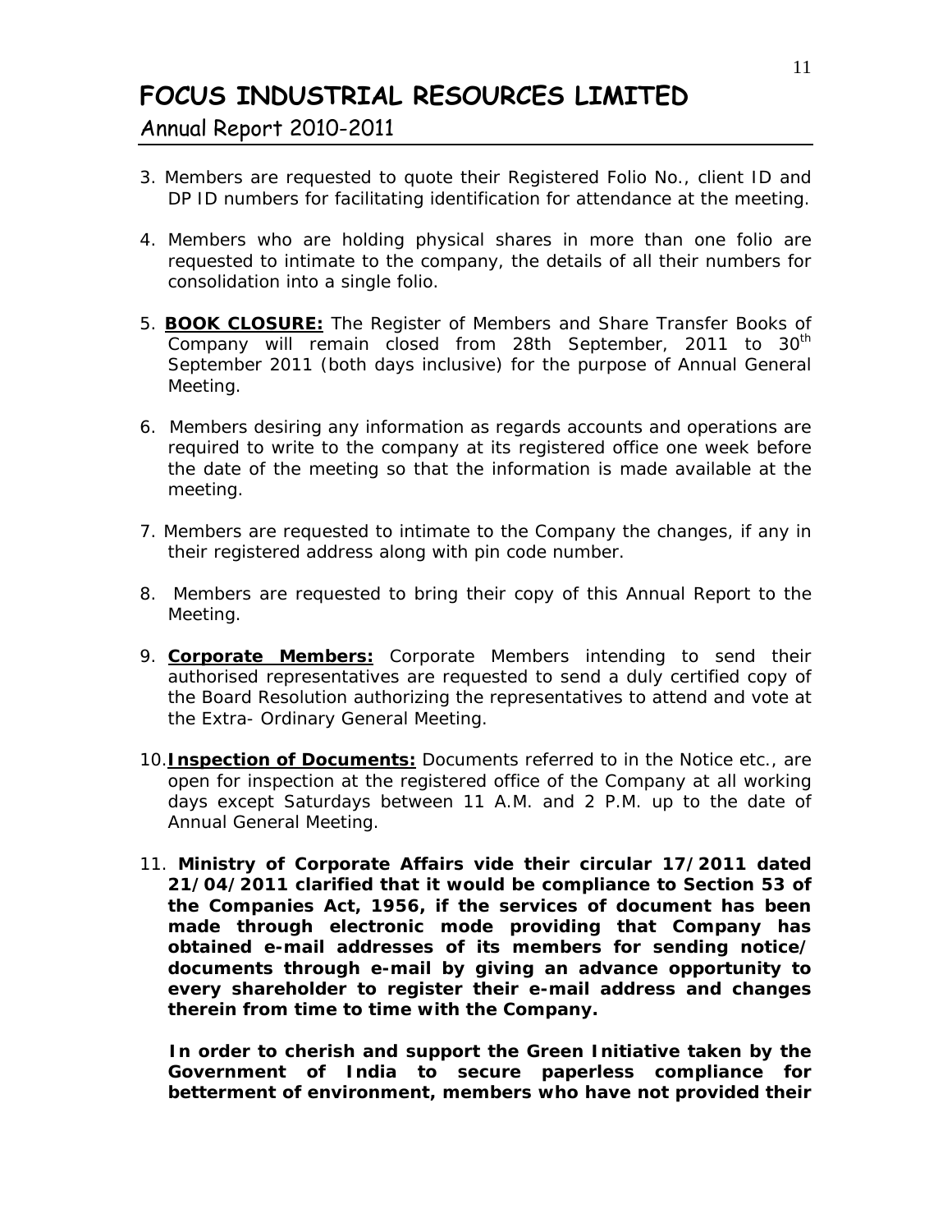3. Members are requested to quote their Registered Folio No., client ID and DP ID numbers for facilitating identification for attendance at the meeting.

4. Members who are holding physical shares in more than one folio are requested to intimate to the company, the details of all their numbers for consolidation into a single folio.

5. **BOOK CLOSURE:** The Register of Members and Share Transfer Books of Company will remain closed from 28th September, 2011 to 30th September 2011 (both days inclusive) for the purpose of Annual General Meeting.

6. Members desiring any information as regards accounts and operations are required to write to the company at its registered office one week before the date of the meeting so that the information is made available at the meeting.

7. Members are requested to intimate to the Company the changes, if any in their registered address along with pin code number.

8. Members are requested to bring their copy of this Annual Report to the Meeting.

9. **Corporate Members:** Corporate Members intending to send their authorised representatives are requested to send a duly certified copy of the Board Resolution authorizing the representatives to attend and vote at the Extra- Ordinary General Meeting.

10. **Inspection of Documents:** Documents referred to in the Notice etc., are open for inspection at the registered office of the Company at all working days except Saturdays between 11 A.M. and 2 P.M. up to the date of Annual General Meeting.

11. **Ministry of Corporate Affairs vide their circular 17/2011 dated 21/04/2011 clarified that it would be compliance to Section 53 of the Companies Act, 1956, if the services of document has been made through electronic mode providing that Company has obtained e-mail addresses of its members for sending notice/ documents through e-mail by giving an advance opportunity to every shareholder to register their e-mail address and changes therein from time to time with the Company.**

    **In order to cherish and support the Green Initiative taken by the Government of India to secure paperless compliance for betterment of environment, members who have not provided their**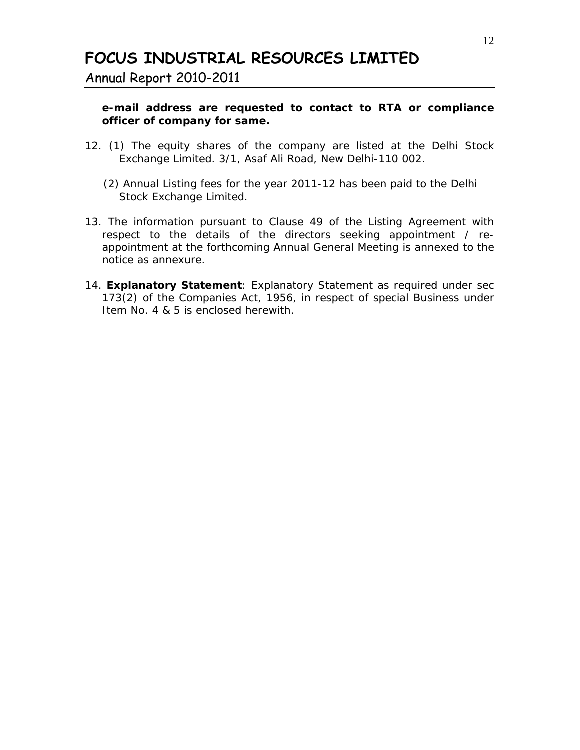**e-mail address are requested to contact to RTA or compliance officer of company for same.**

12. (1) The equity shares of the company are listed at the Delhi Stock Exchange Limited. 3/1, Asaf Ali Road, New Delhi-110 002.

    (2) Annual Listing fees for the year 2011-12 has been paid to the Delhi Stock Exchange Limited.

13. The information pursuant to Clause 49 of the Listing Agreement with respect to the details of the directors seeking appointment / re-appointment at the forthcoming Annual General Meeting is annexed to the notice as annexure.

14. **Explanatory Statement**: Explanatory Statement as required under sec 173(2) of the Companies Act, 1956, in respect of special Business under Item No. 4 & 5 is enclosed herewith.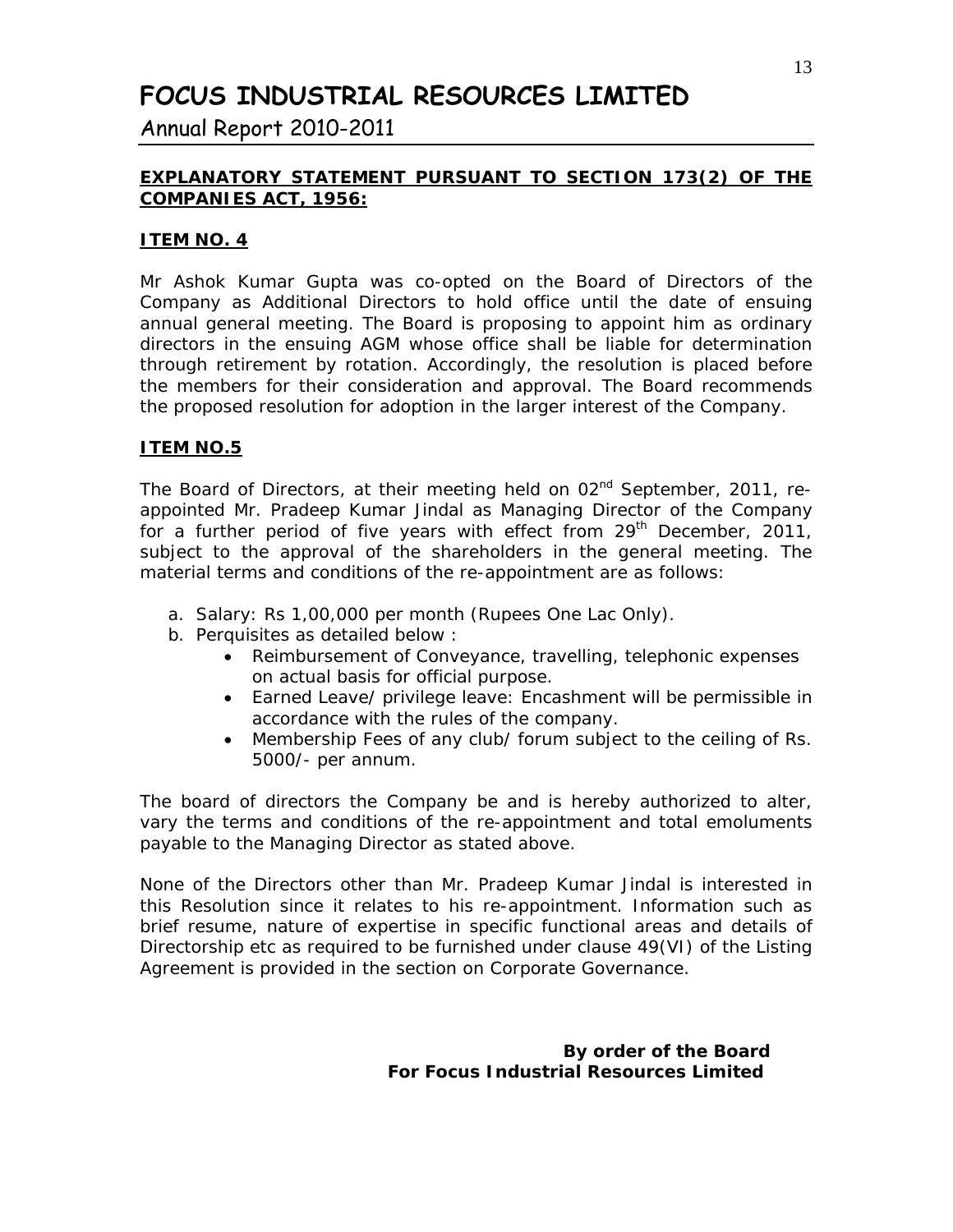**EXPLANATORY STATEMENT PURSUANT TO SECTION 173(2) OF THE COMPANIES ACT, 1956:**

**ITEM NO. 4**

Mr Ashok Kumar Gupta was co-opted on the Board of Directors of the Company as Additional Directors to hold office until the date of ensuing annual general meeting. The Board is proposing to appoint him as ordinary directors in the ensuing AGM whose office shall be liable for determination through retirement by rotation. Accordingly, the resolution is placed before the members for their consideration and approval. The Board recommends the proposed resolution for adoption in the larger interest of the Company.

**ITEM NO.5**

The Board of Directors, at their meeting held on 02nd September, 2011, re-appointed Mr. Pradeep Kumar Jindal as Managing Director of the Company for a further period of five years with effect from 29th December, 2011, subject to the approval of the shareholders in the general meeting. The material terms and conditions of the re-appointment are as follows:

a. Salary: Rs 1,00,000 per month (Rupees One Lac Only).
b. Perquisites as detailed below :
   - Reimbursement of Conveyance, travelling, telephonic expenses on actual basis for official purpose.
   - Earned Leave/ privilege leave: Encashment will be permissible in accordance with the rules of the company.
   - Membership Fees of any club/ forum subject to the ceiling of Rs. 5000/- per annum.

The board of directors the Company be and is hereby authorized to alter, vary the terms and conditions of the re-appointment and total emoluments payable to the Managing Director as stated above.

None of the Directors other than Mr. Pradeep Kumar Jindal is interested in this Resolution since it relates to his re-appointment. Information such as brief resume, nature of expertise in specific functional areas and details of Directorship etc as required to be furnished under clause 49(VI) of the Listing Agreement is provided in the section on Corporate Governance.

**By order of the Board**
**For Focus Industrial Resources Limited**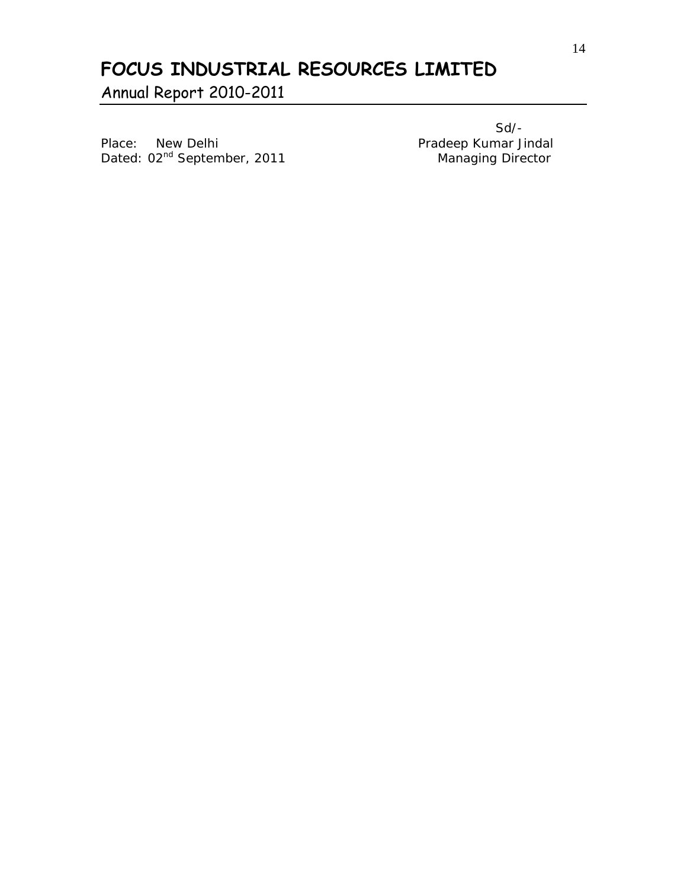Sd/-

Place: New Delhi

Dated: 02nd September, 2011

Pradeep Kumar Jindal

Managing Director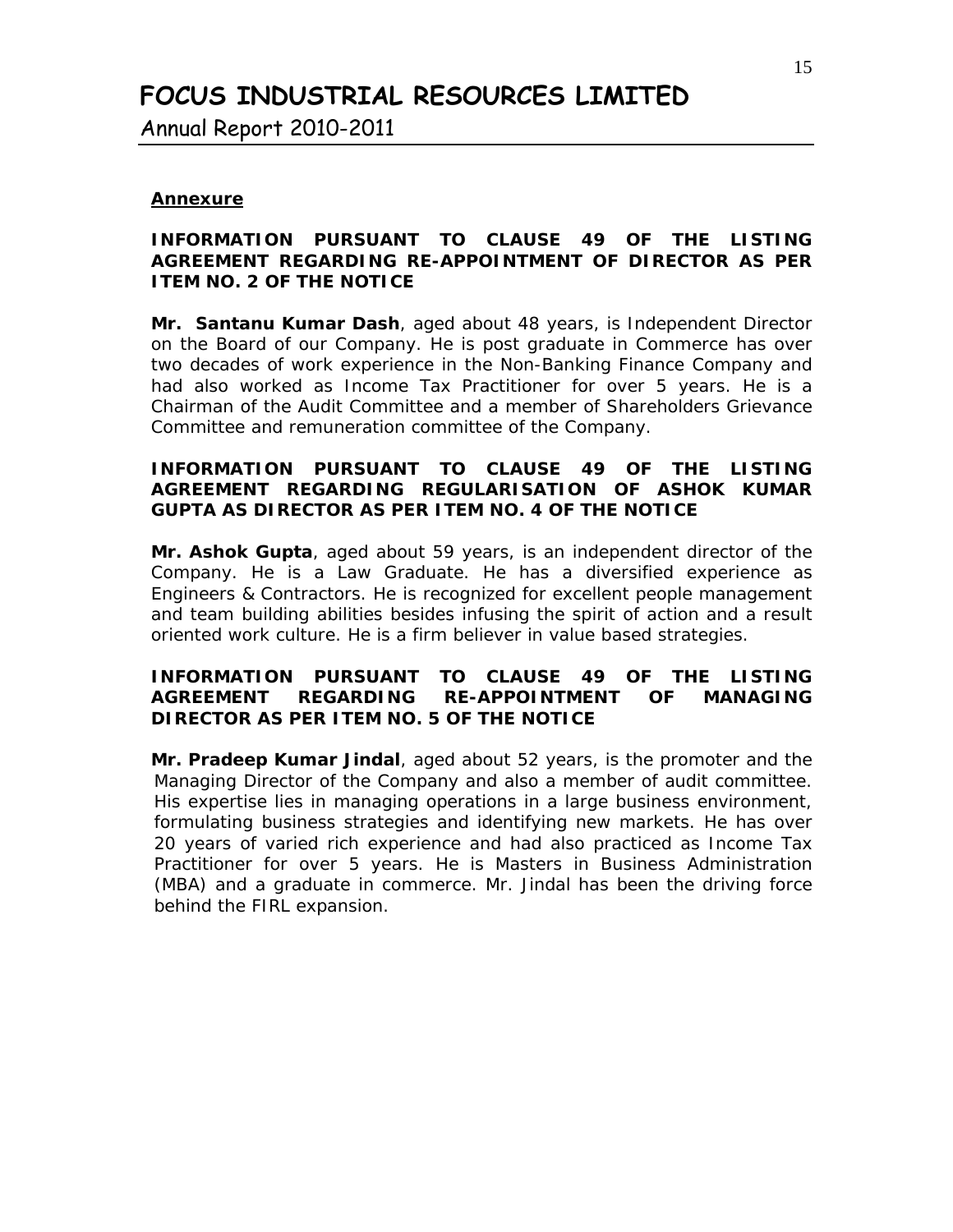## Annexure

**INFORMATION PURSUANT TO CLAUSE 49 OF THE LISTING AGREEMENT REGARDING RE-APPOINTMENT OF DIRECTOR AS PER ITEM NO. 2 OF THE NOTICE**

**Mr. Santanu Kumar Dash**, aged about 48 years, is Independent Director on the Board of our Company. He is post graduate in Commerce has over two decades of work experience in the Non-Banking Finance Company and had also worked as Income Tax Practitioner for over 5 years. He is a Chairman of the Audit Committee and a member of Shareholders Grievance Committee and remuneration committee of the Company.

**INFORMATION PURSUANT TO CLAUSE 49 OF THE LISTING AGREEMENT REGARDING REGULARISATION OF ASHOK KUMAR GUPTA AS DIRECTOR AS PER ITEM NO. 4 OF THE NOTICE**

**Mr. Ashok Gupta**, aged about 59 years, is an independent director of the Company. He is a Law Graduate. He has a diversified experience as Engineers & Contractors. He is recognized for excellent people management and team building abilities besides infusing the spirit of action and a result oriented work culture. He is a firm believer in value based strategies.

**INFORMATION PURSUANT TO CLAUSE 49 OF THE LISTING AGREEMENT REGARDING RE-APPOINTMENT OF MANAGING DIRECTOR AS PER ITEM NO. 5 OF THE NOTICE**

**Mr. Pradeep Kumar Jindal**, aged about 52 years, is the promoter and the Managing Director of the Company and also a member of audit committee. His expertise lies in managing operations in a large business environment, formulating business strategies and identifying new markets. He has over 20 years of varied rich experience and had also practiced as Income Tax Practitioner for over 5 years. He is Masters in Business Administration (MBA) and a graduate in commerce. Mr. Jindal has been the driving force behind the FIRL expansion.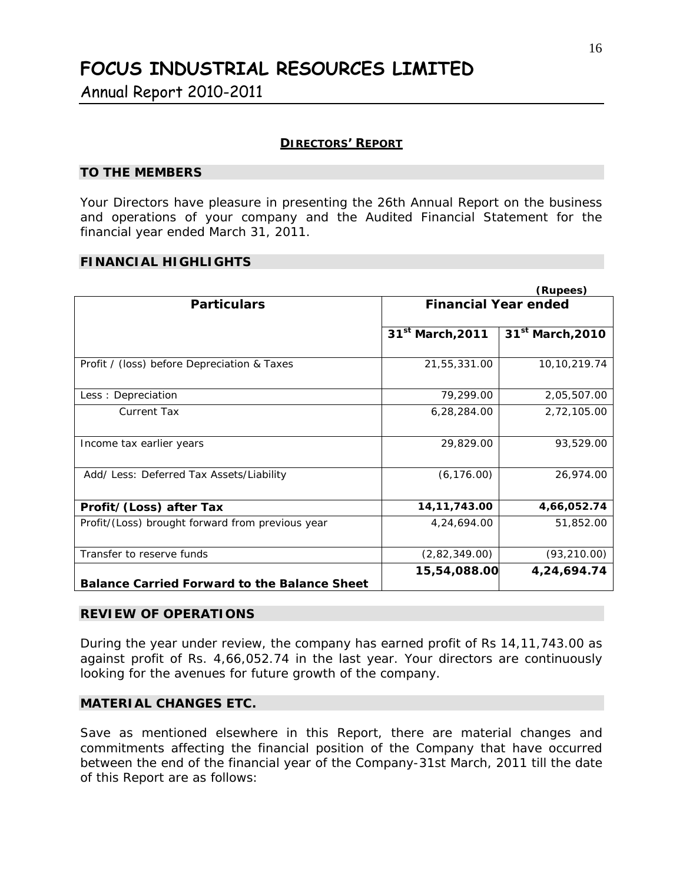# FOCUS INDUSTRIAL RESOURCES LIMITED

Annual Report 2010-2011

## DIRECTORS' REPORT

### TO THE MEMBERS

Your Directors have pleasure in presenting the 26th Annual Report on the business and operations of your company and the Audited Financial Statement for the financial year ended March 31, 2011.

### FINANCIAL HIGHLIGHTS

(Rupees)

| Particulars | Financial Year ended | |
|---|---|---|
| | 31st March,2011 | 31st March,2010 |
| Profit / (loss) before Depreciation & Taxes | 21,55,331.00 | 10,10,219.74 |
| Less : Depreciation | 79,299.00 | 2,05,507.00 |
| Current Tax | 6,28,284.00 | 2,72,105.00 |
| Income tax earlier years | 29,829.00 | 93,529.00 |
| Add/ Less: Deferred Tax Assets/Liability | (6,176.00) | 26,974.00 |
| **Profit/(Loss) after Tax** | **14,11,743.00** | **4,66,052.74** |
| Profit/(Loss) brought forward from previous year | 4,24,694.00 | 51,852.00 |
| Transfer to reserve funds | (2,82,349.00) | (93,210.00) |
| **Balance Carried Forward to the Balance Sheet** | **15,54,088.00** | **4,24,694.74** |

### REVIEW OF OPERATIONS

During the year under review, the company has earned profit of Rs 14,11,743.00 as against profit of Rs. 4,66,052.74 in the last year. Your directors are continuously looking for the avenues for future growth of the company.

### MATERIAL CHANGES ETC.

Save as mentioned elsewhere in this Report, there are material changes and commitments affecting the financial position of the Company that have occurred between the end of the financial year of the Company-31st March, 2011 till the date of this Report are as follows: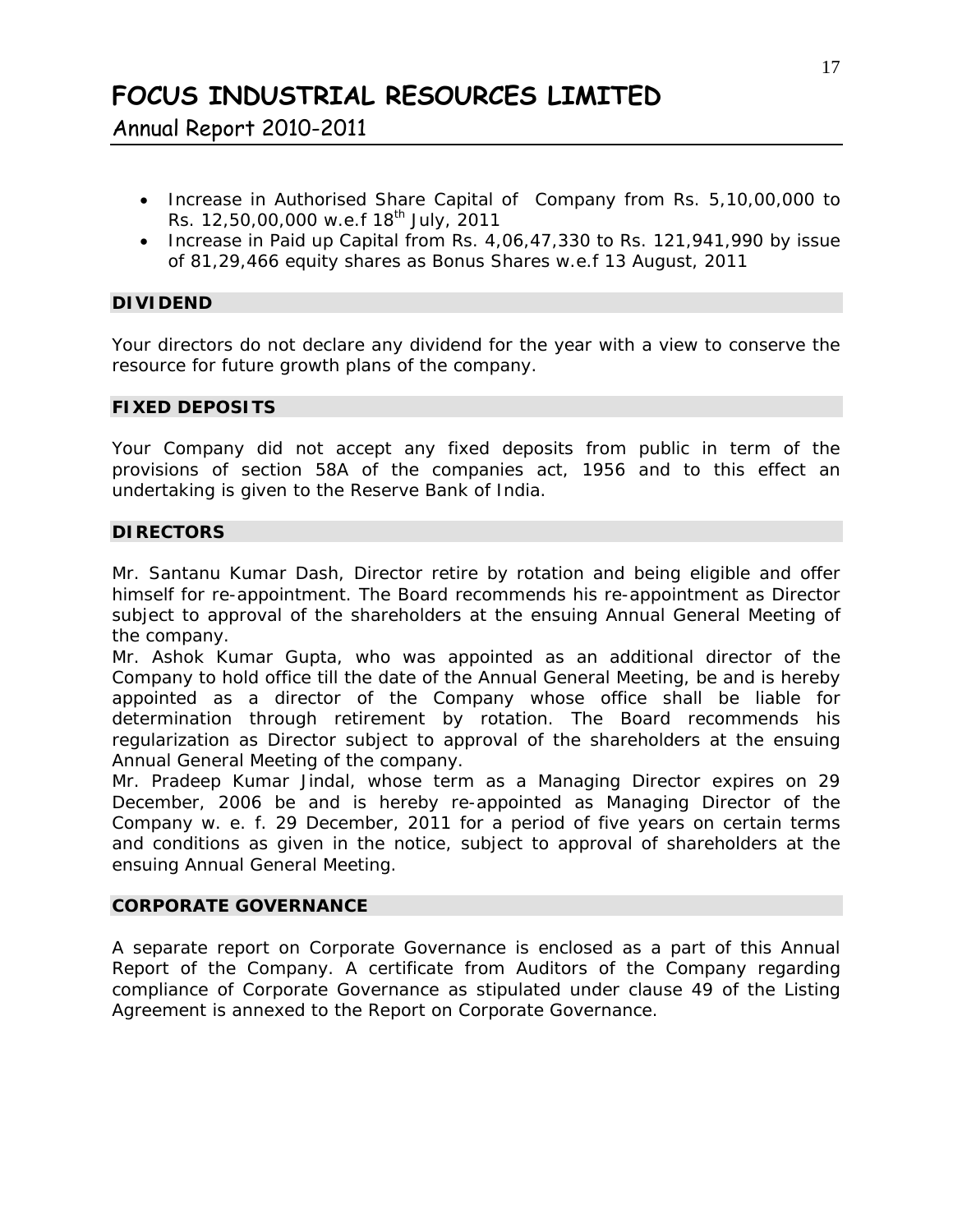- Increase in Authorised Share Capital of Company from Rs. 5,10,00,000 to Rs. 12,50,00,000 w.e.f 18th July, 2011
- Increase in Paid up Capital from Rs. 4,06,47,330 to Rs. 121,941,990 by issue of 81,29,466 equity shares as Bonus Shares w.e.f 13 August, 2011

## DIVIDEND

Your directors do not declare any dividend for the year with a view to conserve the resource for future growth plans of the company.

## FIXED DEPOSITS

Your Company did not accept any fixed deposits from public in term of the provisions of section 58A of the companies act, 1956 and to this effect an undertaking is given to the Reserve Bank of India.

## DIRECTORS

Mr. Santanu Kumar Dash, Director retire by rotation and being eligible and offer himself for re-appointment. The Board recommends his re-appointment as Director subject to approval of the shareholders at the ensuing Annual General Meeting of the company.

Mr. Ashok Kumar Gupta, who was appointed as an additional director of the Company to hold office till the date of the Annual General Meeting, be and is hereby appointed as a director of the Company whose office shall be liable for determination through retirement by rotation. The Board recommends his regularization as Director subject to approval of the shareholders at the ensuing Annual General Meeting of the company.

Mr. Pradeep Kumar Jindal, whose term as a Managing Director expires on 29 December, 2006 be and is hereby re-appointed as Managing Director of the Company w. e. f. 29 December, 2011 for a period of five years on certain terms and conditions as given in the notice, subject to approval of shareholders at the ensuing Annual General Meeting.

## CORPORATE GOVERNANCE

A separate report on Corporate Governance is enclosed as a part of this Annual Report of the Company. A certificate from Auditors of the Company regarding compliance of Corporate Governance as stipulated under clause 49 of the Listing Agreement is annexed to the Report on Corporate Governance.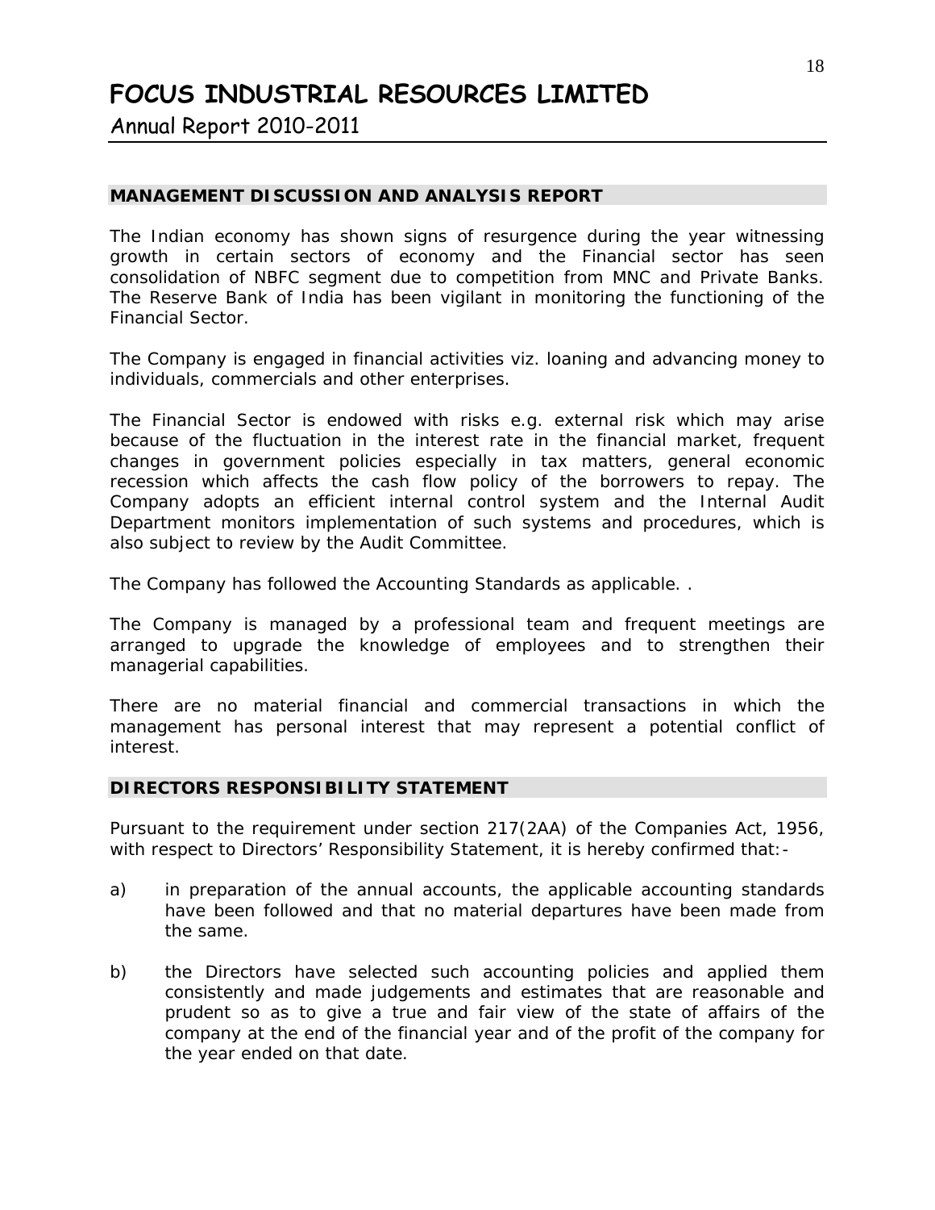## MANAGEMENT DISCUSSION AND ANALYSIS REPORT

The Indian economy has shown signs of resurgence during the year witnessing growth in certain sectors of economy and the Financial sector has seen consolidation of NBFC segment due to competition from MNC and Private Banks. The Reserve Bank of India has been vigilant in monitoring the functioning of the Financial Sector.

The Company is engaged in financial activities viz. loaning and advancing money to individuals, commercials and other enterprises.

The Financial Sector is endowed with risks e.g. external risk which may arise because of the fluctuation in the interest rate in the financial market, frequent changes in government policies especially in tax matters, general economic recession which affects the cash flow policy of the borrowers to repay. The Company adopts an efficient internal control system and the Internal Audit Department monitors implementation of such systems and procedures, which is also subject to review by the Audit Committee.

The Company has followed the Accounting Standards as applicable. .

The Company is managed by a professional team and frequent meetings are arranged to upgrade the knowledge of employees and to strengthen their managerial capabilities.

There are no material financial and commercial transactions in which the management has personal interest that may represent a potential conflict of interest.

## DIRECTORS RESPONSIBILITY STATEMENT

Pursuant to the requirement under section 217(2AA) of the Companies Act, 1956, with respect to Directors' Responsibility Statement, it is hereby confirmed that:-

a) in preparation of the annual accounts, the applicable accounting standards have been followed and that no material departures have been made from the same.

b) the Directors have selected such accounting policies and applied them consistently and made judgements and estimates that are reasonable and prudent so as to give a true and fair view of the state of affairs of the company at the end of the financial year and of the profit of the company for the year ended on that date.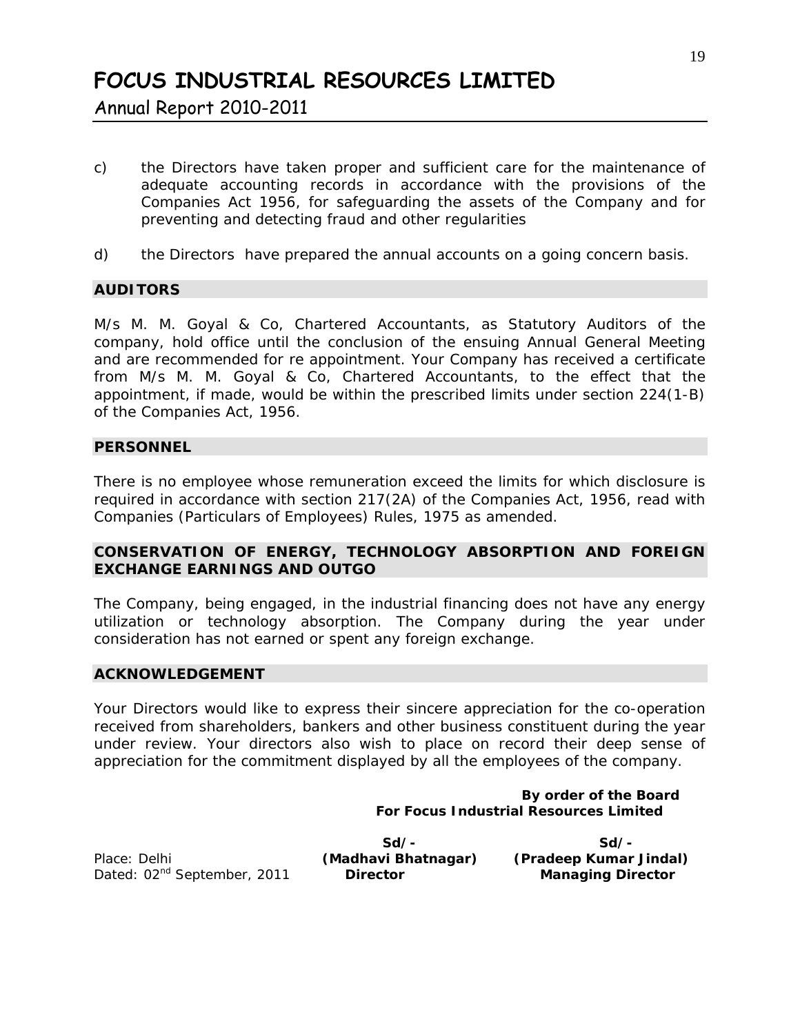c) the Directors have taken proper and sufficient care for the maintenance of adequate accounting records in accordance with the provisions of the Companies Act 1956, for safeguarding the assets of the Company and for preventing and detecting fraud and other regularities

d) the Directors have prepared the annual accounts on a going concern basis.

## AUDITORS

M/s M. M. Goyal & Co, Chartered Accountants, as Statutory Auditors of the company, hold office until the conclusion of the ensuing Annual General Meeting and are recommended for re appointment. Your Company has received a certificate from M/s M. M. Goyal & Co, Chartered Accountants, to the effect that the appointment, if made, would be within the prescribed limits under section 224(1-B) of the Companies Act, 1956.

## PERSONNEL

There is no employee whose remuneration exceed the limits for which disclosure is required in accordance with section 217(2A) of the Companies Act, 1956, read with Companies (Particulars of Employees) Rules, 1975 as amended.

## CONSERVATION OF ENERGY, TECHNOLOGY ABSORPTION AND FOREIGN EXCHANGE EARNINGS AND OUTGO

The Company, being engaged, in the industrial financing does not have any energy utilization or technology absorption. The Company during the year under consideration has not earned or spent any foreign exchange.

## ACKNOWLEDGEMENT

Your Directors would like to express their sincere appreciation for the co-operation received from shareholders, bankers and other business constituent during the year under review. Your directors also wish to place on record their deep sense of appreciation for the commitment displayed by all the employees of the company.

**By order of the Board**
**For Focus Industrial Resources Limited**

| | **Sd/-** | **Sd/-** |
|---|---|---|
| Place: Delhi | **(Madhavi Bhatnagar)** | **(Pradeep Kumar Jindal)** |
| Dated: 02nd September, 2011 | **Director** | **Managing Director** |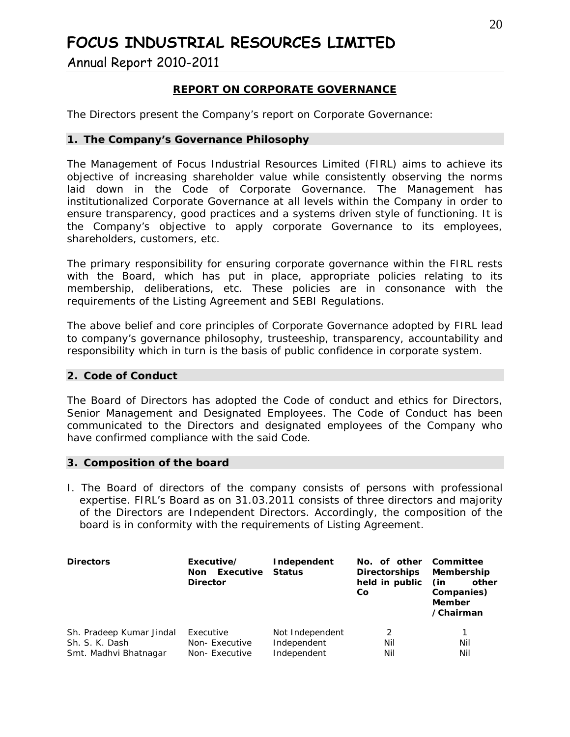# FOCUS INDUSTRIAL RESOURCES LIMITED

Annual Report 2010-2011

## REPORT ON CORPORATE GOVERNANCE

The Directors present the Company's report on Corporate Governance:

### 1. The Company's Governance Philosophy

The Management of Focus Industrial Resources Limited (FIRL) aims to achieve its objective of increasing shareholder value while consistently observing the norms laid down in the Code of Corporate Governance. The Management has institutionalized Corporate Governance at all levels within the Company in order to ensure transparency, good practices and a systems driven style of functioning. It is the Company's objective to apply corporate Governance to its employees, shareholders, customers, etc.

The primary responsibility for ensuring corporate governance within the FIRL rests with the Board, which has put in place, appropriate policies relating to its membership, deliberations, etc. These policies are in consonance with the requirements of the Listing Agreement and SEBI Regulations.

The above belief and core principles of Corporate Governance adopted by FIRL lead to company's governance philosophy, trusteeship, transparency, accountability and responsibility which in turn is the basis of public confidence in corporate system.

### 2. Code of Conduct

The Board of Directors has adopted the Code of conduct and ethics for Directors, Senior Management and Designated Employees. The Code of Conduct has been communicated to the Directors and designated employees of the Company who have confirmed compliance with the said Code.

### 3. Composition of the board

I. The Board of directors of the company consists of persons with professional expertise. FIRL's Board as on 31.03.2011 consists of three directors and majority of the Directors are Independent Directors. Accordingly, the composition of the board is in conformity with the requirements of Listing Agreement.

| Directors | Executive/ Non Executive Director | Independent Status | No. of other Directorships held in public Co | Committee Membership (in other Companies) Member /Chairman |
|---|---|---|---|---|
| Sh. Pradeep Kumar Jindal | Executive | Not Independent | 2 | 1 |
| Sh. S. K. Dash | Non- Executive | Independent | Nil | Nil |
| Smt. Madhvi Bhatnagar | Non- Executive | Independent | Nil | Nil |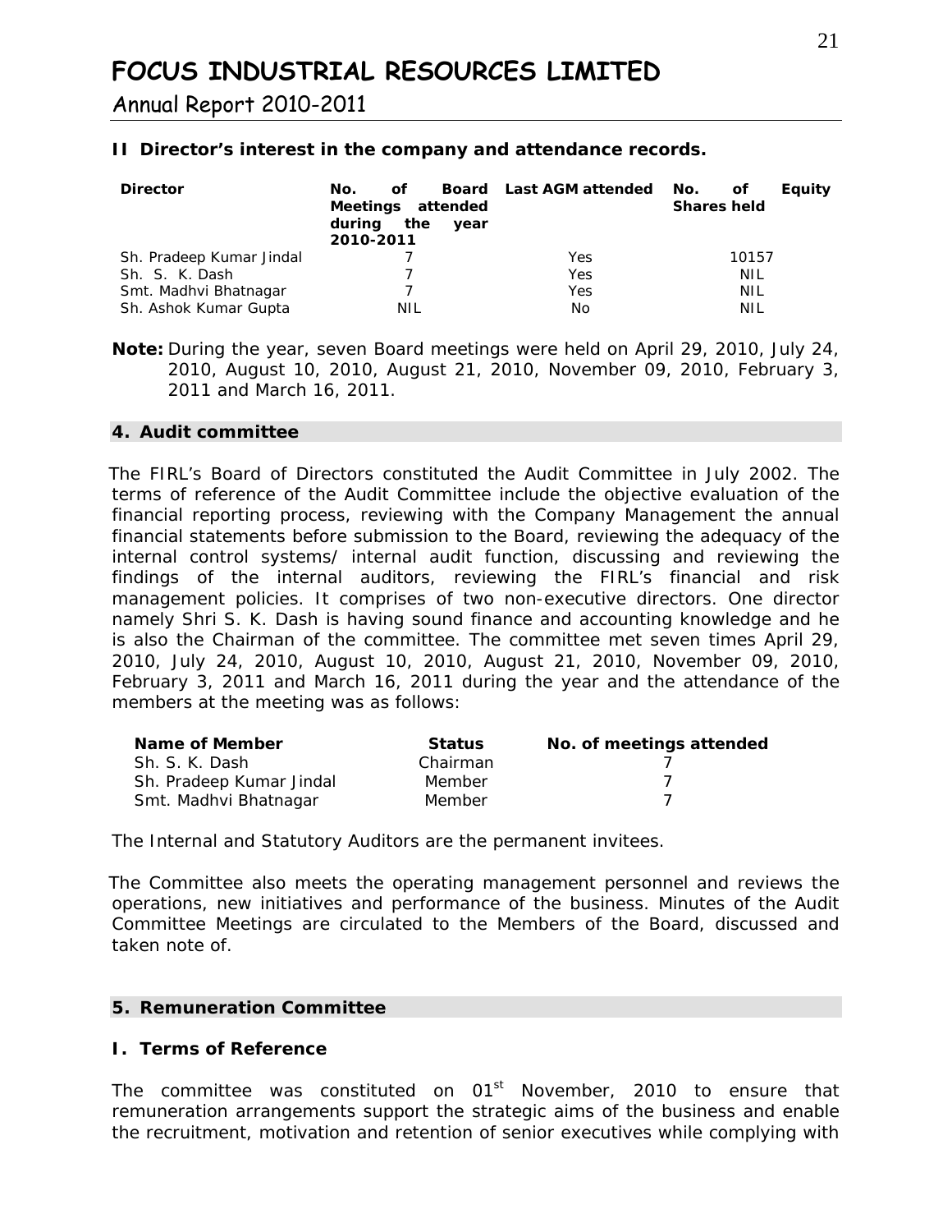**II Director's interest in the company and attendance records.**

| Director | No. of Board Meetings attended during the year 2010-2011 | Last AGM attended | No. of Equity Shares held |
|---|---|---|---|
| Sh. Pradeep Kumar Jindal | 7 | Yes | 10157 |
| Sh. S. K. Dash | 7 | Yes | NIL |
| Smt. Madhvi Bhatnagar | 7 | Yes | NIL |
| Sh. Ashok Kumar Gupta | NIL | No | NIL |

**Note:** During the year, seven Board meetings were held on April 29, 2010, July 24, 2010, August 10, 2010, August 21, 2010, November 09, 2010, February 3, 2011 and March 16, 2011.

## 4. Audit committee

The FIRL's Board of Directors constituted the Audit Committee in July 2002. The terms of reference of the Audit Committee include the objective evaluation of the financial reporting process, reviewing with the Company Management the annual financial statements before submission to the Board, reviewing the adequacy of the internal control systems/ internal audit function, discussing and reviewing the findings of the internal auditors, reviewing the FIRL's financial and risk management policies. It comprises of two non-executive directors. One director namely Shri S. K. Dash is having sound finance and accounting knowledge and he is also the Chairman of the committee. The committee met seven times April 29, 2010, July 24, 2010, August 10, 2010, August 21, 2010, November 09, 2010, February 3, 2011 and March 16, 2011 during the year and the attendance of the members at the meeting was as follows:

| Name of Member | Status | No. of meetings attended |
|---|---|---|
| Sh. S. K. Dash | Chairman | 7 |
| Sh. Pradeep Kumar Jindal | Member | 7 |
| Smt. Madhvi Bhatnagar | Member | 7 |

The Internal and Statutory Auditors are the permanent invitees.

The Committee also meets the operating management personnel and reviews the operations, new initiatives and performance of the business. Minutes of the Audit Committee Meetings are circulated to the Members of the Board, discussed and taken note of.

## 5. Remuneration Committee

**I. Terms of Reference**

The committee was constituted on 01st November, 2010 to ensure that remuneration arrangements support the strategic aims of the business and enable the recruitment, motivation and retention of senior executives while complying with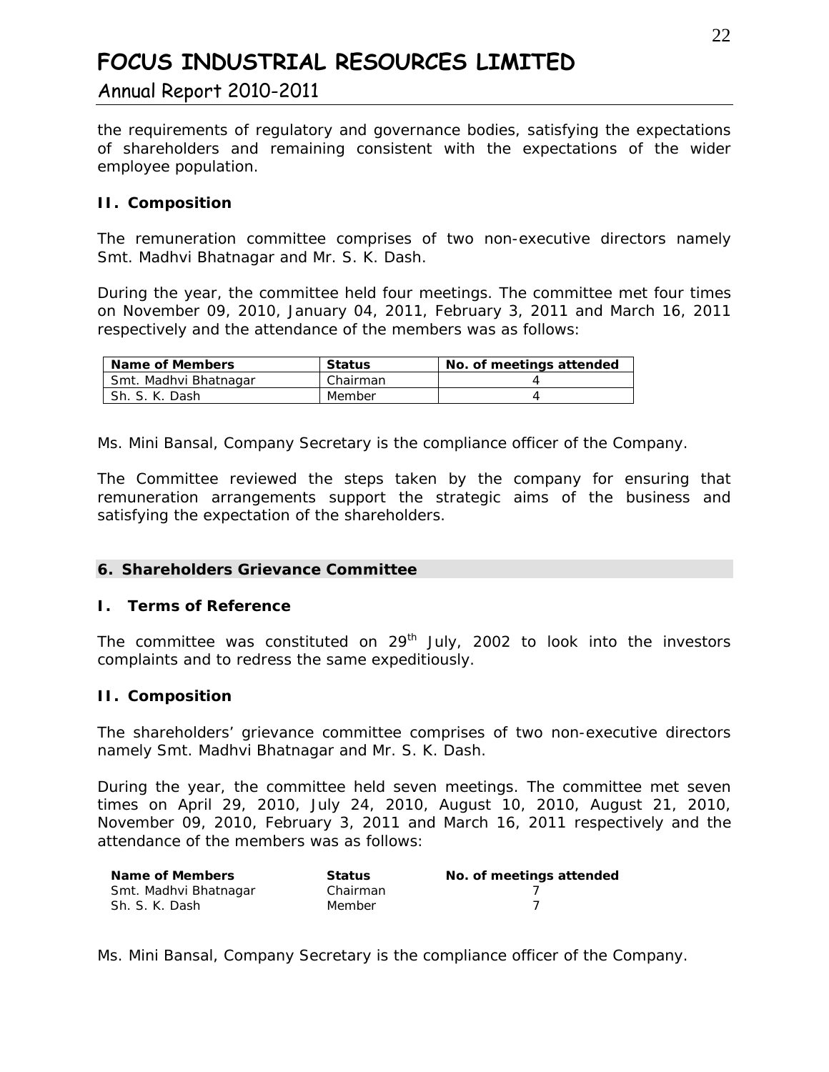the requirements of regulatory and governance bodies, satisfying the expectations of shareholders and remaining consistent with the expectations of the wider employee population.

**II. Composition**

The remuneration committee comprises of two non-executive directors namely Smt. Madhvi Bhatnagar and Mr. S. K. Dash.

During the year, the committee held four meetings. The committee met four times on November 09, 2010, January 04, 2011, February 3, 2011 and March 16, 2011 respectively and the attendance of the members was as follows:

| Name of Members | Status | No. of meetings attended |
|---|---|---|
| Smt. Madhvi Bhatnagar | Chairman | 4 |
| Sh. S. K. Dash | Member | 4 |

Ms. Mini Bansal, Company Secretary is the compliance officer of the Company.

The Committee reviewed the steps taken by the company for ensuring that remuneration arrangements support the strategic aims of the business and satisfying the expectation of the shareholders.

## 6. Shareholders Grievance Committee

**I. Terms of Reference**

The committee was constituted on 29th July, 2002 to look into the investors complaints and to redress the same expeditiously.

**II. Composition**

The shareholders' grievance committee comprises of two non-executive directors namely Smt. Madhvi Bhatnagar and Mr. S. K. Dash.

During the year, the committee held seven meetings. The committee met seven times on April 29, 2010, July 24, 2010, August 10, 2010, August 21, 2010, November 09, 2010, February 3, 2011 and March 16, 2011 respectively and the attendance of the members was as follows:

| Name of Members | Status | No. of meetings attended |
|---|---|---|
| Smt. Madhvi Bhatnagar | Chairman | 7 |
| Sh. S. K. Dash | Member | 7 |

Ms. Mini Bansal, Company Secretary is the compliance officer of the Company.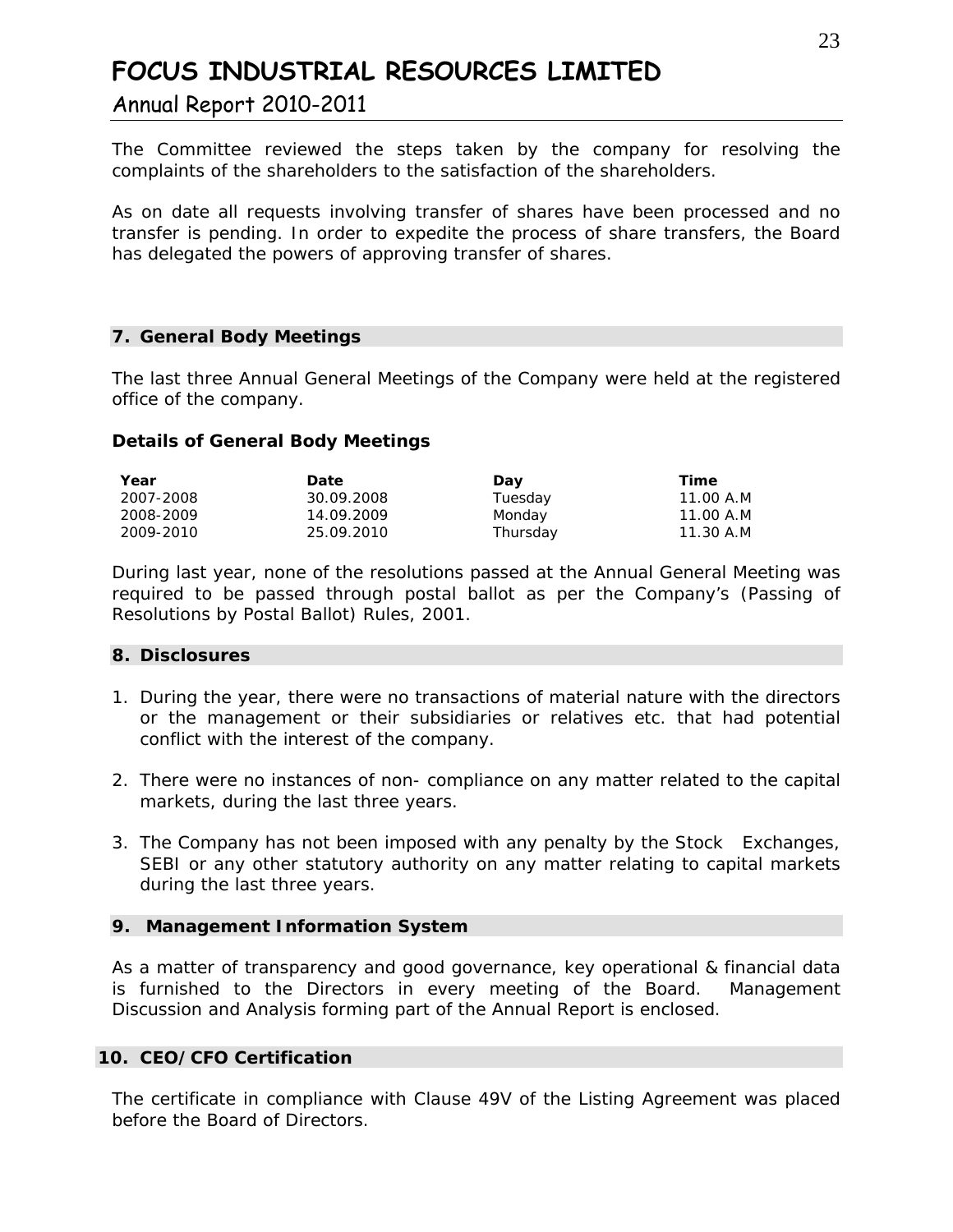The Committee reviewed the steps taken by the company for resolving the complaints of the shareholders to the satisfaction of the shareholders.

As on date all requests involving transfer of shares have been processed and no transfer is pending. In order to expedite the process of share transfers, the Board has delegated the powers of approving transfer of shares.

## 7. General Body Meetings

The last three Annual General Meetings of the Company were held at the registered office of the company.

### Details of General Body Meetings

| Year | Date | Day | Time |
|---|---|---|---|
| 2007-2008 | 30.09.2008 | Tuesday | 11.00 A.M |
| 2008-2009 | 14.09.2009 | Monday | 11.00 A.M |
| 2009-2010 | 25.09.2010 | Thursday | 11.30 A.M |

During last year, none of the resolutions passed at the Annual General Meeting was required to be passed through postal ballot as per the Company's (Passing of Resolutions by Postal Ballot) Rules, 2001.

## 8. Disclosures

1. During the year, there were no transactions of material nature with the directors or the management or their subsidiaries or relatives etc. that had potential conflict with the interest of the company.

2. There were no instances of non- compliance on any matter related to the capital markets, during the last three years.

3. The Company has not been imposed with any penalty by the Stock Exchanges, SEBI or any other statutory authority on any matter relating to capital markets during the last three years.

## 9. Management Information System

As a matter of transparency and good governance, key operational & financial data is furnished to the Directors in every meeting of the Board. Management Discussion and Analysis forming part of the Annual Report is enclosed.

## 10. CEO/CFO Certification

The certificate in compliance with Clause 49V of the Listing Agreement was placed before the Board of Directors.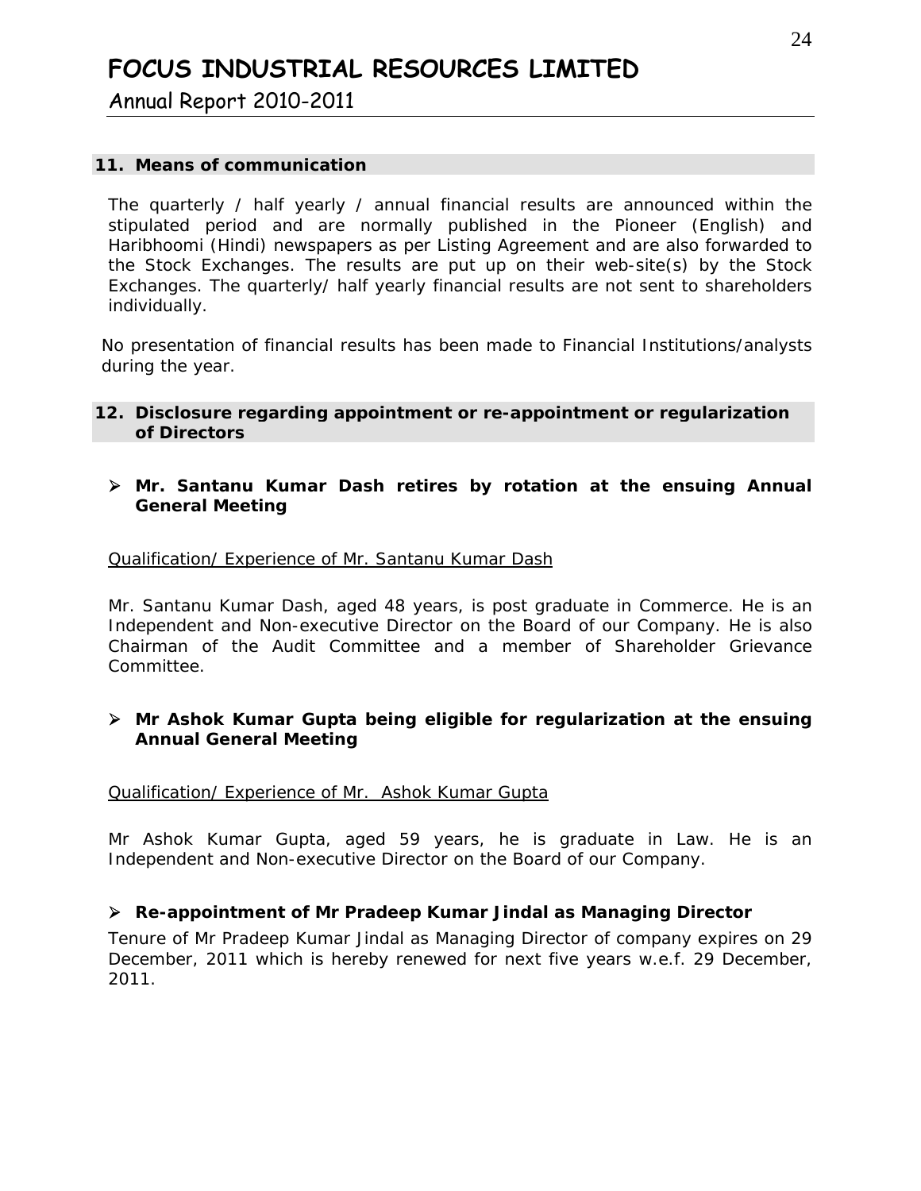## 11. Means of communication

The quarterly / half yearly / annual financial results are announced within the stipulated period and are normally published in the Pioneer (English) and Haribhoomi (Hindi) newspapers as per Listing Agreement and are also forwarded to the Stock Exchanges. The results are put up on their web-site(s) by the Stock Exchanges. The quarterly/ half yearly financial results are not sent to shareholders individually.

No presentation of financial results has been made to Financial Institutions/analysts during the year.

## 12. Disclosure regarding appointment or re-appointment or regularization of Directors

- **Mr. Santanu Kumar Dash retires by rotation at the ensuing Annual General Meeting**

<u>Qualification/ Experience of Mr. Santanu Kumar Dash</u>

Mr. Santanu Kumar Dash, aged 48 years, is post graduate in Commerce. He is an Independent and Non-executive Director on the Board of our Company. He is also Chairman of the Audit Committee and a member of Shareholder Grievance Committee.

- **Mr Ashok Kumar Gupta being eligible for regularization at the ensuing Annual General Meeting**

<u>Qualification/ Experience of Mr. Ashok Kumar Gupta</u>

Mr Ashok Kumar Gupta, aged 59 years, he is graduate in Law. He is an Independent and Non-executive Director on the Board of our Company.

- **Re-appointment of Mr Pradeep Kumar Jindal as Managing Director**

Tenure of Mr Pradeep Kumar Jindal as Managing Director of company expires on 29 December, 2011 which is hereby renewed for next five years w.e.f. 29 December, 2011.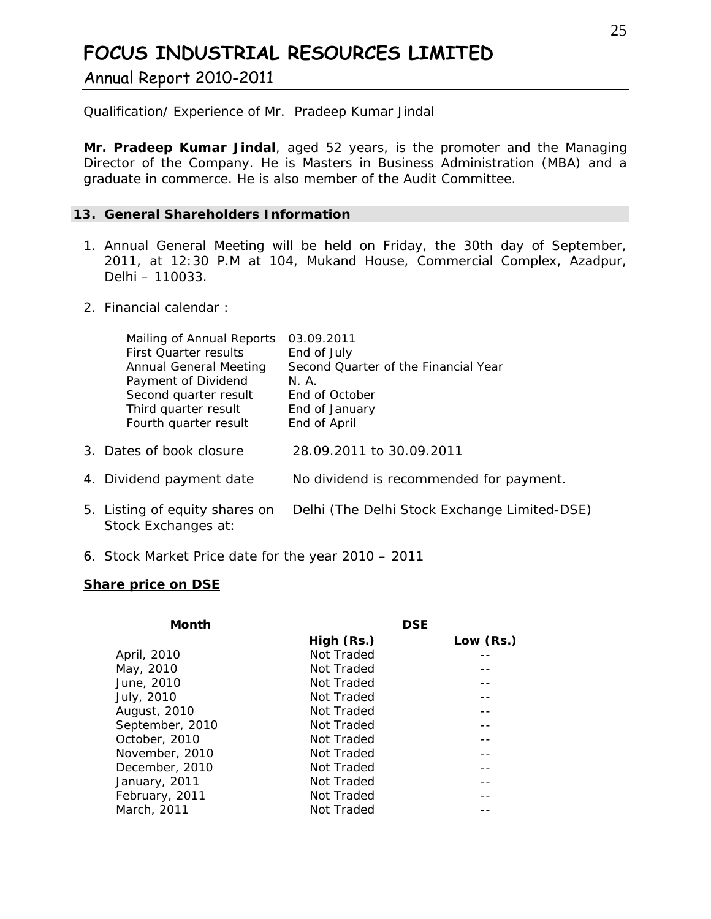Qualification/ Experience of Mr. Pradeep Kumar Jindal

**Mr. Pradeep Kumar Jindal**, aged 52 years, is the promoter and the Managing Director of the Company. He is Masters in Business Administration (MBA) and a graduate in commerce. He is also member of the Audit Committee.

## 13. General Shareholders Information

1. Annual General Meeting will be held on Friday, the 30th day of September, 2011, at 12:30 P.M at 104, Mukand House, Commercial Complex, Azadpur, Delhi – 110033.

2. Financial calendar :

| | |
|---|---|
| Mailing of Annual Reports | 03.09.2011 |
| First Quarter results | End of July |
| Annual General Meeting | Second Quarter of the Financial Year |
| Payment of Dividend | N. A. |
| Second quarter result | End of October |
| Third quarter result | End of January |
| Fourth quarter result | End of April |

3. Dates of book closure — 28.09.2011 to 30.09.2011

4. Dividend payment date — No dividend is recommended for payment.

5. Listing of equity shares on Stock Exchanges at: — Delhi (The Delhi Stock Exchange Limited-DSE)

6. Stock Market Price date for the year 2010 – 2011

**Share price on DSE**

| Month | DSE | |
|---|---|---|
| | High (Rs.) | Low (Rs.) |
| April, 2010 | Not Traded | -- |
| May, 2010 | Not Traded | -- |
| June, 2010 | Not Traded | -- |
| July, 2010 | Not Traded | -- |
| August, 2010 | Not Traded | -- |
| September, 2010 | Not Traded | -- |
| October, 2010 | Not Traded | -- |
| November, 2010 | Not Traded | -- |
| December, 2010 | Not Traded | -- |
| January, 2011 | Not Traded | -- |
| February, 2011 | Not Traded | -- |
| March, 2011 | Not Traded | -- |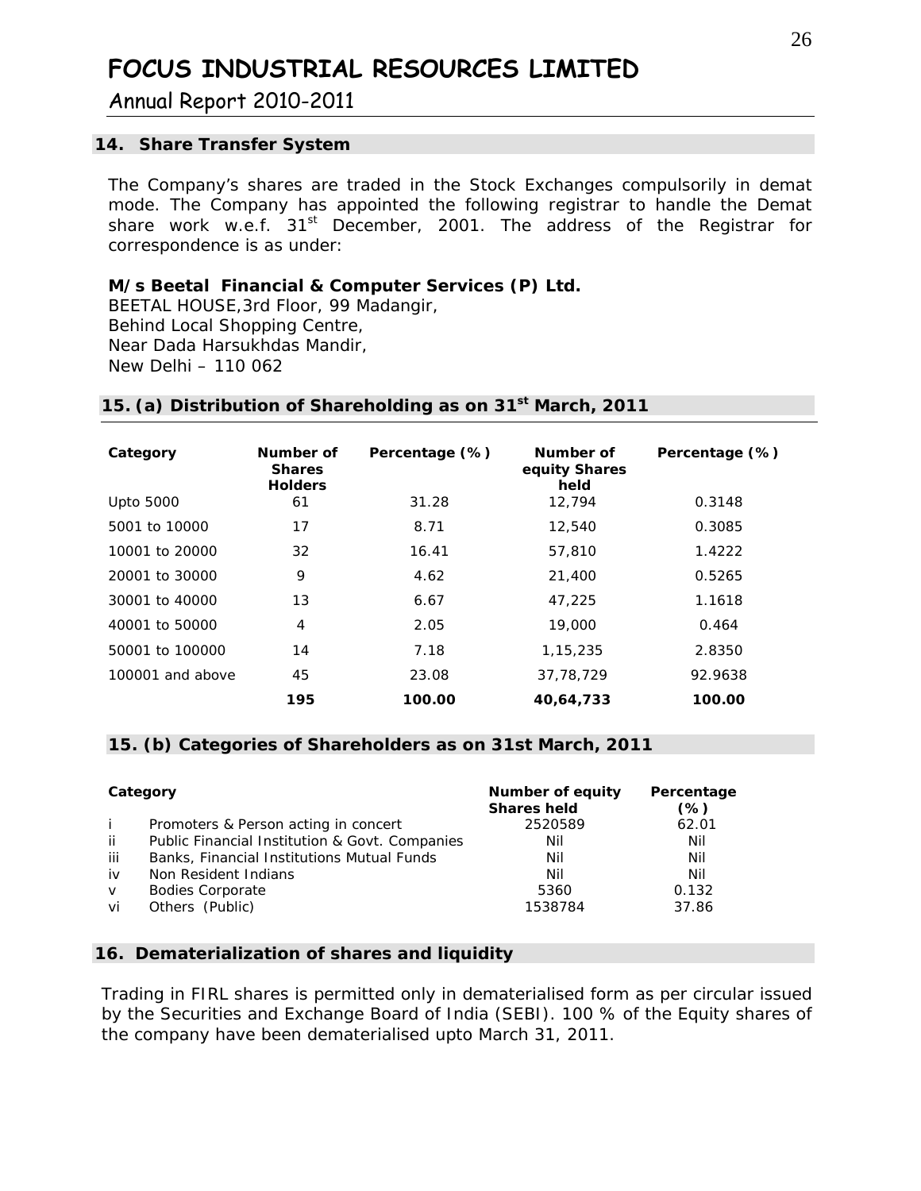## 14. Share Transfer System

The Company's shares are traded in the Stock Exchanges compulsorily in demat mode. The Company has appointed the following registrar to handle the Demat share work w.e.f. 31st December, 2001. The address of the Registrar for correspondence is as under:

**M/s Beetal Financial & Computer Services (P) Ltd.**
BEETAL HOUSE,3rd Floor, 99 Madangir,
Behind Local Shopping Centre,
Near Dada Harsukhdas Mandir,
New Delhi – 110 062

## 15. (a) Distribution of Shareholding as on 31st March, 2011

| Category | Number of Shares Holders | Percentage (%) | Number of equity Shares held | Percentage (%) |
|---|---|---|---|---|
| Upto 5000 | 61 | 31.28 | 12,794 | 0.3148 |
| 5001 to 10000 | 17 | 8.71 | 12,540 | 0.3085 |
| 10001 to 20000 | 32 | 16.41 | 57,810 | 1.4222 |
| 20001 to 30000 | 9 | 4.62 | 21,400 | 0.5265 |
| 30001 to 40000 | 13 | 6.67 | 47,225 | 1.1618 |
| 40001 to 50000 | 4 | 2.05 | 19,000 | 0.464 |
| 50001 to 100000 | 14 | 7.18 | 1,15,235 | 2.8350 |
| 100001 and above | 45 | 23.08 | 37,78,729 | 92.9638 |
| | **195** | **100.00** | **40,64,733** | **100.00** |

## 15. (b) Categories of Shareholders as on 31st March, 2011

| | Category | Number of equity Shares held | Percentage (%) |
|---|---|---|---|
| i | Promoters & Person acting in concert | 2520589 | 62.01 |
| ii | Public Financial Institution & Govt. Companies | Nil | Nil |
| iii | Banks, Financial Institutions Mutual Funds | Nil | Nil |
| iv | Non Resident Indians | Nil | Nil |
| v | Bodies Corporate | 5360 | 0.132 |
| vi | Others (Public) | 1538784 | 37.86 |

## 16. Dematerialization of shares and liquidity

Trading in FIRL shares is permitted only in dematerialised form as per circular issued by the Securities and Exchange Board of India (SEBI). 100 % of the Equity shares of the company have been dematerialised upto March 31, 2011.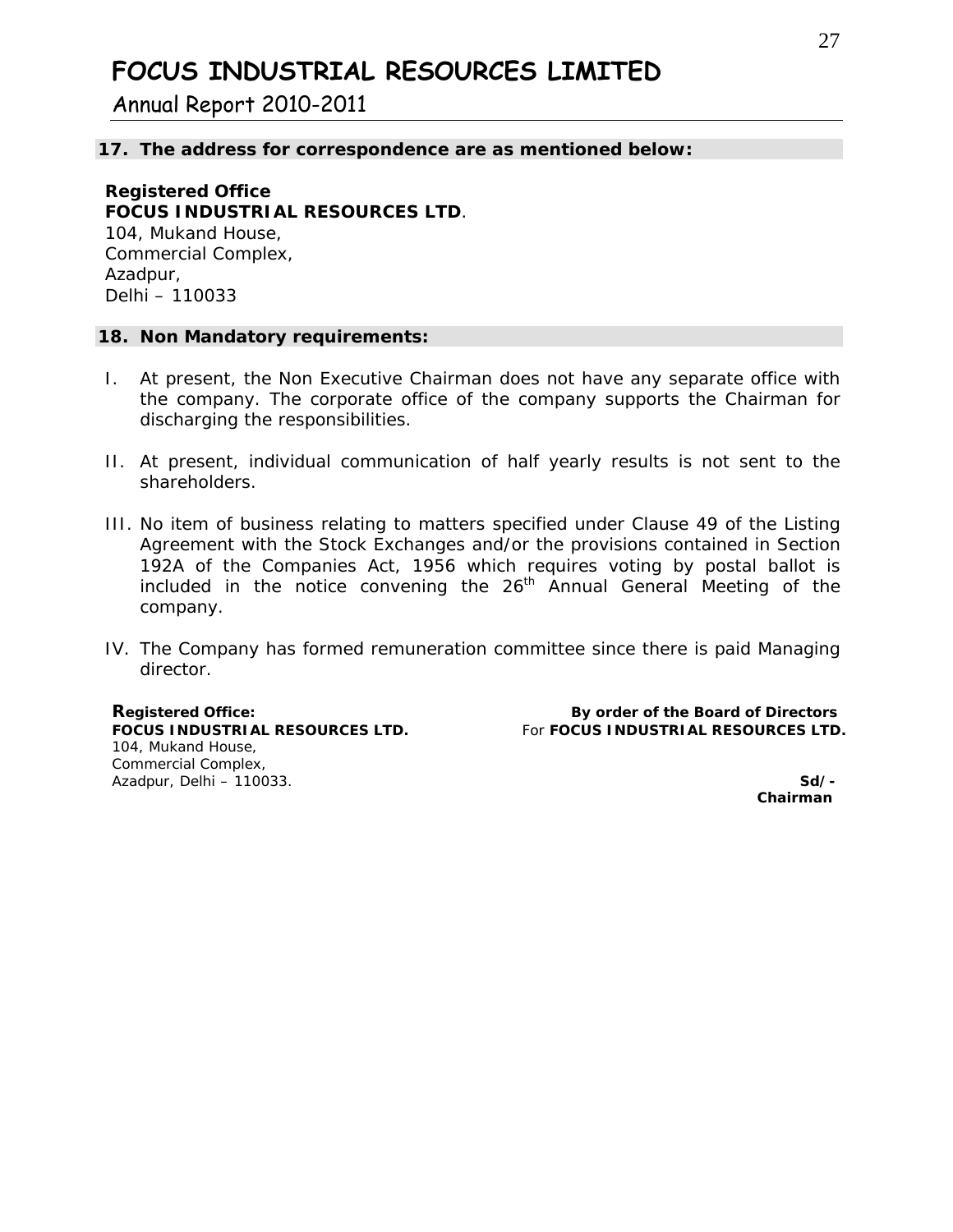**17. The address for correspondence are as mentioned below:**

**Registered Office**
**FOCUS INDUSTRIAL RESOURCES LTD**.
104, Mukand House,
Commercial Complex,
Azadpur,
Delhi – 110033

**18. Non Mandatory requirements:**

I. At present, the Non Executive Chairman does not have any separate office with the company. The corporate office of the company supports the Chairman for discharging the responsibilities.

II. At present, individual communication of half yearly results is not sent to the shareholders.

III. No item of business relating to matters specified under Clause 49 of the Listing Agreement with the Stock Exchanges and/or the provisions contained in Section 192A of the Companies Act, 1956 which requires voting by postal ballot is included in the notice convening the 26th Annual General Meeting of the company.

IV. The Company has formed remuneration committee since there is paid Managing director.

**Registered Office:**
**FOCUS INDUSTRIAL RESOURCES LTD.**
104, Mukand House,
Commercial Complex,
Azadpur, Delhi – 110033.

**By order of the Board of Directors**
For **FOCUS INDUSTRIAL RESOURCES LTD.**

**Sd/-**
**Chairman**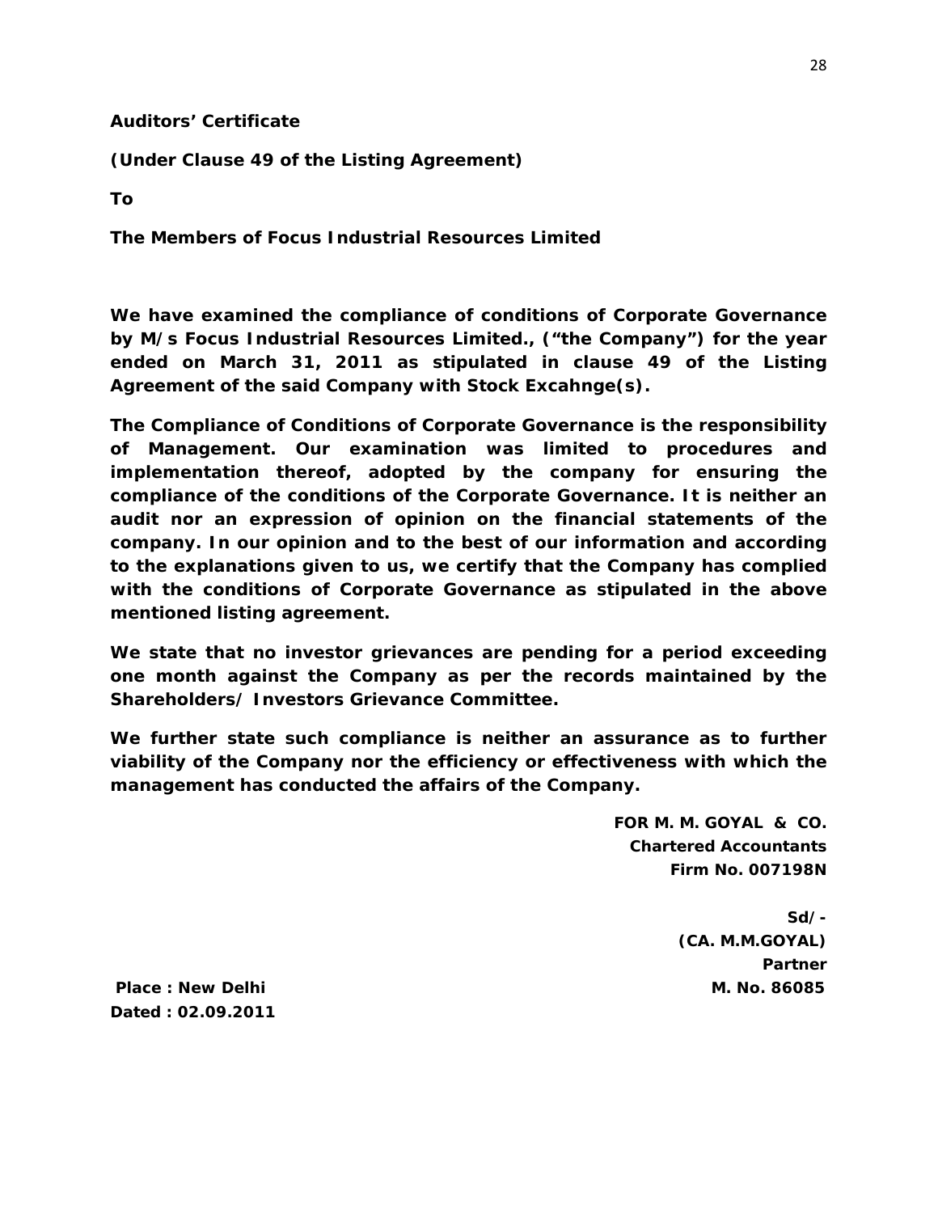**Auditors' Certificate**

**(Under Clause 49 of the Listing Agreement)**

**To**

**The Members of Focus Industrial Resources Limited**

**We have examined the compliance of conditions of Corporate Governance by M/s Focus Industrial Resources Limited., ("the Company") for the year ended on March 31, 2011 as stipulated in clause 49 of the Listing Agreement of the said Company with Stock Excahnge(s).**

**The Compliance of Conditions of Corporate Governance is the responsibility of Management. Our examination was limited to procedures and implementation thereof, adopted by the company for ensuring the compliance of the conditions of the Corporate Governance. It is neither an audit nor an expression of opinion on the financial statements of the company. In our opinion and to the best of our information and according to the explanations given to us, we certify that the Company has complied with the conditions of Corporate Governance as stipulated in the above mentioned listing agreement.**

**We state that no investor grievances are pending for a period exceeding one month against the Company as per the records maintained by the Shareholders/ Investors Grievance Committee.**

**We further state such compliance is neither an assurance as to further viability of the Company nor the efficiency or effectiveness with which the management has conducted the affairs of the Company.**

**FOR M. M. GOYAL & CO.**
**Chartered Accountants**
**Firm No. 007198N**

**Sd/-**
**(CA. M.M.GOYAL)**
**Partner**
**M. No. 86085**

**Place : New Delhi**
**Dated : 02.09.2011**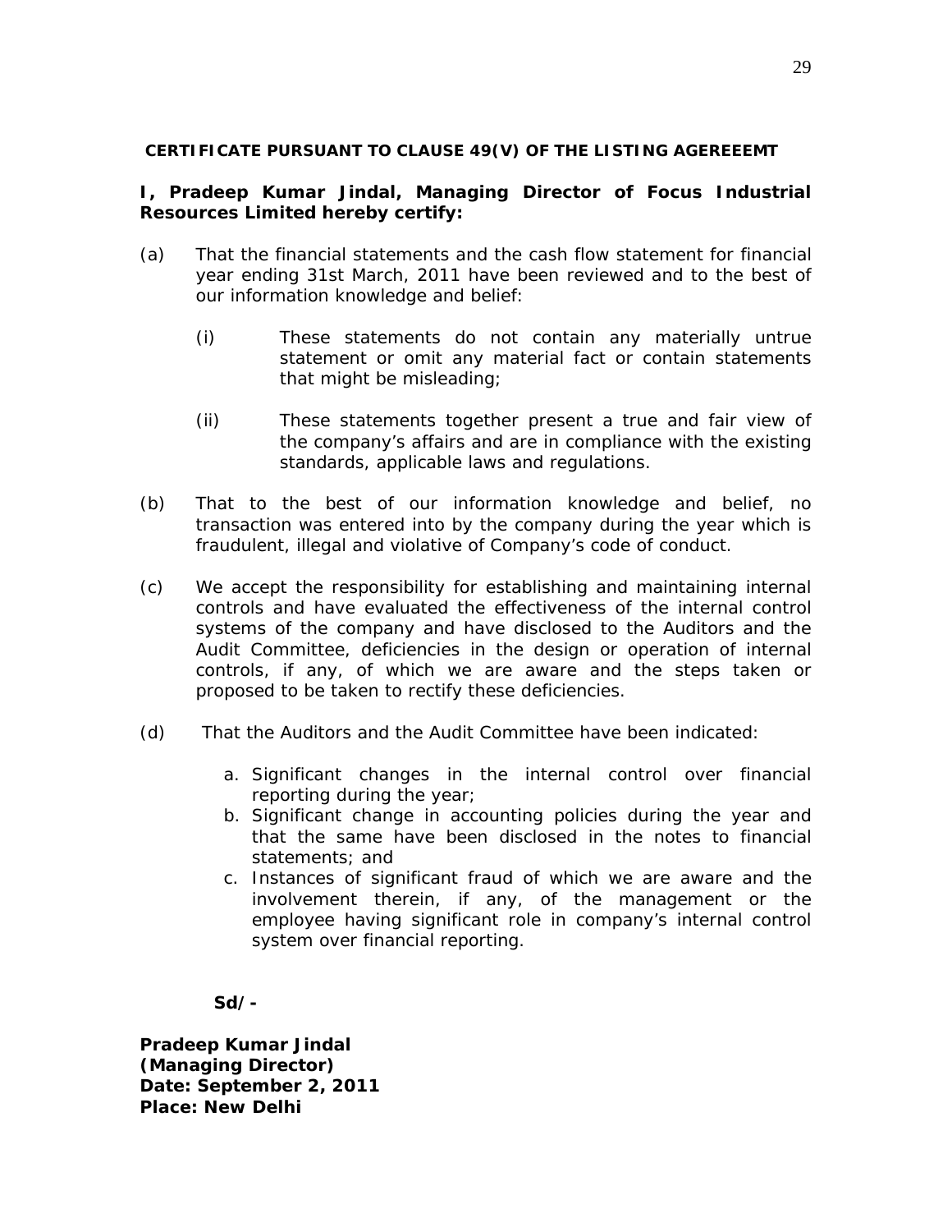**CERTIFICATE PURSUANT TO CLAUSE 49(V) OF THE LISTING AGEREEEMT**

**I, Pradeep Kumar Jindal, Managing Director of Focus Industrial Resources Limited hereby certify:**

(a) That the financial statements and the cash flow statement for financial year ending 31st March, 2011 have been reviewed and to the best of our information knowledge and belief:

  (i) These statements do not contain any materially untrue statement or omit any material fact or contain statements that might be misleading;

  (ii) These statements together present a true and fair view of the company's affairs and are in compliance with the existing standards, applicable laws and regulations.

(b) That to the best of our information knowledge and belief, no transaction was entered into by the company during the year which is fraudulent, illegal and violative of Company's code of conduct.

(c) We accept the responsibility for establishing and maintaining internal controls and have evaluated the effectiveness of the internal control systems of the company and have disclosed to the Auditors and the Audit Committee, deficiencies in the design or operation of internal controls, if any, of which we are aware and the steps taken or proposed to be taken to rectify these deficiencies.

(d) That the Auditors and the Audit Committee have been indicated:

  a. Significant changes in the internal control over financial reporting during the year;
  b. Significant change in accounting policies during the year and that the same have been disclosed in the notes to financial statements; and
  c. Instances of significant fraud of which we are aware and the involvement therein, if any, of the management or the employee having significant role in company's internal control system over financial reporting.

**Sd/-**

**Pradeep Kumar Jindal**
**(Managing Director)**
**Date: September 2, 2011**
**Place: New Delhi**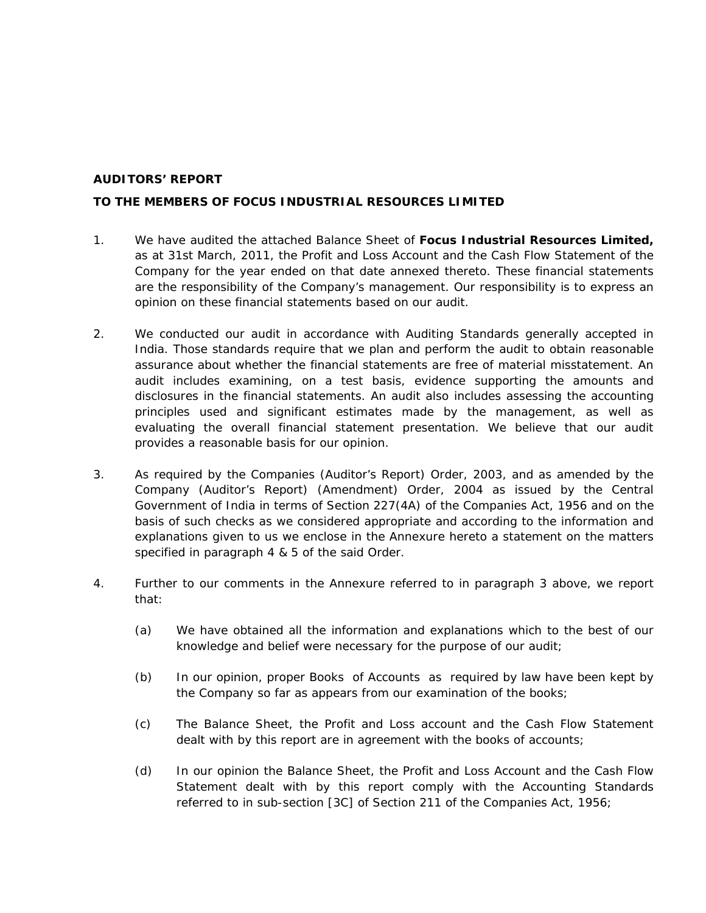**AUDITORS' REPORT**

**TO THE MEMBERS OF FOCUS INDUSTRIAL RESOURCES LIMITED**

1. We have audited the attached Balance Sheet of **Focus Industrial Resources Limited,** as at 31st March, 2011, the Profit and Loss Account and the Cash Flow Statement of the Company for the year ended on that date annexed thereto. These financial statements are the responsibility of the Company's management. Our responsibility is to express an opinion on these financial statements based on our audit.

2. We conducted our audit in accordance with Auditing Standards generally accepted in India. Those standards require that we plan and perform the audit to obtain reasonable assurance about whether the financial statements are free of material misstatement. An audit includes examining, on a test basis, evidence supporting the amounts and disclosures in the financial statements. An audit also includes assessing the accounting principles used and significant estimates made by the management, as well as evaluating the overall financial statement presentation. We believe that our audit provides a reasonable basis for our opinion.

3. As required by the Companies (Auditor's Report) Order, 2003, and as amended by the Company (Auditor's Report) (Amendment) Order, 2004 as issued by the Central Government of India in terms of Section 227(4A) of the Companies Act, 1956 and on the basis of such checks as we considered appropriate and according to the information and explanations given to us we enclose in the Annexure hereto a statement on the matters specified in paragraph 4 & 5 of the said Order.

4. Further to our comments in the Annexure referred to in paragraph 3 above, we report that:

   (a) We have obtained all the information and explanations which to the best of our knowledge and belief were necessary for the purpose of our audit;

   (b) In our opinion, proper Books of Accounts as required by law have been kept by the Company so far as appears from our examination of the books;

   (c) The Balance Sheet, the Profit and Loss account and the Cash Flow Statement dealt with by this report are in agreement with the books of accounts;

   (d) In our opinion the Balance Sheet, the Profit and Loss Account and the Cash Flow Statement dealt with by this report comply with the Accounting Standards referred to in sub-section [3C] of Section 211 of the Companies Act, 1956;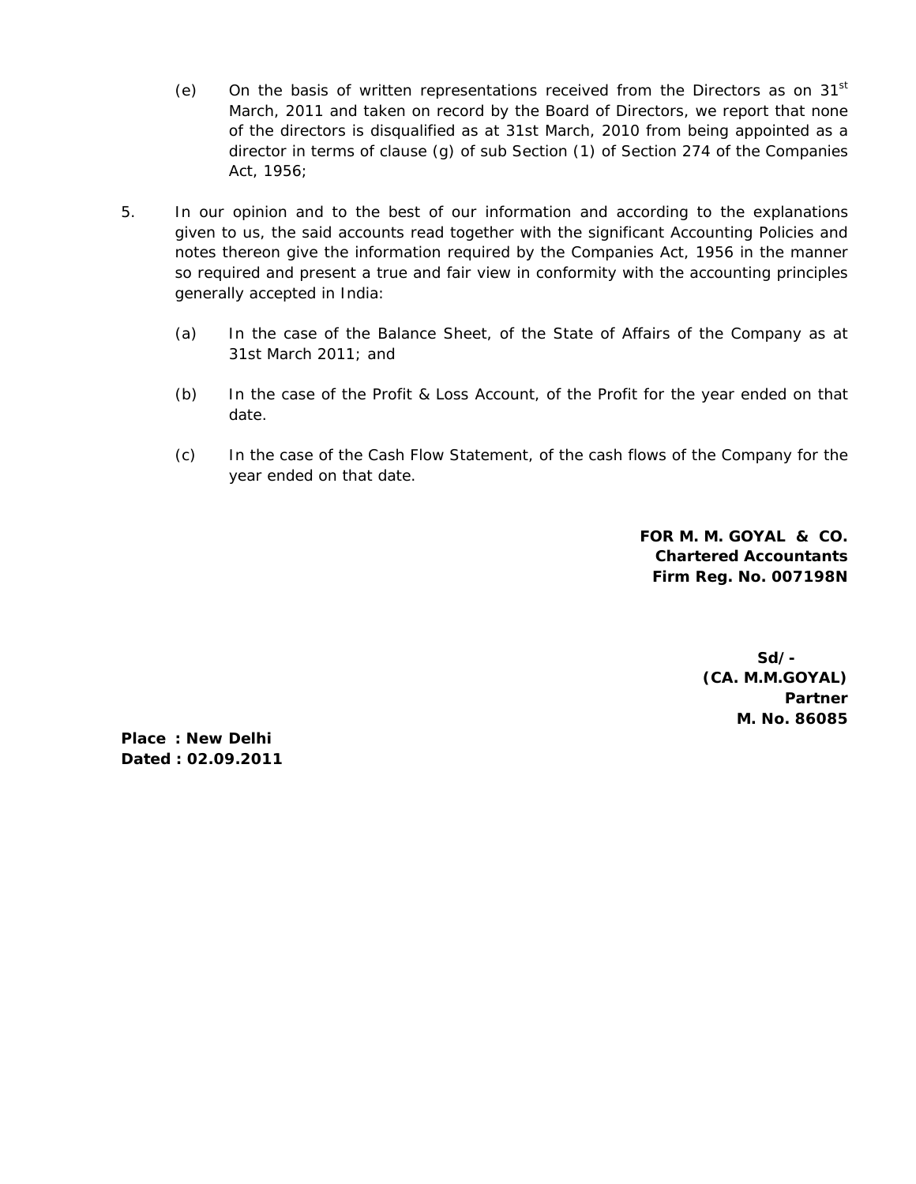(e) On the basis of written representations received from the Directors as on 31[st] March, 2011 and taken on record by the Board of Directors, we report that none of the directors is disqualified as at 31st March, 2010 from being appointed as a director in terms of clause (g) of sub Section (1) of Section 274 of the Companies Act, 1956;

5. In our opinion and to the best of our information and according to the explanations given to us, the said accounts read together with the significant Accounting Policies and notes thereon give the information required by the Companies Act, 1956 in the manner so required and present a true and fair view in conformity with the accounting principles generally accepted in India:

   (a) In the case of the Balance Sheet, of the State of Affairs of the Company as at 31st March 2011; and

   (b) In the case of the Profit & Loss Account, of the Profit for the year ended on that date.

   (c) In the case of the Cash Flow Statement, of the cash flows of the Company for the year ended on that date.

**FOR M. M. GOYAL & CO.**
**Chartered Accountants**
**Firm Reg. No. 007198N**

**Sd/-**
**(CA. M.M.GOYAL)**
**Partner**
**M. No. 86085**

**Place : New Delhi**
**Dated : 02.09.2011**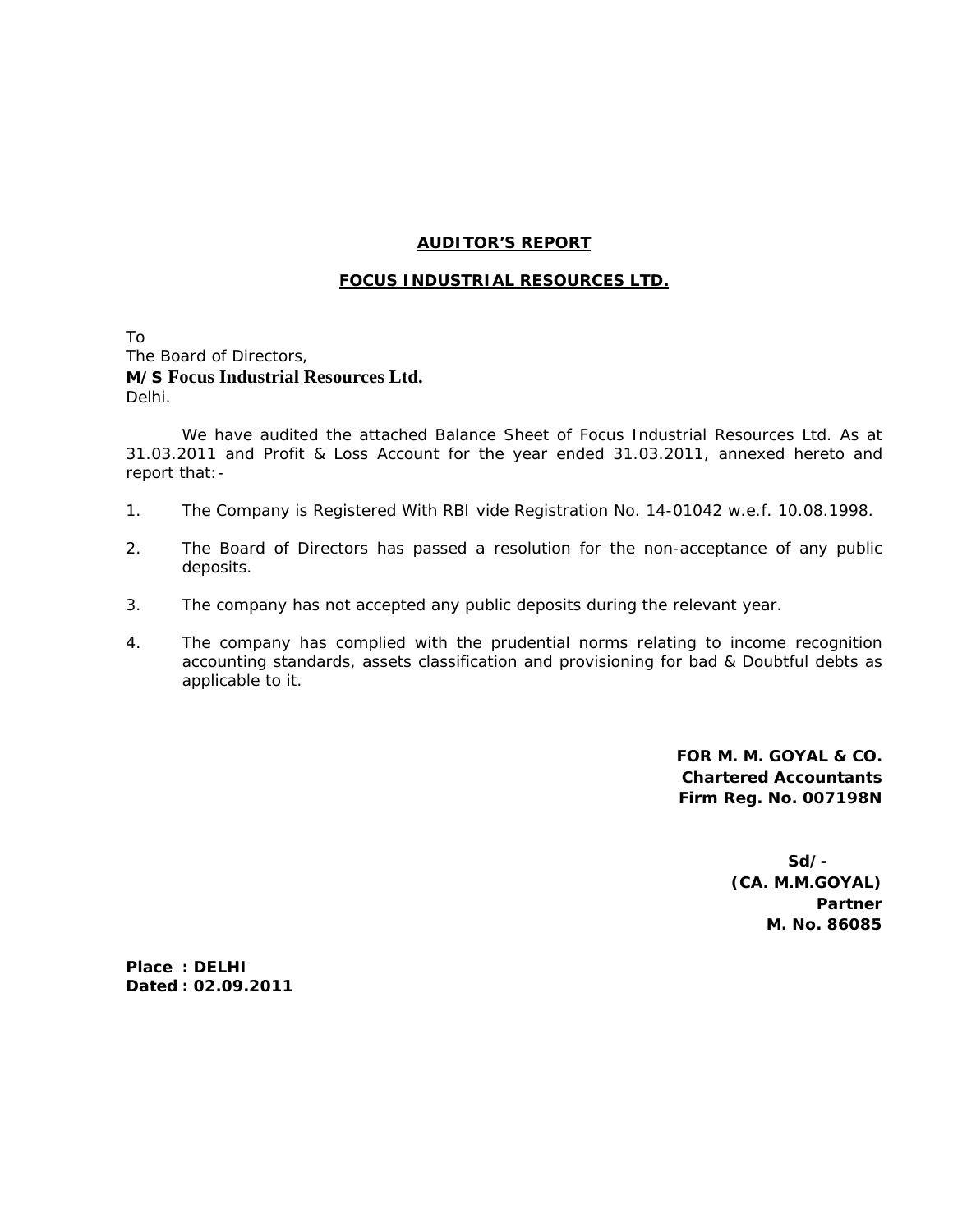## AUDITOR'S REPORT

## FOCUS INDUSTRIAL RESOURCES LTD.

To
The Board of Directors,
**M/S Focus Industrial Resources Ltd.**
Delhi.

We have audited the attached Balance Sheet of Focus Industrial Resources Ltd. As at 31.03.2011 and Profit & Loss Account for the year ended 31.03.2011, annexed hereto and report that:-

1. The Company is Registered With RBI vide Registration No. 14-01042 w.e.f. 10.08.1998.
2. The Board of Directors has passed a resolution for the non-acceptance of any public deposits.
3. The company has not accepted any public deposits during the relevant year.
4. The company has complied with the prudential norms relating to income recognition accounting standards, assets classification and provisioning for bad & Doubtful debts as applicable to it.

**FOR M. M. GOYAL & CO.**
**Chartered Accountants**
**Firm Reg. No. 007198N**

**Sd/-**
**(CA. M.M.GOYAL)**
**Partner**
**M. No. 86085**

**Place : DELHI**
**Dated : 02.09.2011**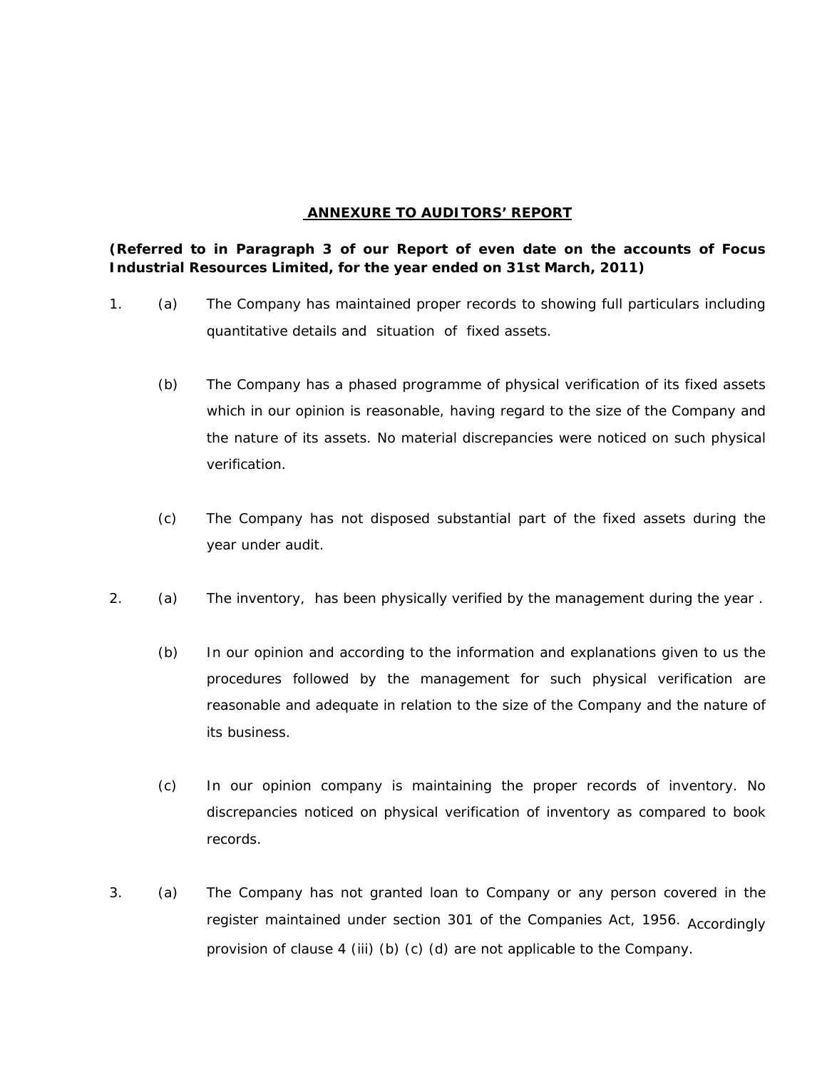## ANNEXURE TO AUDITORS' REPORT

**(Referred to in Paragraph 3 of our Report of even date on the accounts of Focus Industrial Resources Limited, for the year ended on 31st March, 2011)**

1. (a) The Company has maintained proper records to showing full particulars including quantitative details and situation of fixed assets.

   (b) The Company has a phased programme of physical verification of its fixed assets which in our opinion is reasonable, having regard to the size of the Company and the nature of its assets. No material discrepancies were noticed on such physical verification.

   (c) The Company has not disposed substantial part of the fixed assets during the year under audit.

2. (a) The inventory, has been physically verified by the management during the year .

   (b) In our opinion and according to the information and explanations given to us the procedures followed by the management for such physical verification are reasonable and adequate in relation to the size of the Company and the nature of its business.

   (c) In our opinion company is maintaining the proper records of inventory. No discrepancies noticed on physical verification of inventory as compared to book records.

3. (a) The Company has not granted loan to Company or any person covered in the register maintained under section 301 of the Companies Act, 1956. Accordingly provision of clause 4 (iii) (b) (c) (d) are not applicable to the Company.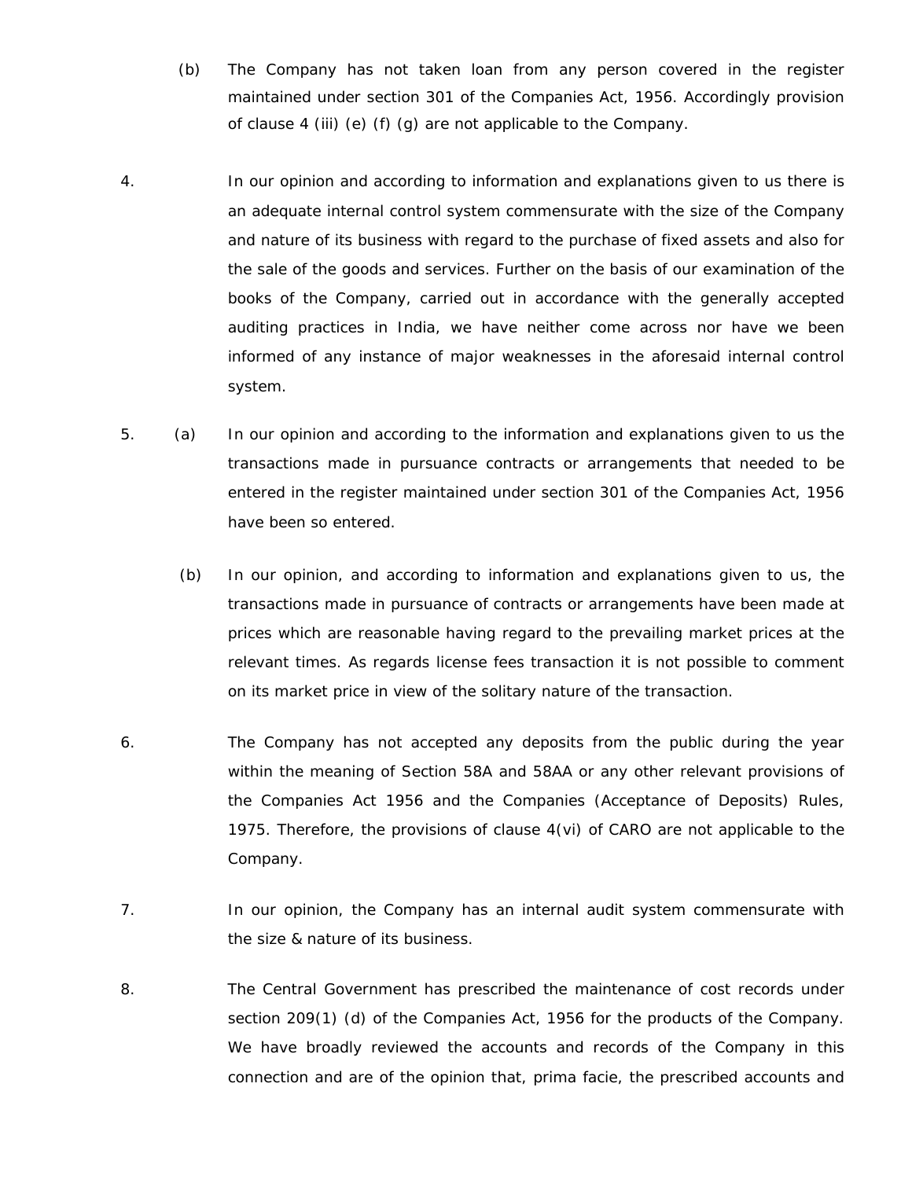(b) The Company has not taken loan from any person covered in the register maintained under section 301 of the Companies Act, 1956. Accordingly provision of clause 4 (iii) (e) (f) (g) are not applicable to the Company.

4. In our opinion and according to information and explanations given to us there is an adequate internal control system commensurate with the size of the Company and nature of its business with regard to the purchase of fixed assets and also for the sale of the goods and services. Further on the basis of our examination of the books of the Company, carried out in accordance with the generally accepted auditing practices in India, we have neither come across nor have we been informed of any instance of major weaknesses in the aforesaid internal control system.

5. (a) In our opinion and according to the information and explanations given to us the transactions made in pursuance contracts or arrangements that needed to be entered in the register maintained under section 301 of the Companies Act, 1956 have been so entered.

(b) In our opinion, and according to information and explanations given to us, the transactions made in pursuance of contracts or arrangements have been made at prices which are reasonable having regard to the prevailing market prices at the relevant times. As regards license fees transaction it is not possible to comment on its market price in view of the solitary nature of the transaction.

6. The Company has not accepted any deposits from the public during the year within the meaning of Section 58A and 58AA or any other relevant provisions of the Companies Act 1956 and the Companies (Acceptance of Deposits) Rules, 1975. Therefore, the provisions of clause 4(vi) of CARO are not applicable to the Company.

7. In our opinion, the Company has an internal audit system commensurate with the size & nature of its business.

8. The Central Government has prescribed the maintenance of cost records under section 209(1) (d) of the Companies Act, 1956 for the products of the Company. We have broadly reviewed the accounts and records of the Company in this connection and are of the opinion that, prima facie, the prescribed accounts and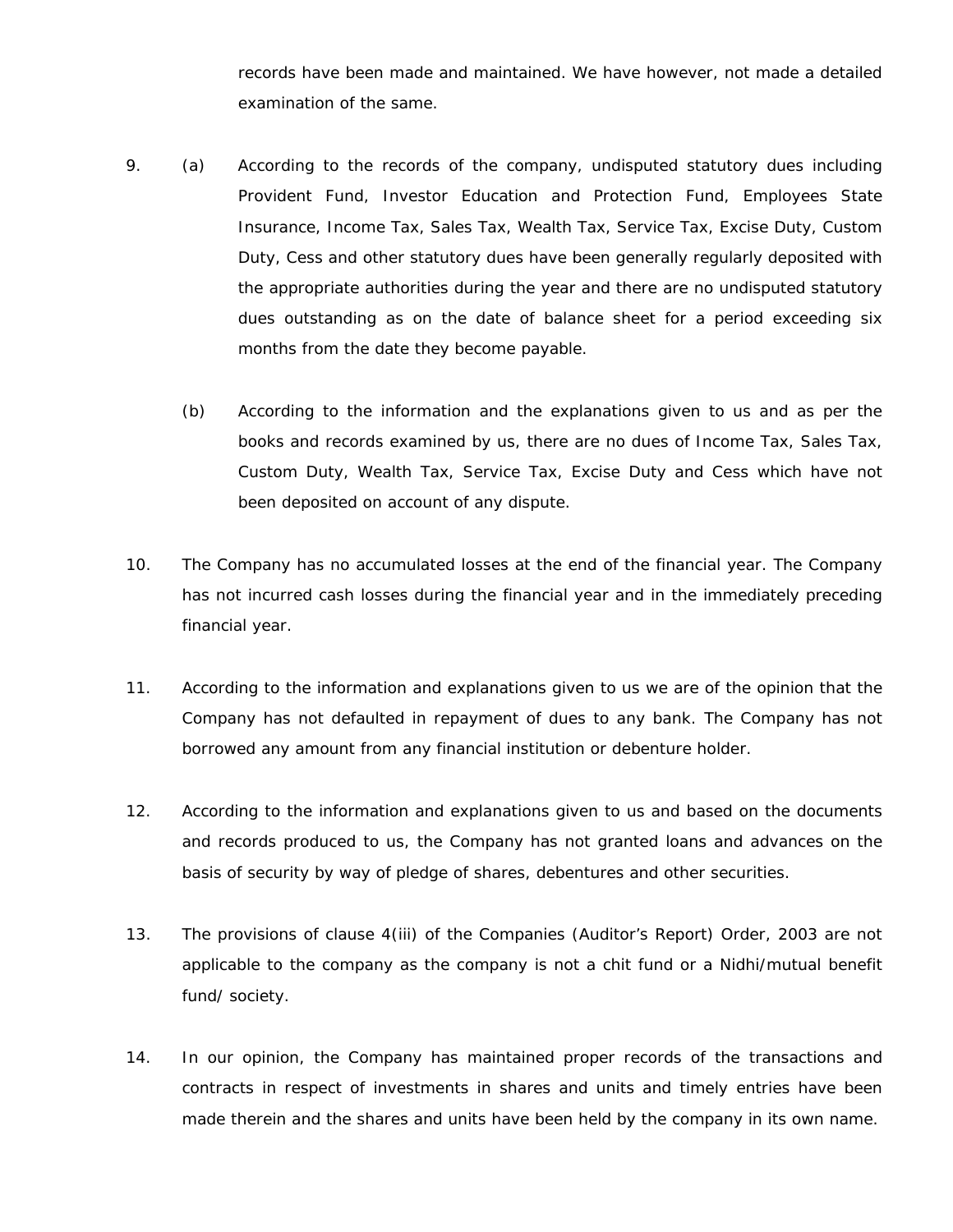records have been made and maintained. We have however, not made a detailed examination of the same.

9. (a) According to the records of the company, undisputed statutory dues including Provident Fund, Investor Education and Protection Fund, Employees State Insurance, Income Tax, Sales Tax, Wealth Tax, Service Tax, Excise Duty, Custom Duty, Cess and other statutory dues have been generally regularly deposited with the appropriate authorities during the year and there are no undisputed statutory dues outstanding as on the date of balance sheet for a period exceeding six months from the date they become payable.

   (b) According to the information and the explanations given to us and as per the books and records examined by us, there are no dues of Income Tax, Sales Tax, Custom Duty, Wealth Tax, Service Tax, Excise Duty and Cess which have not been deposited on account of any dispute.

10. The Company has no accumulated losses at the end of the financial year. The Company has not incurred cash losses during the financial year and in the immediately preceding financial year.

11. According to the information and explanations given to us we are of the opinion that the Company has not defaulted in repayment of dues to any bank. The Company has not borrowed any amount from any financial institution or debenture holder.

12. According to the information and explanations given to us and based on the documents and records produced to us, the Company has not granted loans and advances on the basis of security by way of pledge of shares, debentures and other securities.

13. The provisions of clause 4(iii) of the Companies (Auditor's Report) Order, 2003 are not applicable to the company as the company is not a chit fund or a Nidhi/mutual benefit fund/ society.

14. In our opinion, the Company has maintained proper records of the transactions and contracts in respect of investments in shares and units and timely entries have been made therein and the shares and units have been held by the company in its own name.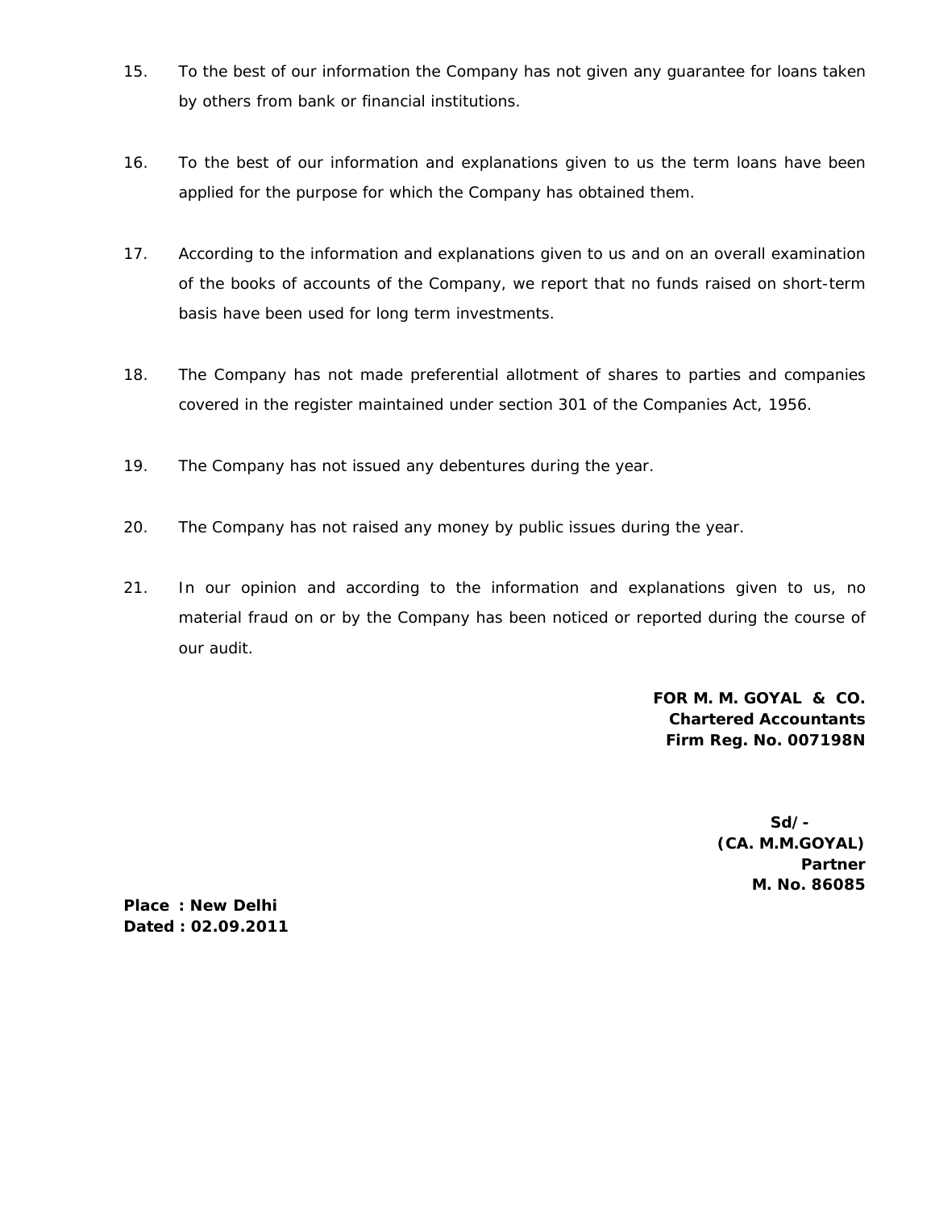15. To the best of our information the Company has not given any guarantee for loans taken by others from bank or financial institutions.

16. To the best of our information and explanations given to us the term loans have been applied for the purpose for which the Company has obtained them.

17. According to the information and explanations given to us and on an overall examination of the books of accounts of the Company, we report that no funds raised on short-term basis have been used for long term investments.

18. The Company has not made preferential allotment of shares to parties and companies covered in the register maintained under section 301 of the Companies Act, 1956.

19. The Company has not issued any debentures during the year.

20. The Company has not raised any money by public issues during the year.

21. In our opinion and according to the information and explanations given to us, no material fraud on or by the Company has been noticed or reported during the course of our audit.

**FOR M. M. GOYAL & CO.**
**Chartered Accountants**
**Firm Reg. No. 007198N**

**Sd/-**
**(CA. M.M.GOYAL)**
**Partner**
**M. No. 86085**

**Place : New Delhi**
**Dated : 02.09.2011**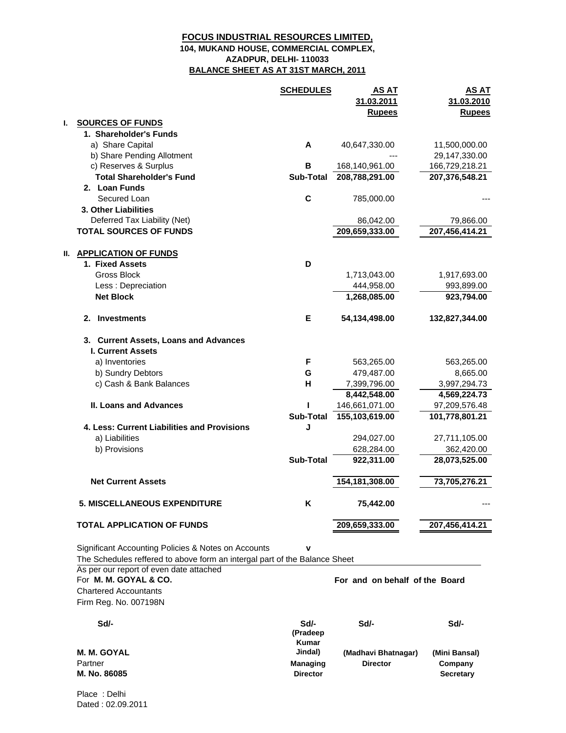# FOCUS INDUSTRIAL RESOURCES LIMITED,

**104, MUKAND HOUSE, COMMERCIAL COMPLEX,**
**AZADPUR, DELHI- 110033**

**BALANCE SHEET AS AT 31ST MARCH, 2011**

| | | SCHEDULES | AS AT 31.03.2011 Rupees | AS AT 31.03.2010 Rupees |
|---|---|---|---|---|
| **I.** | **SOURCES OF FUNDS** | | | |
| | **1. Shareholder's Funds** | | | |
| | a) Share Capital | **A** | 40,647,330.00 | 11,500,000.00 |
| | b) Share Pending Allotment | | --- | 29,147,330.00 |
| | c) Reserves & Surplus | **B** | 168,140,961.00 | 166,729,218.21 |
| | **Total Shareholder's Fund** | **Sub-Total** | **208,788,291.00** | **207,376,548.21** |
| | **2. Loan Funds** | | | |
| | Secured Loan | **C** | 785,000.00 | --- |
| | **3. Other Liabilities** | | | |
| | Deferred Tax Liability (Net) | | 86,042.00 | 79,866.00 |
| | **TOTAL SOURCES OF FUNDS** | | **209,659,333.00** | **207,456,414.21** |
| **II.** | **APPLICATION OF FUNDS** | | | |
| | **1. Fixed Assets** | **D** | | |
| | Gross Block | | 1,713,043.00 | 1,917,693.00 |
| | Less : Depreciation | | 444,958.00 | 993,899.00 |
| | **Net Block** | | **1,268,085.00** | **923,794.00** |
| | **2. Investments** | **E** | **54,134,498.00** | **132,827,344.00** |
| | **3. Current Assets, Loans and Advances** | | | |
| | **I. Current Assets** | | | |
| | a) Inventories | **F** | 563,265.00 | 563,265.00 |
| | b) Sundry Debtors | **G** | 479,487.00 | 8,665.00 |
| | c) Cash & Bank Balances | **H** | 7,399,796.00 | 3,997,294.73 |
| | | | **8,442,548.00** | **4,569,224.73** |
| | **II. Loans and Advances** | **I** | 146,661,071.00 | 97,209,576.48 |
| | | **Sub-Total** | **155,103,619.00** | **101,778,801.21** |
| | **4. Less: Current Liabilities and Provisions** | **J** | | |
| | a) Liabilities | | 294,027.00 | 27,711,105.00 |
| | b) Provisions | | 628,284.00 | 362,420.00 |
| | | **Sub-Total** | **922,311.00** | **28,073,525.00** |
| | **Net Current Assets** | | **154,181,308.00** | **73,705,276.21** |
| | **5. MISCELLANEOUS EXPENDITURE** | **K** | **75,442.00** | --- |
| | **TOTAL APPLICATION OF FUNDS** | | **209,659,333.00** | **207,456,414.21** |

Significant Accounting Policies & Notes on Accounts **V**

The Schedules reffered to above form an intergal part of the Balance Sheet

As per our report of even date attached

For **M. M. GOYAL & CO.**
Chartered Accountants
Firm Reg. No. 007198N

**For and on behalf of the Board**

| | | | |
|---|---|---|---|
| **Sd/-** | **Sd/-** | **Sd/-** | **Sd/-** |
| **M. M. GOYAL** | **(Pradeep Kumar Jindal)** | **(Madhavi Bhatnagar)** | **(Mini Bansal)** |
| Partner | **Managing Director** | **Director** | **Company Secretary** |
| **M. No. 86085** | | | |

Place : Delhi
Dated : 02.09.2011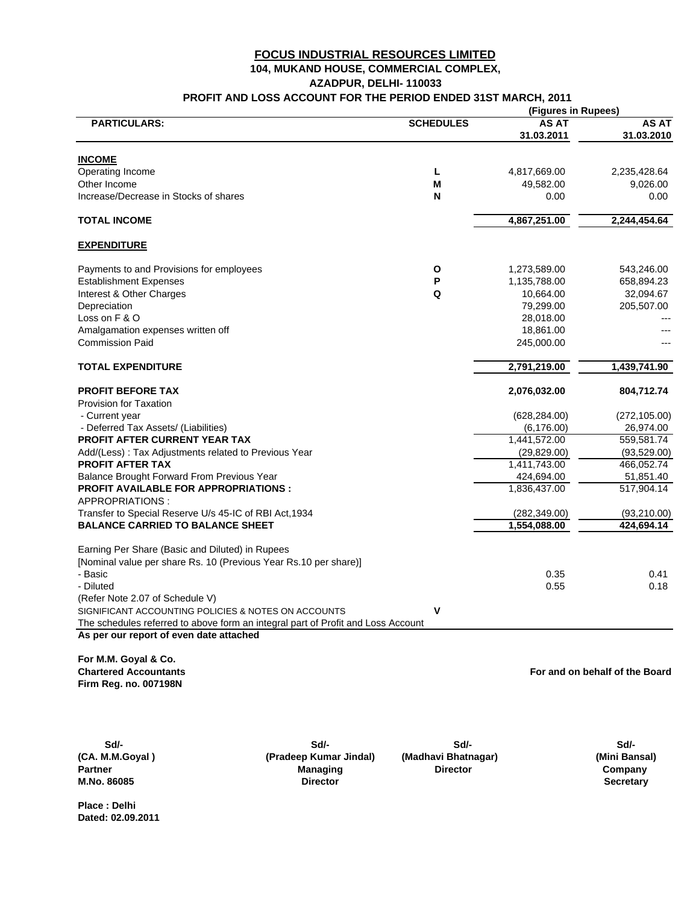# FOCUS INDUSTRIAL RESOURCES LIMITED

**104, MUKAND HOUSE, COMMERCIAL COMPLEX,**

**AZADPUR, DELHI- 110033**

**PROFIT AND LOSS ACCOUNT FOR THE PERIOD ENDED 31ST MARCH, 2011**

(Figures in Rupees)

| PARTICULARS: | SCHEDULES | AS AT 31.03.2011 | AS AT 31.03.2010 |
|---|---|---|---|
| **INCOME** | | | |
| Operating Income | L | 4,817,669.00 | 2,235,428.64 |
| Other Income | M | 49,582.00 | 9,026.00 |
| Increase/Decrease in Stocks of shares | N | 0.00 | 0.00 |
| **TOTAL INCOME** | | **4,867,251.00** | **2,244,454.64** |
| **EXPENDITURE** | | | |
| Payments to and Provisions for employees | O | 1,273,589.00 | 543,246.00 |
| Establishment Expenses | P | 1,135,788.00 | 658,894.23 |
| Interest & Other Charges | Q | 10,664.00 | 32,094.67 |
| Depreciation | | 79,299.00 | 205,507.00 |
| Loss on F & O | | 28,018.00 | --- |
| Amalgamation expenses written off | | 18,861.00 | --- |
| Commission Paid | | 245,000.00 | --- |
| **TOTAL EXPENDITURE** | | **2,791,219.00** | **1,439,741.90** |
| **PROFIT BEFORE TAX** | | **2,076,032.00** | **804,712.74** |
| Provision for Taxation | | | |
| - Current year | | (628,284.00) | (272,105.00) |
| - Deferred Tax Assets/ (Liabilities) | | (6,176.00) | 26,974.00 |
| **PROFIT AFTER CURRENT YEAR TAX** | | 1,441,572.00 | 559,581.74 |
| Add/(Less) : Tax Adjustments related to Previous Year | | (29,829.00) | (93,529.00) |
| **PROFIT AFTER TAX** | | 1,411,743.00 | 466,052.74 |
| Balance Brought Forward From Previous Year | | 424,694.00 | 51,851.40 |
| **PROFIT AVAILABLE FOR APPROPRIATIONS :** | | 1,836,437.00 | 517,904.14 |
| APPROPRIATIONS : | | | |
| Transfer to Special Reserve U/s 45-IC of RBI Act,1934 | | (282,349.00) | (93,210.00) |
| **BALANCE CARRIED TO BALANCE SHEET** | | **1,554,088.00** | **424,694.14** |
| Earning Per Share (Basic and Diluted) in Rupees | | | |
| [Nominal value per share Rs. 10 (Previous Year Rs.10 per share)] | | | |
| - Basic | | 0.35 | 0.41 |
| - Diluted | | 0.55 | 0.18 |
| (Refer Note 2.07 of Schedule V) | | | |
| SIGNIFICANT ACCOUNTING POLICIES & NOTES ON ACCOUNTS | V | | |
| The schedules referred to above form an integral part of Profit and Loss Account | | | |

**As per our report of even date attached**

**For M.M. Goyal & Co.**
**Chartered Accountants**
**Firm Reg. no. 007198N**

**For and on behalf of the Board**

| Sd/- | Sd/- | Sd/- | Sd/- |
|---|---|---|---|
| **(CA. M.M.Goyal )** | **(Pradeep Kumar Jindal)** | **(Madhavi Bhatnagar)** | **(Mini Bansal)** |
| **Partner** | **Managing Director** | **Director** | **Company Secretary** |
| **M.No. 86085** | | | |

**Place : Delhi**
**Dated: 02.09.2011**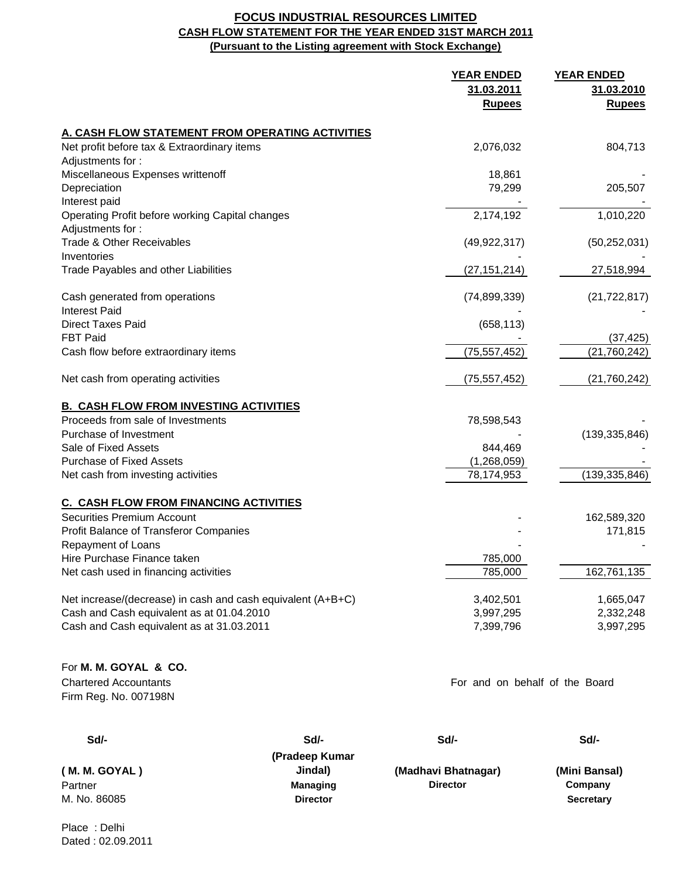# FOCUS INDUSTRIAL RESOURCES LIMITED
## CASH FLOW STATEMENT FOR THE YEAR ENDED 31ST MARCH 2011
### (Pursuant to the Listing agreement with Stock Exchange)

| | YEAR ENDED 31.03.2011 Rupees | YEAR ENDED 31.03.2010 Rupees |
|---|---|---|
| **A. CASH FLOW STATEMENT FROM OPERATING ACTIVITIES** | | |
| Net profit before tax & Extraordinary items | 2,076,032 | 804,713 |
| Adjustments for : | | |
| Miscellaneous Expenses writtenoff | 18,861 | - |
| Depreciation | 79,299 | 205,507 |
| Interest paid | - | - |
| Operating Profit before working Capital changes | 2,174,192 | 1,010,220 |
| Adjustments for : | | |
| Trade & Other Receivables | (49,922,317) | (50,252,031) |
| Inventories | - | - |
| Trade Payables and other Liabilities | (27,151,214) | 27,518,994 |
| Cash generated from operations | (74,899,339) | (21,722,817) |
| Interest Paid | - | - |
| Direct Taxes Paid | (658,113) | |
| FBT Paid | - | (37,425) |
| Cash flow before extraordinary items | (75,557,452) | (21,760,242) |
| Net cash from operating activities | (75,557,452) | (21,760,242) |
| **B. CASH FLOW FROM INVESTING ACTIVITIES** | | |
| Proceeds from sale of Investments | 78,598,543 | - |
| Purchase of Investment | - | (139,335,846) |
| Sale of Fixed Assets | 844,469 | - |
| Purchase of Fixed Assets | (1,268,059) | - |
| Net cash from investing activities | 78,174,953 | (139,335,846) |
| **C. CASH FLOW FROM FINANCING ACTIVITIES** | | |
| Securities Premium Account | - | 162,589,320 |
| Profit Balance of Transferor Companies | - | 171,815 |
| Repayment of Loans | - | - |
| Hire Purchase Finance taken | 785,000 | |
| Net cash used in financing activities | 785,000 | 162,761,135 |
| Net increase/(decrease) in cash and cash equivalent (A+B+C) | 3,402,501 | 1,665,047 |
| Cash and Cash equivalent as at 01.04.2010 | 3,997,295 | 2,332,248 |
| Cash and Cash equivalent as at 31.03.2011 | 7,399,796 | 3,997,295 |

For **M. M. GOYAL & CO.**
Chartered Accountants
Firm Reg. No. 007198N

For and on behalf of the Board

| Sd/- | Sd/- | Sd/- | Sd/- |
|---|---|---|---|
| **( M. M. GOYAL )** | **(Pradeep Kumar Jindal)** | **(Madhavi Bhatnagar)** | **(Mini Bansal)** |
| Partner | **Managing Director** | **Director** | **Company Secretary** |
| M. No. 86085 | | | |

Place : Delhi
Dated : 02.09.2011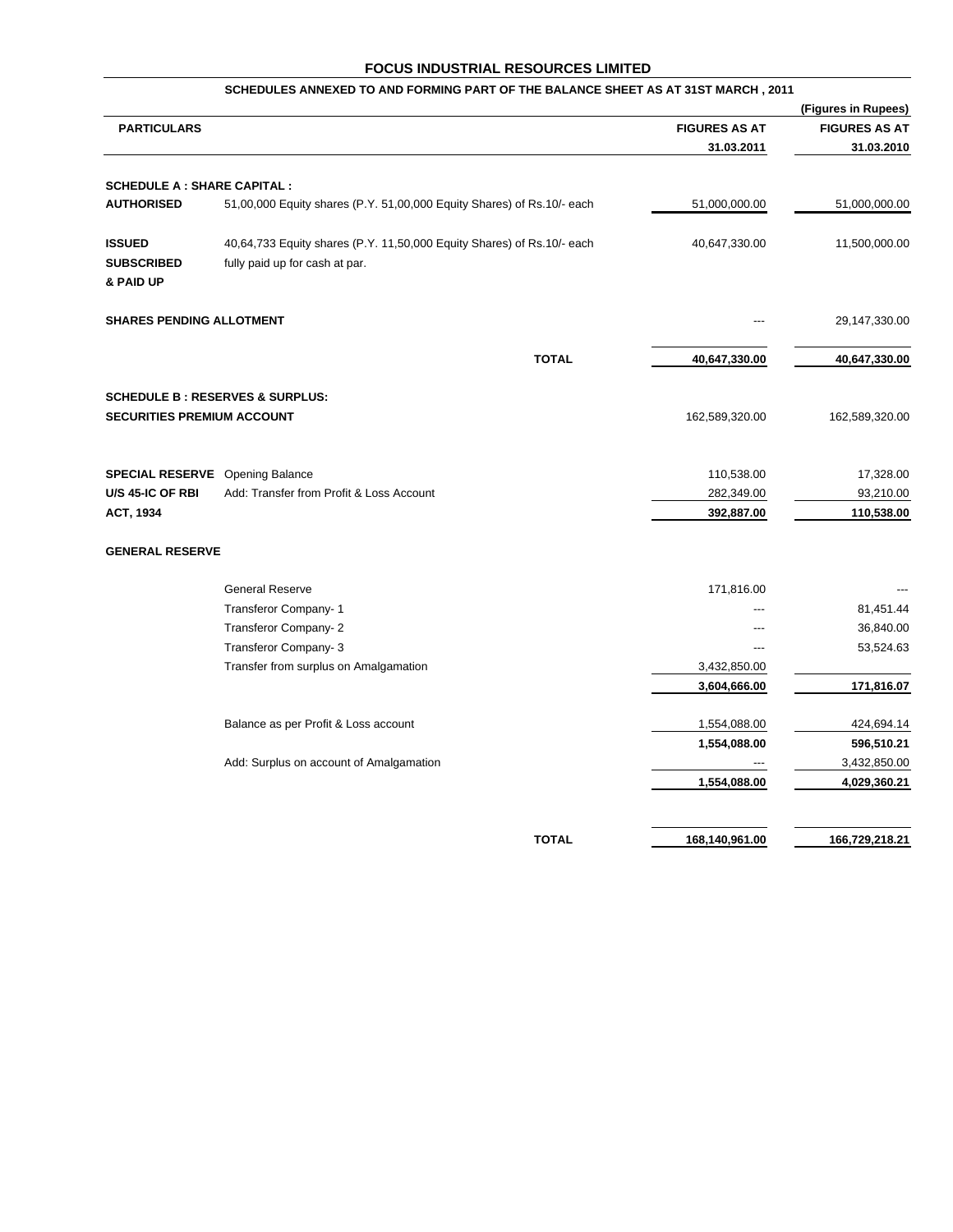# FOCUS INDUSTRIAL RESOURCES LIMITED

## SCHEDULES ANNEXED TO AND FORMING PART OF THE BALANCE SHEET AS AT 31ST MARCH , 2011

(Figures in Rupees)

| PARTICULARS | | FIGURES AS AT 31.03.2011 | FIGURES AS AT 31.03.2010 |
|---|---|---|---|
| **SCHEDULE A : SHARE CAPITAL :** | | | |
| **AUTHORISED** | 51,00,000 Equity shares (P.Y. 51,00,000 Equity Shares) of Rs.10/- each | 51,000,000.00 | 51,000,000.00 |
| **ISSUED SUBSCRIBED & PAID UP** | 40,64,733 Equity shares (P.Y. 11,50,000 Equity Shares) of Rs.10/- each fully paid up for cash at par. | 40,647,330.00 | 11,500,000.00 |
| **SHARES PENDING ALLOTMENT** | | --- | 29,147,330.00 |
| | **TOTAL** | **40,647,330.00** | **40,647,330.00** |
| **SCHEDULE B : RESERVES & SURPLUS:** | | | |
| **SECURITIES PREMIUM ACCOUNT** | | 162,589,320.00 | 162,589,320.00 |
| **SPECIAL RESERVE U/S 45-IC OF RBI ACT, 1934** | Opening Balance | 110,538.00 | 17,328.00 |
| | Add: Transfer from Profit & Loss Account | 282,349.00 | 93,210.00 |
| | | **392,887.00** | **110,538.00** |
| **GENERAL RESERVE** | | | |
| | General Reserve | 171,816.00 | --- |
| | Transferor Company- 1 | --- | 81,451.44 |
| | Transferor Company- 2 | --- | 36,840.00 |
| | Transferor Company- 3 | --- | 53,524.63 |
| | Transfer from surplus on Amalgamation | 3,432,850.00 | |
| | | **3,604,666.00** | **171,816.07** |
| | Balance as per Profit & Loss account | 1,554,088.00 | 424,694.14 |
| | | **1,554,088.00** | **596,510.21** |
| | Add: Surplus on account of Amalgamation | --- | 3,432,850.00 |
| | | **1,554,088.00** | **4,029,360.21** |
| | **TOTAL** | **168,140,961.00** | **166,729,218.21** |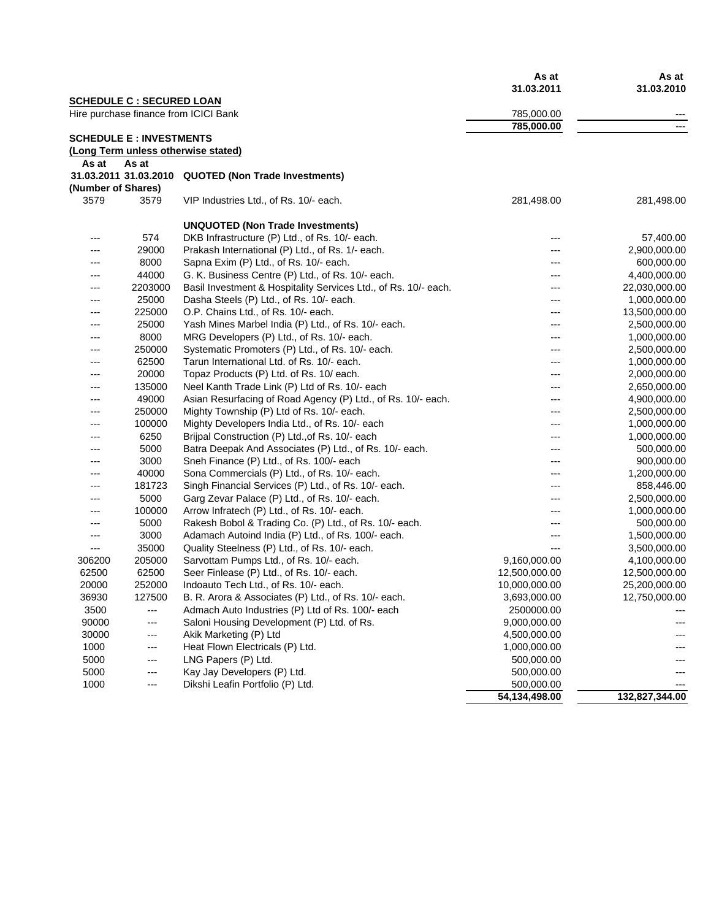| | | | As at 31.03.2011 | As at 31.03.2010 |
|---|---|---|---|---|
| **SCHEDULE C : SECURED LOAN** | | | | |
| Hire purchase finance from ICICI Bank | | | 785,000.00 | --- |
| | | | **785,000.00** | --- |

**SCHEDULE E : INVESTMENTS**

**(Long Term unless otherwise stated)**

| As at 31.03.2011 (Number of Shares) | As at 31.03.2010 (Number of Shares) | | As at 31.03.2011 | As at 31.03.2010 |
|---|---|---|---|---|
| | | **QUOTED (Non Trade Investments)** | | |
| 3579 | 3579 | VIP Industries Ltd., of Rs. 10/- each. | 281,498.00 | 281,498.00 |
| | | **UNQUOTED (Non Trade Investments)** | | |
| --- | 574 | DKB Infrastructure (P) Ltd., of Rs. 10/- each. | --- | 57,400.00 |
| --- | 29000 | Prakash International (P) Ltd., of Rs. 1/- each. | --- | 2,900,000.00 |
| --- | 8000 | Sapna Exim (P) Ltd., of Rs. 10/- each. | --- | 600,000.00 |
| --- | 44000 | G. K. Business Centre (P) Ltd., of Rs. 10/- each. | --- | 4,400,000.00 |
| --- | 2203000 | Basil Investment & Hospitality Services Ltd., of Rs. 10/- each. | --- | 22,030,000.00 |
| --- | 25000 | Dasha Steels (P) Ltd., of Rs. 10/- each. | --- | 1,000,000.00 |
| --- | 225000 | O.P. Chains Ltd., of Rs. 10/- each. | --- | 13,500,000.00 |
| --- | 25000 | Yash Mines Marbel India (P) Ltd., of Rs. 10/- each. | --- | 2,500,000.00 |
| --- | 8000 | MRG Developers (P) Ltd., of Rs. 10/- each. | --- | 1,000,000.00 |
| --- | 250000 | Systematic Promoters (P) Ltd., of Rs. 10/- each. | --- | 2,500,000.00 |
| --- | 62500 | Tarun International Ltd. of Rs. 10/- each. | --- | 1,000,000.00 |
| --- | 20000 | Topaz Products (P) Ltd. of Rs. 10/ each. | --- | 2,000,000.00 |
| --- | 135000 | Neel Kanth Trade Link (P) Ltd of Rs. 10/- each | --- | 2,650,000.00 |
| --- | 49000 | Asian Resurfacing of Road Agency (P) Ltd., of Rs. 10/- each. | --- | 4,900,000.00 |
| --- | 250000 | Mighty Township (P) Ltd of Rs. 10/- each. | --- | 2,500,000.00 |
| --- | 100000 | Mighty Developers India Ltd., of Rs. 10/- each | --- | 1,000,000.00 |
| --- | 6250 | Brijpal Construction (P) Ltd.,of Rs. 10/- each | --- | 1,000,000.00 |
| --- | 5000 | Batra Deepak And Associates (P) Ltd., of Rs. 10/- each. | --- | 500,000.00 |
| --- | 3000 | Sneh Finance (P) Ltd., of Rs. 100/- each | --- | 900,000.00 |
| --- | 40000 | Sona Commercials (P) Ltd., of Rs. 10/- each. | --- | 1,200,000.00 |
| --- | 181723 | Singh Financial Services (P) Ltd., of Rs. 10/- each. | --- | 858,446.00 |
| --- | 5000 | Garg Zevar Palace (P) Ltd., of Rs. 10/- each. | --- | 2,500,000.00 |
| --- | 100000 | Arrow Infratech (P) Ltd., of Rs. 10/- each. | --- | 1,000,000.00 |
| --- | 5000 | Rakesh Bobol & Trading Co. (P) Ltd., of Rs. 10/- each. | --- | 500,000.00 |
| --- | 3000 | Adamach Autoind India (P) Ltd., of Rs. 100/- each. | --- | 1,500,000.00 |
| --- | 35000 | Quality Steelness (P) Ltd., of Rs. 10/- each. | --- | 3,500,000.00 |
| 306200 | 205000 | Sarvottam Pumps Ltd., of Rs. 10/- each. | 9,160,000.00 | 4,100,000.00 |
| 62500 | 62500 | Seer Finlease (P) Ltd., of Rs. 10/- each. | 12,500,000.00 | 12,500,000.00 |
| 20000 | 252000 | Indoauto Tech Ltd., of Rs. 10/- each. | 10,000,000.00 | 25,200,000.00 |
| 36930 | 127500 | B. R. Arora & Associates (P) Ltd., of Rs. 10/- each. | 3,693,000.00 | 12,750,000.00 |
| 3500 | --- | Admach Auto Industries (P) Ltd of Rs. 100/- each | 2500000.00 | --- |
| 90000 | --- | Saloni Housing Development (P) Ltd. of Rs. | 9,000,000.00 | --- |
| 30000 | --- | Akik Marketing (P) Ltd | 4,500,000.00 | --- |
| 1000 | --- | Heat Flown Electricals (P) Ltd. | 1,000,000.00 | --- |
| 5000 | --- | LNG Papers (P) Ltd. | 500,000.00 | --- |
| 5000 | --- | Kay Jay Developers (P) Ltd. | 500,000.00 | --- |
| 1000 | --- | Dikshi Leafin Portfolio (P) Ltd. | 500,000.00 | --- |
| | | | **54,134,498.00** | **132,827,344.00** |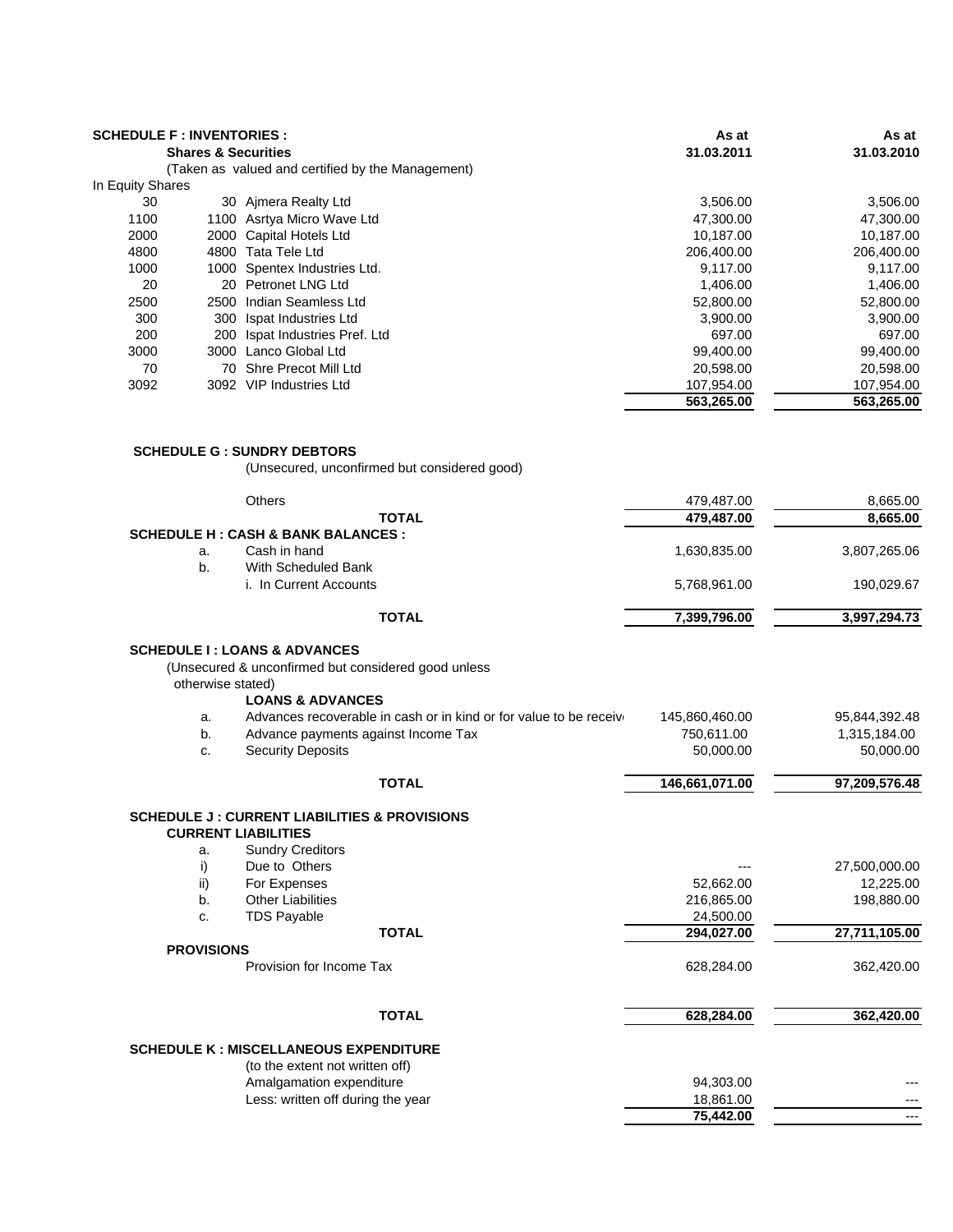**SCHEDULE F : INVENTORIES :**

**Shares & Securities**

(Taken as valued and certified by the Management)

| | | | As at 31.03.2011 | As at 31.03.2010 |
|---|---|---|---|---|
| In Equity Shares | | | | |
| 30 | 30 | Ajmera Realty Ltd | 3,506.00 | 3,506.00 |
| 1100 | 1100 | Asrtya Micro Wave Ltd | 47,300.00 | 47,300.00 |
| 2000 | 2000 | Capital Hotels Ltd | 10,187.00 | 10,187.00 |
| 4800 | 4800 | Tata Tele Ltd | 206,400.00 | 206,400.00 |
| 1000 | 1000 | Spentex Industries Ltd. | 9,117.00 | 9,117.00 |
| 20 | 20 | Petronet LNG Ltd | 1,406.00 | 1,406.00 |
| 2500 | 2500 | Indian Seamless Ltd | 52,800.00 | 52,800.00 |
| 300 | 300 | Ispat Industries Ltd | 3,900.00 | 3,900.00 |
| 200 | 200 | Ispat Industries Pref. Ltd | 697.00 | 697.00 |
| 3000 | 3000 | Lanco Global Ltd | 99,400.00 | 99,400.00 |
| 70 | 70 | Shre Precot Mill Ltd | 20,598.00 | 20,598.00 |
| 3092 | 3092 | VIP Industries Ltd | 107,954.00 | 107,954.00 |
| | | | **563,265.00** | **563,265.00** |

**SCHEDULE G : SUNDRY DEBTORS**

(Unsecured, unconfirmed but considered good)

| | As at 31.03.2011 | As at 31.03.2010 |
|---|---|---|
| Others | 479,487.00 | 8,665.00 |
| **TOTAL** | **479,487.00** | **8,665.00** |

**SCHEDULE H : CASH & BANK BALANCES :**

| | | As at 31.03.2011 | As at 31.03.2010 |
|---|---|---|---|
| a. | Cash in hand | 1,630,835.00 | 3,807,265.06 |
| b. | With Scheduled Bank | | |
| | i. In Current Accounts | 5,768,961.00 | 190,029.67 |
| | **TOTAL** | **7,399,796.00** | **3,997,294.73** |

**SCHEDULE I : LOANS & ADVANCES**

(Unsecured & unconfirmed but considered good unless otherwise stated)

**LOANS & ADVANCES**

| | | As at 31.03.2011 | As at 31.03.2010 |
|---|---|---|---|
| a. | Advances recoverable in cash or in kind or for value to be receiv | 145,860,460.00 | 95,844,392.48 |
| b. | Advance payments against Income Tax | 750,611.00 | 1,315,184.00 |
| c. | Security Deposits | 50,000.00 | 50,000.00 |
| | **TOTAL** | **146,661,071.00** | **97,209,576.48** |

**SCHEDULE J : CURRENT LIABILITIES & PROVISIONS**

**CURRENT LIABILITIES**

| | | As at 31.03.2011 | As at 31.03.2010 |
|---|---|---|---|
| a. | Sundry Creditors | | |
| i) | Due to Others | --- | 27,500,000.00 |
| ii) | For Expenses | 52,662.00 | 12,225.00 |
| b. | Other Liabilities | 216,865.00 | 198,880.00 |
| c. | TDS Payable | 24,500.00 | |
| | **TOTAL** | **294,027.00** | **27,711,105.00** |

**PROVISIONS**

| | As at 31.03.2011 | As at 31.03.2010 |
|---|---|---|
| Provision for Income Tax | 628,284.00 | 362,420.00 |
| **TOTAL** | **628,284.00** | **362,420.00** |

**SCHEDULE K : MISCELLANEOUS EXPENDITURE**

(to the extent not written off)

| | As at 31.03.2011 | As at 31.03.2010 |
|---|---|---|
| Amalgamation expenditure | 94,303.00 | --- |
| Less: written off during the year | 18,861.00 | --- |
| | **75,442.00** | --- |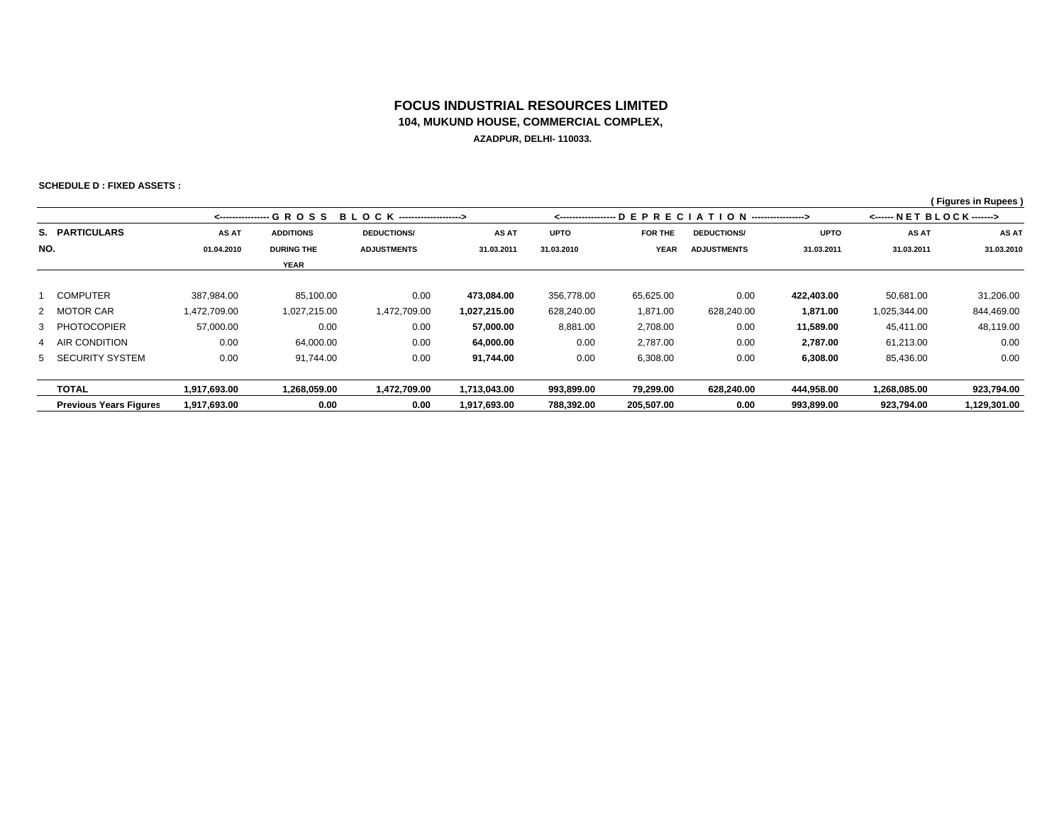# FOCUS INDUSTRIAL RESOURCES LIMITED

### 104, MUKUND HOUSE, COMMERCIAL COMPLEX,

#### AZADPUR, DELHI- 110033.

**SCHEDULE D : FIXED ASSETS :**

**( Figures in Rupees )**

| | | G R O S S B L O C K | | | | D E P R E C I A T I O N | | | | N E T B L O C K | |
|---|---|---|---|---|---|---|---|---|---|---|---|
| S. NO. | PARTICULARS | AS AT 01.04.2010 | ADDITIONS DURING THE YEAR | DEDUCTIONS/ ADJUSTMENTS | AS AT 31.03.2011 | UPTO 31.03.2010 | FOR THE YEAR | DEDUCTIONS/ ADJUSTMENTS | UPTO 31.03.2011 | AS AT 31.03.2011 | AS AT 31.03.2010 |
| 1 | COMPUTER | 387,984.00 | 85,100.00 | 0.00 | **473,084.00** | 356,778.00 | 65,625.00 | 0.00 | **422,403.00** | 50,681.00 | 31,206.00 |
| 2 | MOTOR CAR | 1,472,709.00 | 1,027,215.00 | 1,472,709.00 | **1,027,215.00** | 628,240.00 | 1,871.00 | 628,240.00 | **1,871.00** | 1,025,344.00 | 844,469.00 |
| 3 | PHOTOCOPIER | 57,000.00 | 0.00 | 0.00 | **57,000.00** | 8,881.00 | 2,708.00 | 0.00 | **11,589.00** | 45,411.00 | 48,119.00 |
| 4 | AIR CONDITION | 0.00 | 64,000.00 | 0.00 | **64,000.00** | 0.00 | 2,787.00 | 0.00 | **2,787.00** | 61,213.00 | 0.00 |
| 5 | SECURITY SYSTEM | 0.00 | 91,744.00 | 0.00 | **91,744.00** | 0.00 | 6,308.00 | 0.00 | **6,308.00** | 85,436.00 | 0.00 |
| | **TOTAL** | **1,917,693.00** | **1,268,059.00** | **1,472,709.00** | **1,713,043.00** | **993,899.00** | **79,299.00** | **628,240.00** | **444,958.00** | **1,268,085.00** | **923,794.00** |
| | **Previous Years Figures** | **1,917,693.00** | **0.00** | **0.00** | **1,917,693.00** | **788,392.00** | **205,507.00** | **0.00** | **993,899.00** | **923,794.00** | **1,129,301.00** |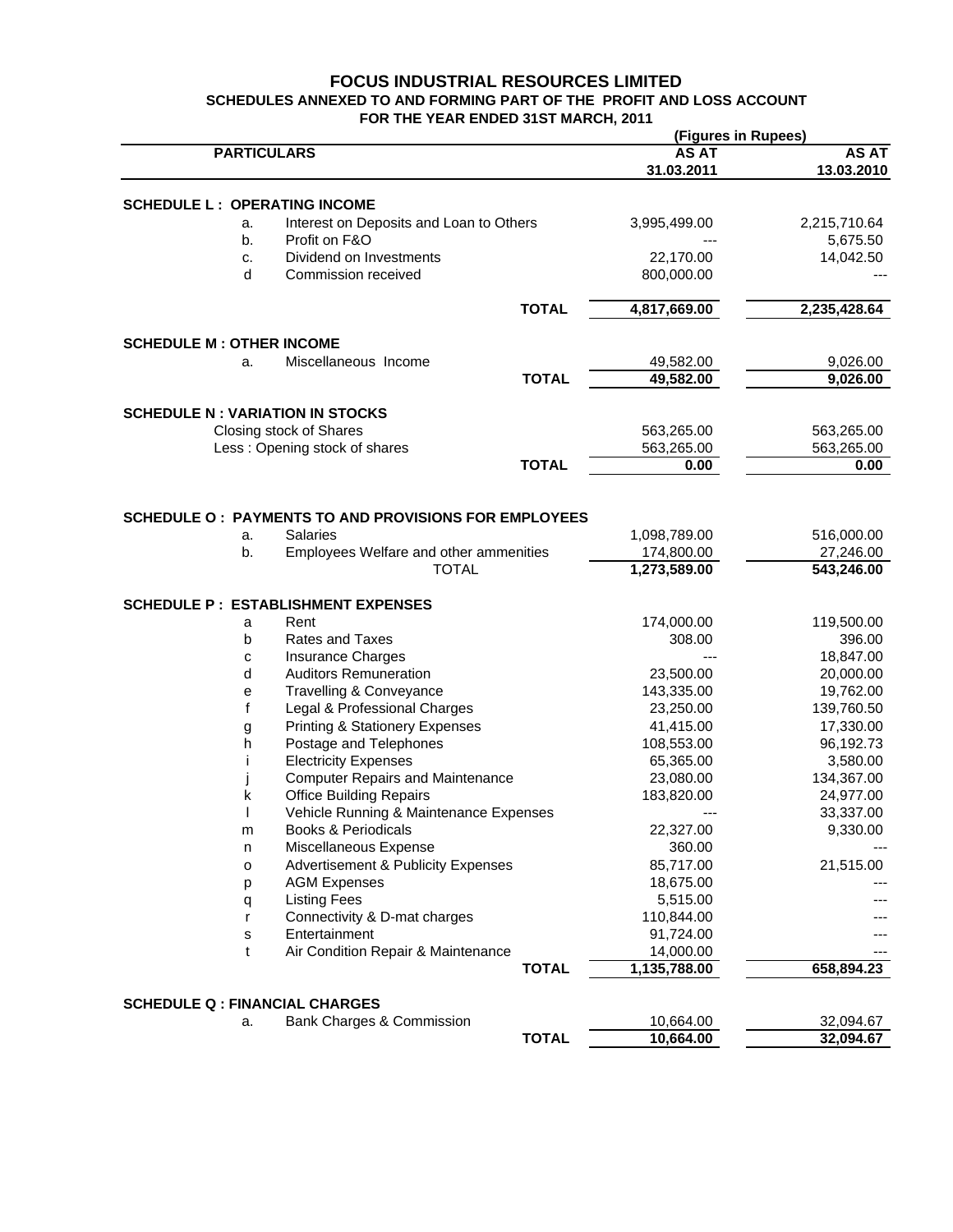# FOCUS INDUSTRIAL RESOURCES LIMITED

## SCHEDULES ANNEXED TO AND FORMING PART OF THE PROFIT AND LOSS ACCOUNT FOR THE YEAR ENDED 31ST MARCH, 2011

(Figures in Rupees)

| | PARTICULARS | AS AT 31.03.2011 | AS AT 13.03.2010 |
|---|---|---|---|
| **SCHEDULE L : OPERATING INCOME** | | | |
| a. | Interest on Deposits and Loan to Others | 3,995,499.00 | 2,215,710.64 |
| b. | Profit on F&O | --- | 5,675.50 |
| c. | Dividend on Investments | 22,170.00 | 14,042.50 |
| d | Commission received | 800,000.00 | --- |
| | **TOTAL** | **4,817,669.00** | **2,235,428.64** |
| **SCHEDULE M : OTHER INCOME** | | | |
| a. | Miscellaneous Income | 49,582.00 | 9,026.00 |
| | **TOTAL** | **49,582.00** | **9,026.00** |
| **SCHEDULE N : VARIATION IN STOCKS** | | | |
| | Closing stock of Shares | 563,265.00 | 563,265.00 |
| | Less : Opening stock of shares | 563,265.00 | 563,265.00 |
| | **TOTAL** | **0.00** | **0.00** |
| **SCHEDULE O : PAYMENTS TO AND PROVISIONS FOR EMPLOYEES** | | | |
| a. | Salaries | 1,098,789.00 | 516,000.00 |
| b. | Employees Welfare and other ammenities | 174,800.00 | 27,246.00 |
| | TOTAL | **1,273,589.00** | **543,246.00** |
| **SCHEDULE P : ESTABLISHMENT EXPENSES** | | | |
| a | Rent | 174,000.00 | 119,500.00 |
| b | Rates and Taxes | 308.00 | 396.00 |
| c | Insurance Charges | --- | 18,847.00 |
| d | Auditors Remuneration | 23,500.00 | 20,000.00 |
| e | Travelling & Conveyance | 143,335.00 | 19,762.00 |
| f | Legal & Professional Charges | 23,250.00 | 139,760.50 |
| g | Printing & Stationery Expenses | 41,415.00 | 17,330.00 |
| h | Postage and Telephones | 108,553.00 | 96,192.73 |
| i | Electricity Expenses | 65,365.00 | 3,580.00 |
| j | Computer Repairs and Maintenance | 23,080.00 | 134,367.00 |
| k | Office Building Repairs | 183,820.00 | 24,977.00 |
| l | Vehicle Running & Maintenance Expenses | --- | 33,337.00 |
| m | Books & Periodicals | 22,327.00 | 9,330.00 |
| n | Miscellaneous Expense | 360.00 | --- |
| o | Advertisement & Publicity Expenses | 85,717.00 | 21,515.00 |
| p | AGM Expenses | 18,675.00 | --- |
| q | Listing Fees | 5,515.00 | --- |
| r | Connectivity & D-mat charges | 110,844.00 | --- |
| s | Entertainment | 91,724.00 | --- |
| t | Air Condition Repair & Maintenance | 14,000.00 | --- |
| | **TOTAL** | **1,135,788.00** | **658,894.23** |
| **SCHEDULE Q : FINANCIAL CHARGES** | | | |
| a. | Bank Charges & Commission | 10,664.00 | 32,094.67 |
| | **TOTAL** | **10,664.00** | **32,094.67** |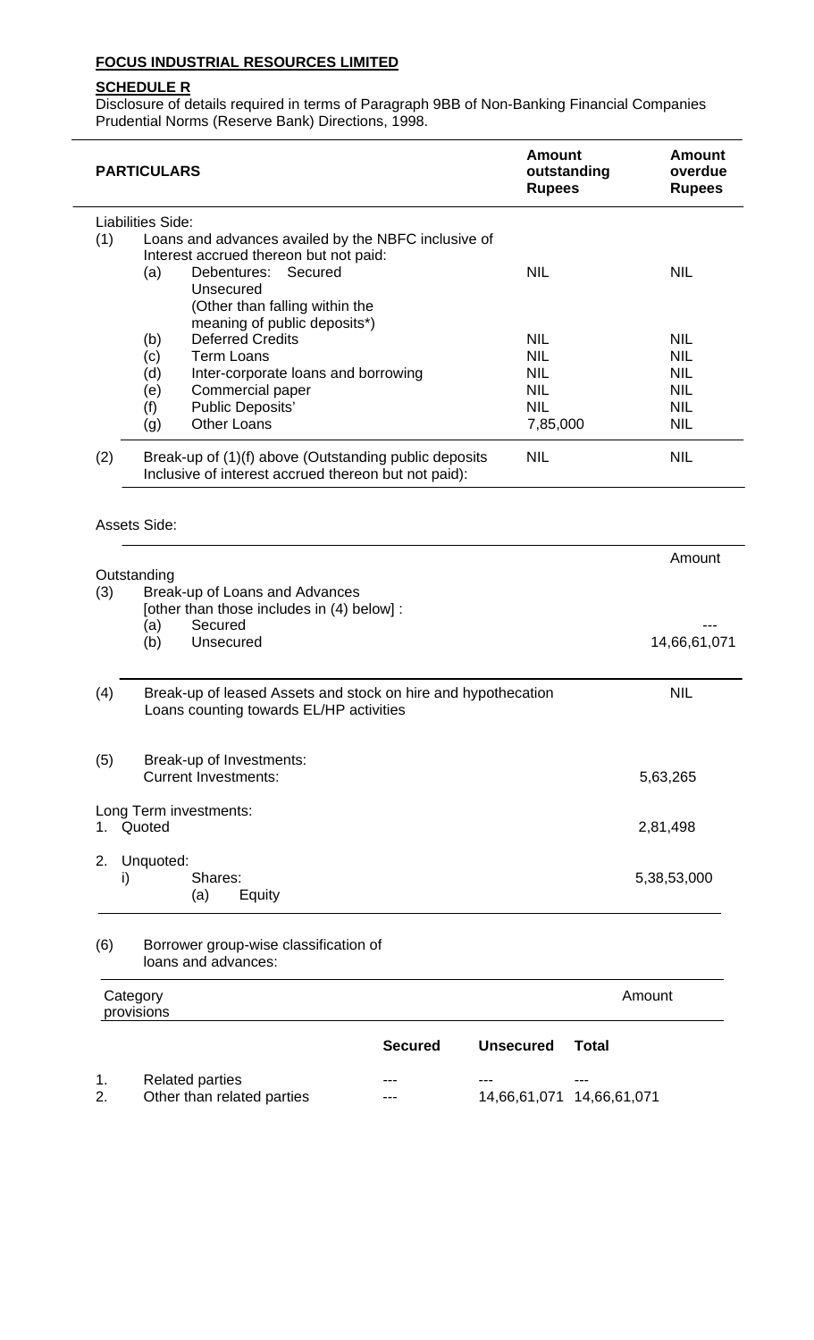**FOCUS INDUSTRIAL RESOURCES LIMITED**

**SCHEDULE R**

Disclosure of details required in terms of Paragraph 9BB of Non-Banking Financial Companies Prudential Norms (Reserve Bank) Directions, 1998.

| **PARTICULARS** | **Amount outstanding Rupees** | **Amount overdue Rupees** |
|---|---|---|
| Liabilities Side: | | |
| (1) Loans and advances availed by the NBFC inclusive of Interest accrued thereon but not paid: | | |
| (a) Debentures: Secured Unsecured (Other than falling within the meaning of public deposits*) | NIL | NIL |
| (b) Deferred Credits | NIL | NIL |
| (c) Term Loans | NIL | NIL |
| (d) Inter-corporate loans and borrowing | NIL | NIL |
| (e) Commercial paper | NIL | NIL |
| (f) Public Deposits' | NIL | NIL |
| (g) Other Loans | 7,85,000 | NIL |
| (2) Break-up of (1)(f) above (Outstanding public deposits Inclusive of interest accrued thereon but not paid): | NIL | NIL |

Assets Side:

| Outstanding | Amount |
|---|---|
| (3) Break-up of Loans and Advances [other than those includes in (4) below] : | |
| (a) Secured | --- |
| (b) Unsecured | 14,66,61,071 |
| (4) Break-up of leased Assets and stock on hire and hypothecation Loans counting towards EL/HP activities | NIL |
| (5) Break-up of Investments: Current Investments: | 5,63,265 |
| Long Term investments: | |
| 1. Quoted | 2,81,498 |
| 2. Unquoted: | |
| i) Shares: (a) Equity | 5,38,53,000 |

(6) Borrower group-wise classification of loans and advances:

| Category provisions | | | Amount |
|---|---|---|---|
| | **Secured** | **Unsecured** | **Total** |
| 1. Related parties | --- | --- | --- |
| 2. Other than related parties | --- | 14,66,61,071 | 14,66,61,071 |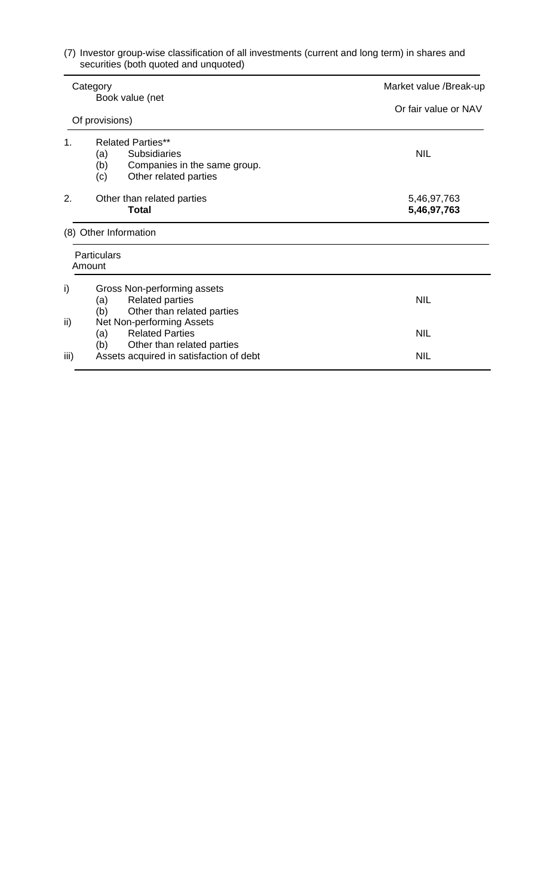(7) Investor group-wise classification of all investments (current and long term) in shares and securities (both quoted and unquoted)

| | Category<br>Book value (net<br>Of provisions) | Market value /Break-up<br>Or fair value or NAV |
|---|---|---|
| 1. | Related Parties** | |
| | (a) Subsidiaries | NIL |
| | (b) Companies in the same group. | |
| | (c) Other related parties | |
| 2. | Other than related parties | 5,46,97,763 |
| | **Total** | **5,46,97,763** |

(8) Other Information

| | Particulars<br>Amount | |
|---|---|---|
| i) | Gross Non-performing assets | |
| | (a) Related parties | NIL |
| | (b) Other than related parties | |
| ii) | Net Non-performing Assets | |
| | (a) Related Parties | NIL |
| | (b) Other than related parties | |
| iii) | Assets acquired in satisfaction of debt | NIL |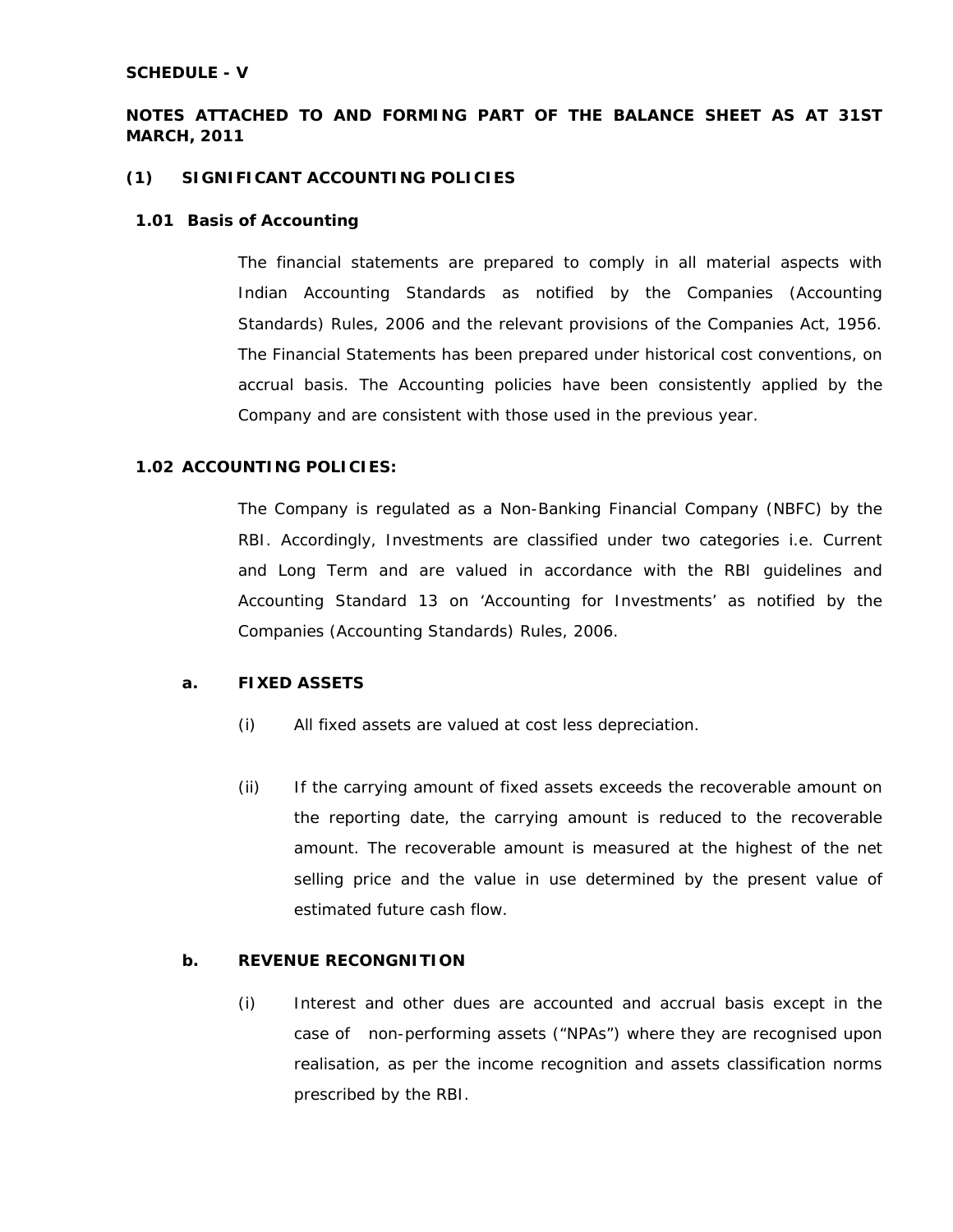**SCHEDULE - V**

**NOTES ATTACHED TO AND FORMING PART OF THE BALANCE SHEET AS AT 31ST MARCH, 2011**

## (1) SIGNIFICANT ACCOUNTING POLICIES

### 1.01 Basis of Accounting

The financial statements are prepared to comply in all material aspects with Indian Accounting Standards as notified by the Companies (Accounting Standards) Rules, 2006 and the relevant provisions of the Companies Act, 1956. The Financial Statements has been prepared under historical cost conventions, on accrual basis. The Accounting policies have been consistently applied by the Company and are consistent with those used in the previous year.

### 1.02 ACCOUNTING POLICIES:

The Company is regulated as a Non-Banking Financial Company (NBFC) by the RBI. Accordingly, Investments are classified under two categories i.e. Current and Long Term and are valued in accordance with the RBI guidelines and Accounting Standard 13 on 'Accounting for Investments' as notified by the Companies (Accounting Standards) Rules, 2006.

**a. FIXED ASSETS**

(i) All fixed assets are valued at cost less depreciation.

(ii) If the carrying amount of fixed assets exceeds the recoverable amount on the reporting date, the carrying amount is reduced to the recoverable amount. The recoverable amount is measured at the highest of the net selling price and the value in use determined by the present value of estimated future cash flow.

**b. REVENUE RECONGNITION**

(i) Interest and other dues are accounted and accrual basis except in the case of non-performing assets ("NPAs") where they are recognised upon realisation, as per the income recognition and assets classification norms prescribed by the RBI.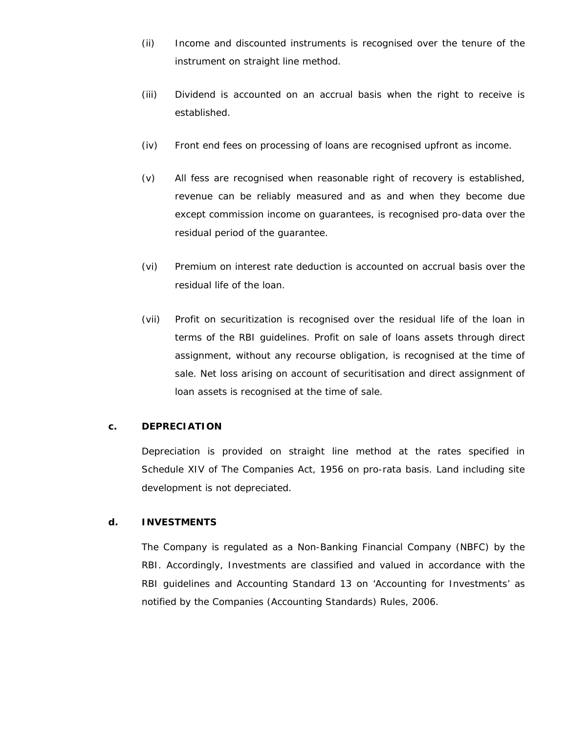(ii) Income and discounted instruments is recognised over the tenure of the instrument on straight line method.

(iii) Dividend is accounted on an accrual basis when the right to receive is established.

(iv) Front end fees on processing of loans are recognised upfront as income.

(v) All fess are recognised when reasonable right of recovery is established, revenue can be reliably measured and as and when they become due except commission income on guarantees, is recognised pro-data over the residual period of the guarantee.

(vi) Premium on interest rate deduction is accounted on accrual basis over the residual life of the loan.

(vii) Profit on securitization is recognised over the residual life of the loan in terms of the RBI guidelines. Profit on sale of loans assets through direct assignment, without any recourse obligation, is recognised at the time of sale. Net loss arising on account of securitisation and direct assignment of loan assets is recognised at the time of sale.

**c. DEPRECIATION**

Depreciation is provided on straight line method at the rates specified in Schedule XIV of The Companies Act, 1956 on pro-rata basis. Land including site development is not depreciated.

**d. INVESTMENTS**

The Company is regulated as a Non-Banking Financial Company (NBFC) by the RBI. Accordingly, Investments are classified and valued in accordance with the RBI guidelines and Accounting Standard 13 on 'Accounting for Investments' as notified by the Companies (Accounting Standards) Rules, 2006.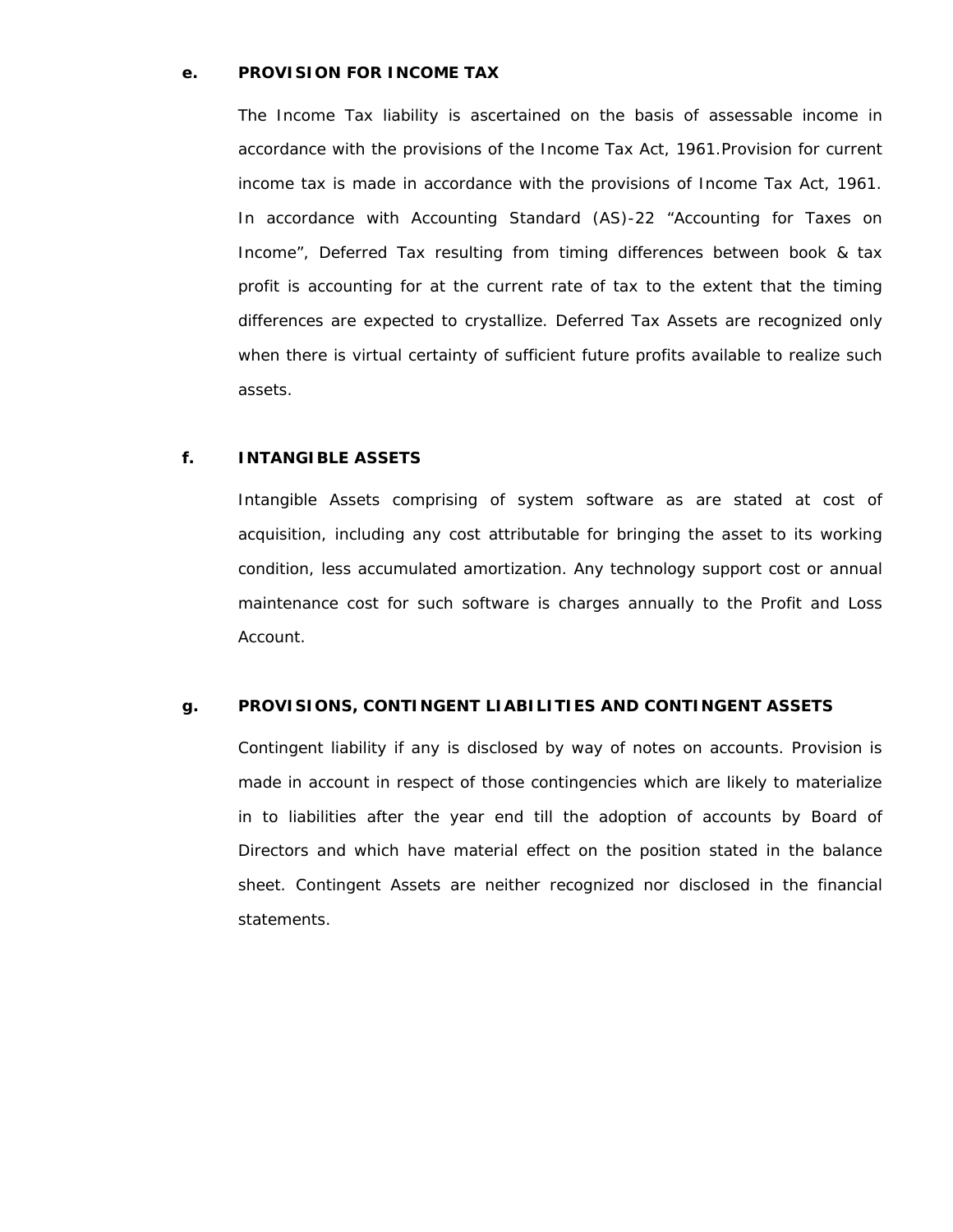**e. PROVISION FOR INCOME TAX**

The Income Tax liability is ascertained on the basis of assessable income in accordance with the provisions of the Income Tax Act, 1961.Provision for current income tax is made in accordance with the provisions of Income Tax Act, 1961. In accordance with Accounting Standard (AS)-22 "Accounting for Taxes on Income", Deferred Tax resulting from timing differences between book & tax profit is accounting for at the current rate of tax to the extent that the timing differences are expected to crystallize. Deferred Tax Assets are recognized only when there is virtual certainty of sufficient future profits available to realize such assets.

**f. INTANGIBLE ASSETS**

Intangible Assets comprising of system software as are stated at cost of acquisition, including any cost attributable for bringing the asset to its working condition, less accumulated amortization. Any technology support cost or annual maintenance cost for such software is charges annually to the Profit and Loss Account.

**g. PROVISIONS, CONTINGENT LIABILITIES AND CONTINGENT ASSETS**

Contingent liability if any is disclosed by way of notes on accounts. Provision is made in account in respect of those contingencies which are likely to materialize in to liabilities after the year end till the adoption of accounts by Board of Directors and which have material effect on the position stated in the balance sheet. Contingent Assets are neither recognized nor disclosed in the financial statements.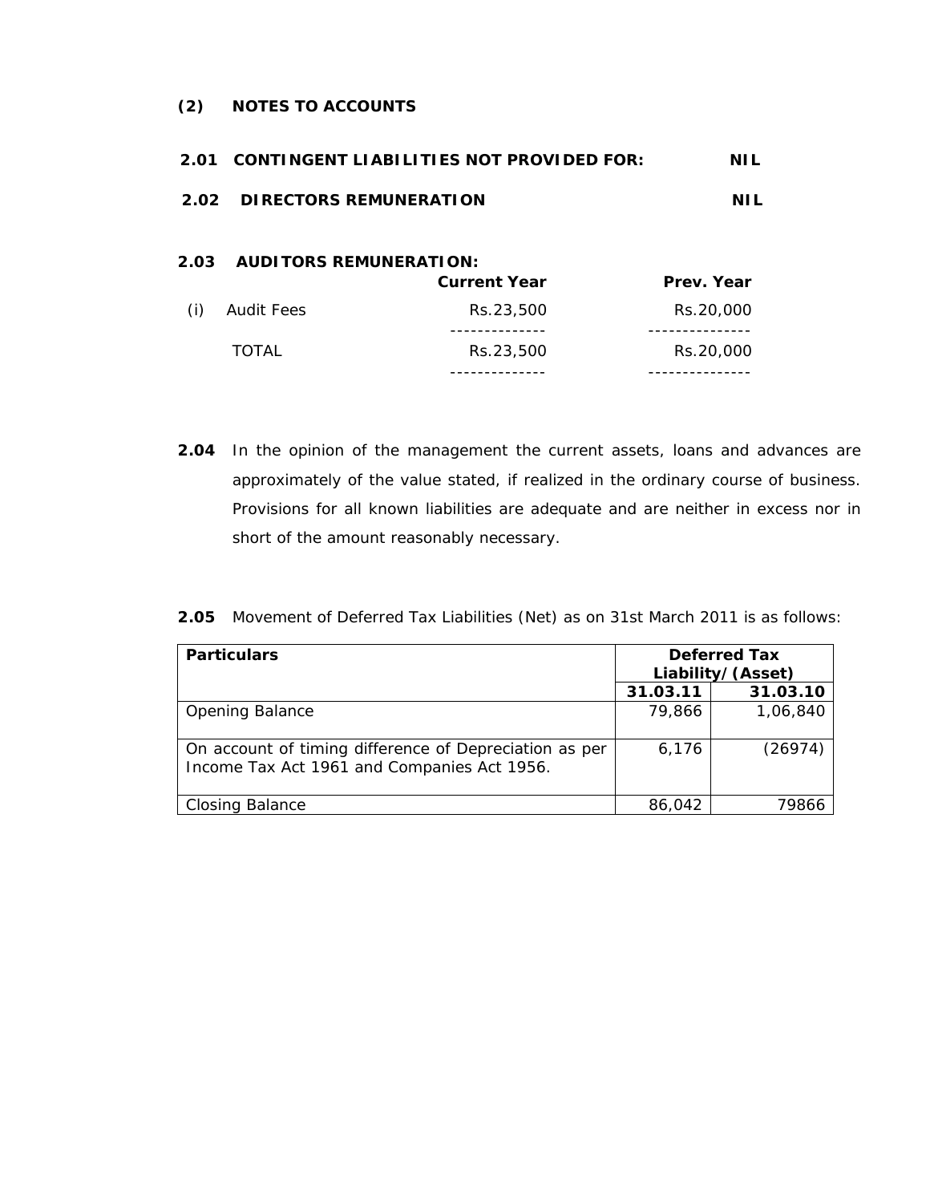## (2) NOTES TO ACCOUNTS

**2.01 CONTINGENT LIABILITIES NOT PROVIDED FOR: NIL**

**2.02 DIRECTORS REMUNERATION NIL**

**2.03 AUDITORS REMUNERATION:**

| | | Current Year | Prev. Year |
|---|---|---|---|
| (i) | Audit Fees | Rs.23,500 | Rs.20,000 |
| | TOTAL | Rs.23,500 | Rs.20,000 |

**2.04** In the opinion of the management the current assets, loans and advances are approximately of the value stated, if realized in the ordinary course of business. Provisions for all known liabilities are adequate and are neither in excess nor in short of the amount reasonably necessary.

**2.05** Movement of Deferred Tax Liabilities (Net) as on 31st March 2011 is as follows:

| Particulars | Deferred Tax Liability/(Asset) | |
|---|---|---|
| | 31.03.11 | 31.03.10 |
| Opening Balance | 79,866 | 1,06,840 |
| On account of timing difference of Depreciation as per Income Tax Act 1961 and Companies Act 1956. | 6,176 | (26974) |
| Closing Balance | 86,042 | 79866 |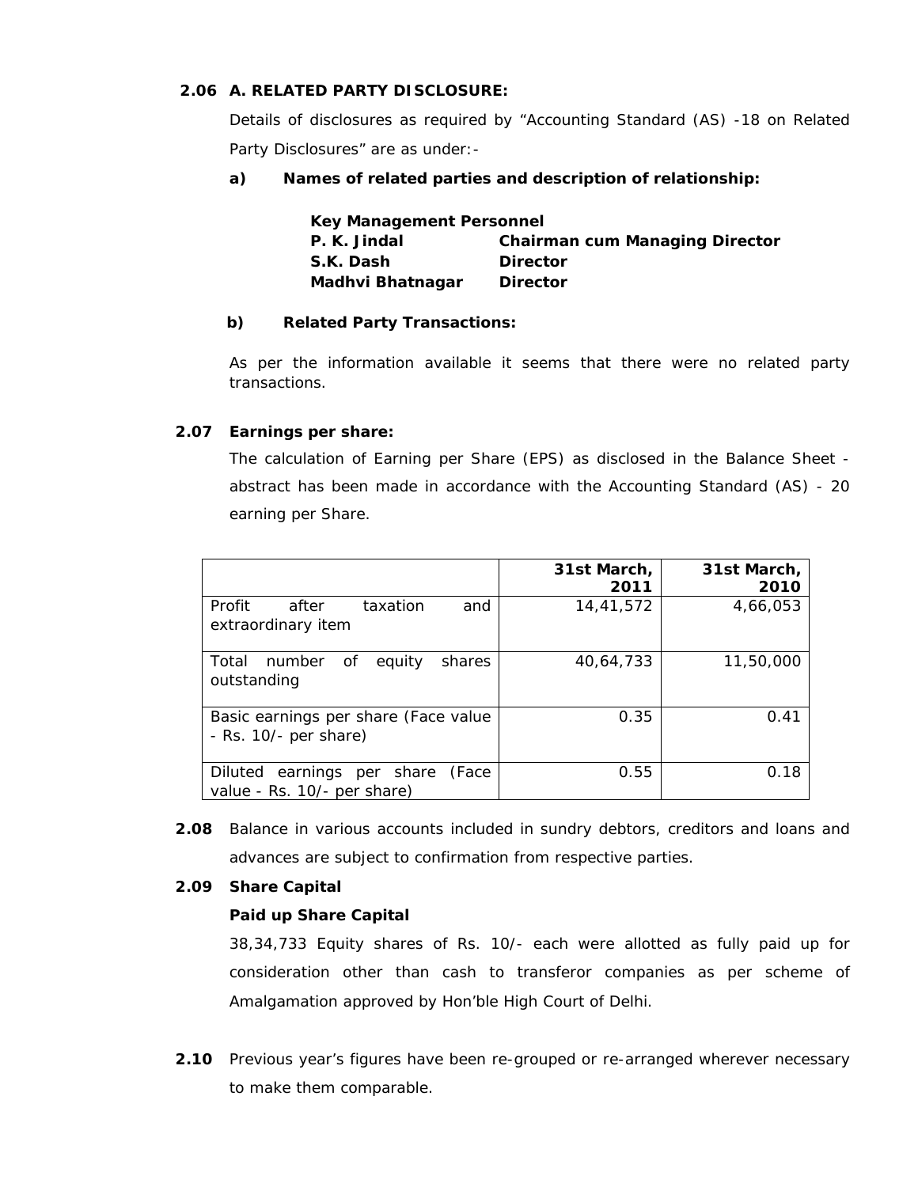**2.06 A. RELATED PARTY DISCLOSURE:**

Details of disclosures as required by "Accounting Standard (AS) -18 on Related Party Disclosures" are as under:-

**a) Names of related parties and description of relationship:**

| **Key Management Personnel** | |
|---|---|
| **P. K. Jindal** | **Chairman cum Managing Director** |
| **S.K. Dash** | **Director** |
| **Madhvi Bhatnagar** | **Director** |

**b) Related Party Transactions:**

As per the information available it seems that there were no related party transactions.

**2.07 Earnings per share:**

The calculation of Earning per Share (EPS) as disclosed in the Balance Sheet - abstract has been made in accordance with the Accounting Standard (AS) - 20 earning per Share.

| | **31st March, 2011** | **31st March, 2010** |
|---|---|---|
| Profit after taxation and extraordinary item | 14,41,572 | 4,66,053 |
| Total number of equity shares outstanding | 40,64,733 | 11,50,000 |
| Basic earnings per share (Face value - Rs. 10/- per share) | 0.35 | 0.41 |
| Diluted earnings per share (Face value - Rs. 10/- per share) | 0.55 | 0.18 |

**2.08** Balance in various accounts included in sundry debtors, creditors and loans and advances are subject to confirmation from respective parties.

**2.09 Share Capital**

**Paid up Share Capital**

38,34,733 Equity shares of Rs. 10/- each were allotted as fully paid up for consideration other than cash to transferor companies as per scheme of Amalgamation approved by Hon'ble High Court of Delhi.

**2.10** Previous year's figures have been re-grouped or re-arranged wherever necessary to make them comparable.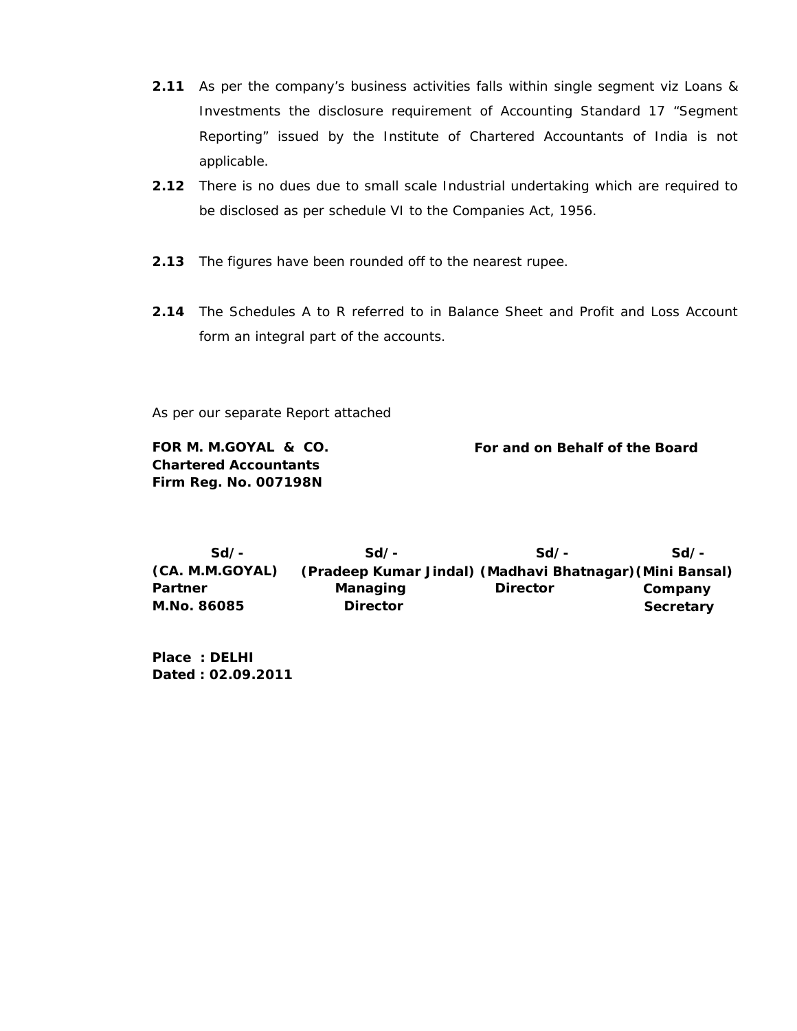**2.11** As per the company's business activities falls within single segment viz Loans & Investments the disclosure requirement of Accounting Standard 17 "Segment Reporting" issued by the Institute of Chartered Accountants of India is not applicable.

**2.12** There is no dues due to small scale Industrial undertaking which are required to be disclosed as per schedule VI to the Companies Act, 1956.

**2.13** The figures have been rounded off to the nearest rupee.

**2.14** The Schedules A to R referred to in Balance Sheet and Profit and Loss Account form an integral part of the accounts.

As per our separate Report attached

**FOR M. M.GOYAL & CO.**
**Chartered Accountants**
**Firm Reg. No. 007198N**

**For and on Behalf of the Board**

| Sd/- | Sd/- | Sd/- | Sd/- |
|---|---|---|---|
| **(CA. M.M.GOYAL)** | **(Pradeep Kumar Jindal)** | **(Madhavi Bhatnagar)** | **(Mini Bansal)** |
| **Partner** | **Managing Director** | **Director** | **Company Secretary** |
| **M.No. 86085** | | | |

**Place : DELHI**
**Dated : 02.09.2011**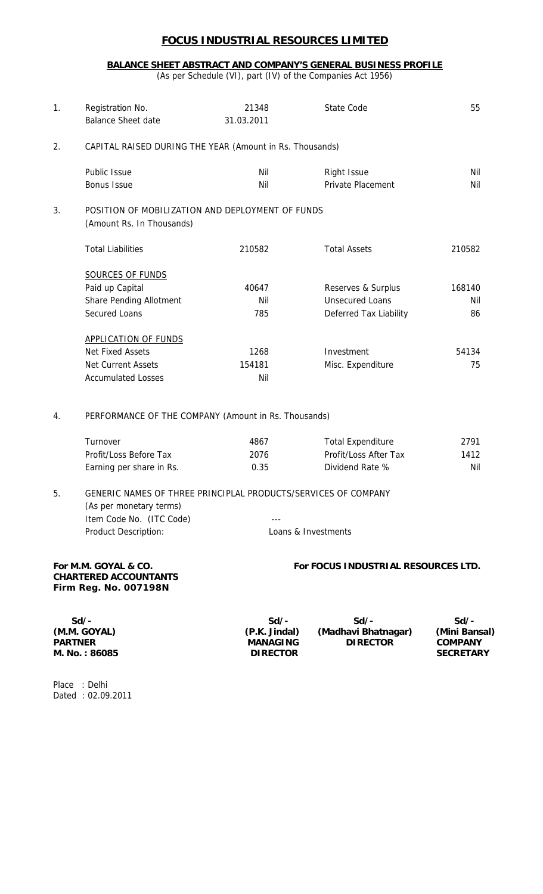# FOCUS INDUSTRIAL RESOURCES LIMITED

## BALANCE SHEET ABSTRACT AND COMPANY'S GENERAL BUSINESS PROFILE

(As per Schedule (VI), part (IV) of the Companies Act 1956)

1. 

| Registration No. | 21348 | State Code | 55 |
|---|---|---|---|
| Balance Sheet date | 31.03.2011 | | |

2. CAPITAL RAISED DURING THE YEAR (Amount in Rs. Thousands)

| Public Issue | Nil | Right Issue | Nil |
|---|---|---|---|
| Bonus Issue | Nil | Private Placement | Nil |

3. POSITION OF MOBILIZATION AND DEPLOYMENT OF FUNDS
(Amount Rs. In Thousands)

| Total Liabilities | 210582 | Total Assets | 210582 |
|---|---|---|---|
| SOURCES OF FUNDS | | | |
| Paid up Capital | 40647 | Reserves & Surplus | 168140 |
| Share Pending Allotment | Nil | Unsecured Loans | Nil |
| Secured Loans | 785 | Deferred Tax Liability | 86 |
| APPLICATION OF FUNDS | | | |
| Net Fixed Assets | 1268 | Investment | 54134 |
| Net Current Assets | 154181 | Misc. Expenditure | 75 |
| Accumulated Losses | Nil | | |

4. PERFORMANCE OF THE COMPANY (Amount in Rs. Thousands)

| Turnover | 4867 | Total Expenditure | 2791 |
|---|---|---|---|
| Profit/Loss Before Tax | 2076 | Profit/Loss After Tax | 1412 |
| Earning per share in Rs. | 0.35 | Dividend Rate % | Nil |

5. GENERIC NAMES OF THREE PRINCIPAL PRODUCTS/SERVICES OF COMPANY
(As per monetary terms)
Item Code No. (ITC Code) ---
Product Description: Loans & Investments

**For M.M. GOYAL & CO.**
**CHARTERED ACCOUNTANTS**
**Firm Reg. No. 007198N**

**For FOCUS INDUSTRIAL RESOURCES LTD.**

| Sd/- | Sd/- | Sd/- | Sd/- |
|---|---|---|---|
| **(M.M. GOYAL)** | **(P.K. Jindal)** | **(Madhavi Bhatnagar)** | **(Mini Bansal)** |
| **PARTNER** | **MANAGING DIRECTOR** | **DIRECTOR** | **COMPANY SECRETARY** |
| **M. No. : 86085** | | | |

Place : Delhi
Dated : 02.09.2011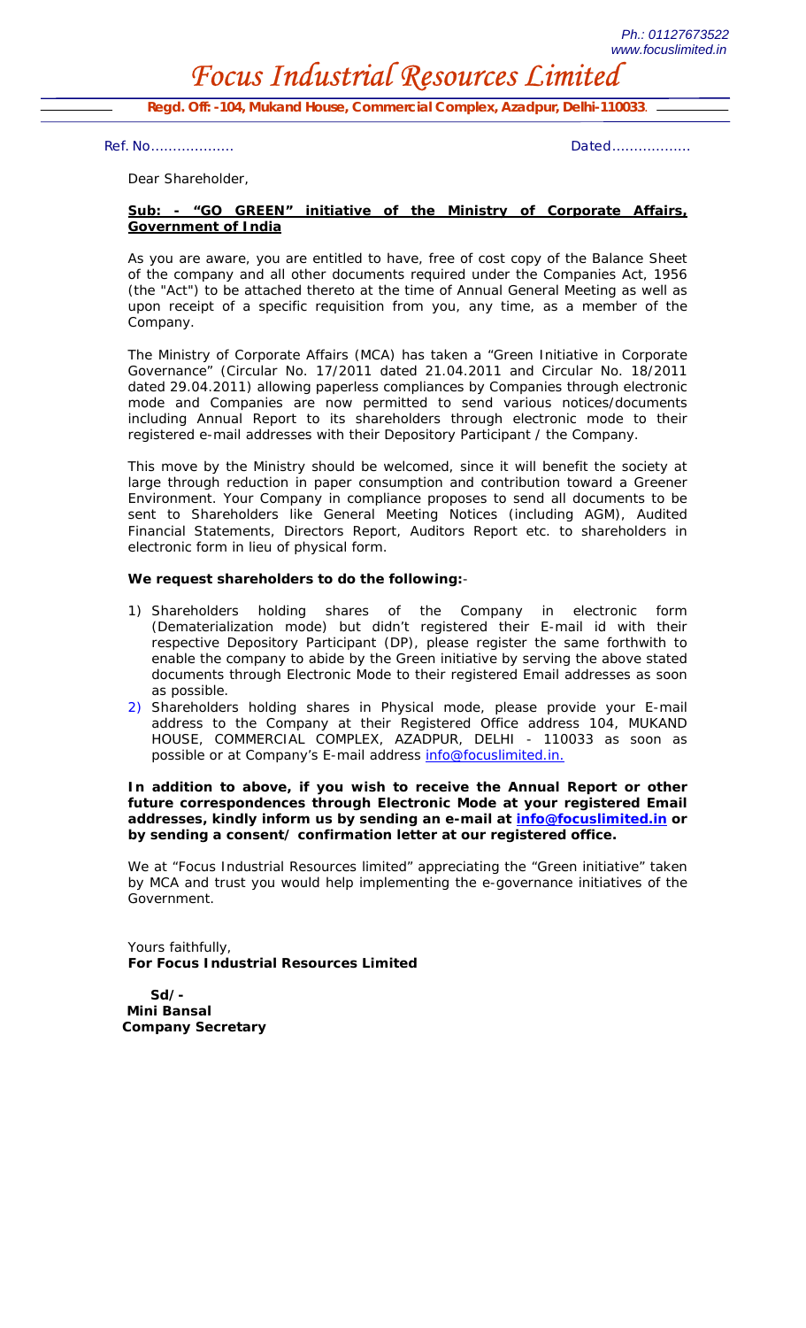Ph.: 01127673522
www.focuslimited.in

# Focus Industrial Resources Limited

**Regd. Off: -104, Mukand House, Commercial Complex, Azadpur, Delhi-110033**.

Ref. No.................. Dated.................

Dear Shareholder,

**Sub: - "GO GREEN" initiative of the Ministry of Corporate Affairs, Government of India**

As you are aware, you are entitled to have, free of cost copy of the Balance Sheet of the company and all other documents required under the Companies Act, 1956 (the "Act") to be attached thereto at the time of Annual General Meeting as well as upon receipt of a specific requisition from you, any time, as a member of the Company.

The Ministry of Corporate Affairs (MCA) has taken a "Green Initiative in Corporate Governance" (Circular No. 17/2011 dated 21.04.2011 and Circular No. 18/2011 dated 29.04.2011) allowing paperless compliances by Companies through electronic mode and Companies are now permitted to send various notices/documents including Annual Report to its shareholders through electronic mode to their registered e-mail addresses with their Depository Participant / the Company.

This move by the Ministry should be welcomed, since it will benefit the society at large through reduction in paper consumption and contribution toward a Greener Environment. Your Company in compliance proposes to send all documents to be sent to Shareholders like General Meeting Notices (including AGM), Audited Financial Statements, Directors Report, Auditors Report etc. to shareholders in electronic form in lieu of physical form.

**We request shareholders to do the following:**-

1) Shareholders holding shares of the Company in electronic form (Dematerialization mode) but didn't registered their E-mail id with their respective Depository Participant (DP), please register the same forthwith to enable the company to abide by the Green initiative by serving the above stated documents through Electronic Mode to their registered Email addresses as soon as possible.
2) Shareholders holding shares in Physical mode, please provide your E-mail address to the Company at their Registered Office address 104, MUKAND HOUSE, COMMERCIAL COMPLEX, AZADPUR, DELHI - 110033 as soon as possible or at Company's E-mail address info@focuslimited.in.

**In addition to above, if you wish to receive the Annual Report or other future correspondences through Electronic Mode at your registered Email addresses, kindly inform us by sending an e-mail at info@focuslimited.in or by sending a consent/ confirmation letter at our registered office.**

We at "Focus Industrial Resources limited" appreciating the "Green initiative" taken by MCA and trust you would help implementing the e-governance initiatives of the Government.

Yours faithfully,
**For Focus Industrial Resources Limited**

**Sd/-**
**Mini Bansal**
**Company Secretary**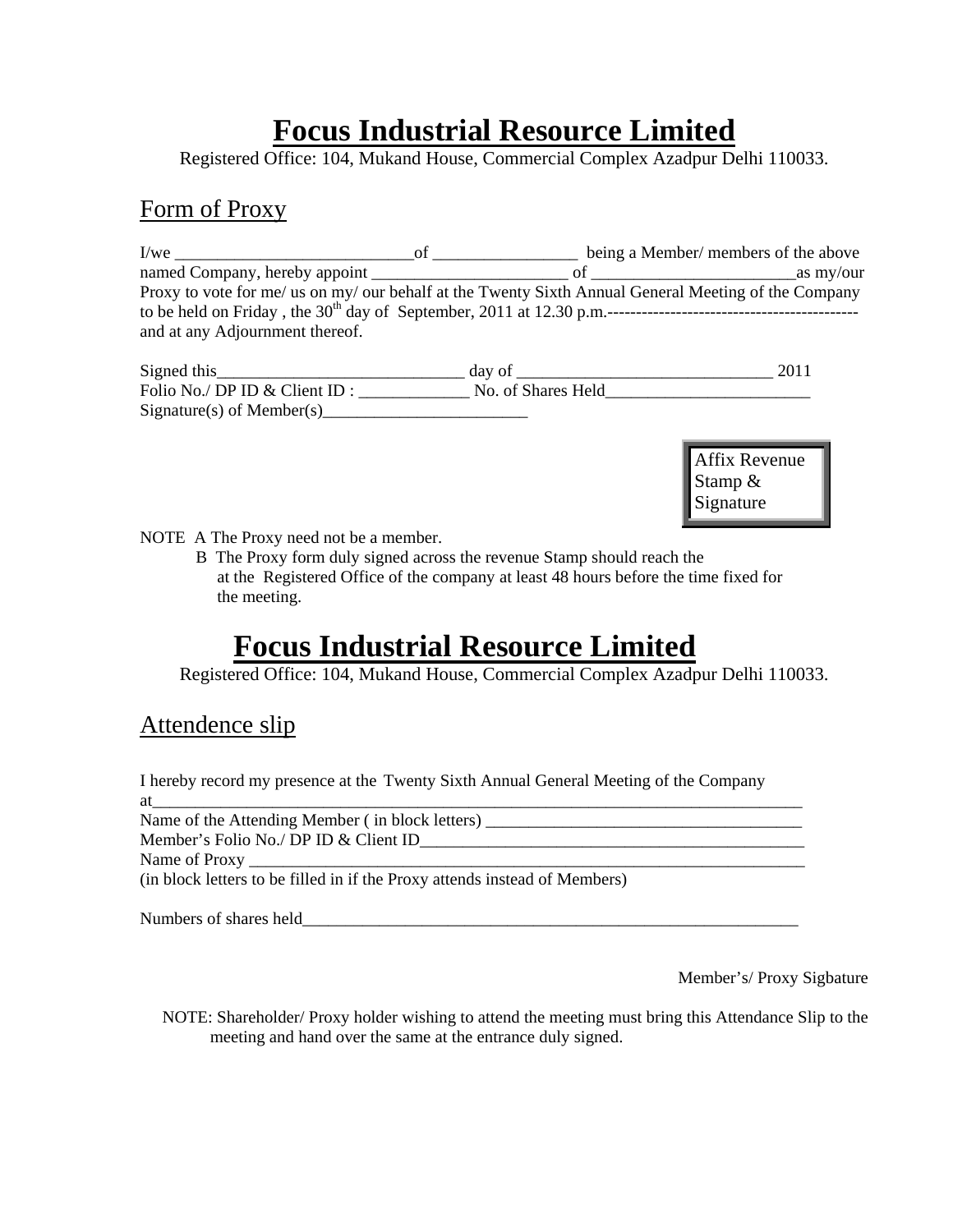# Focus Industrial Resource Limited

Registered Office: 104, Mukand House, Commercial Complex Azadpur Delhi 110033.

## Form of Proxy

I/we ____________________________of _________________ being a Member/ members of the above named Company, hereby appoint ________________________ of _________________________as my/our Proxy to vote for me/ us on my/ our behalf at the Twenty Sixth Annual General Meeting of the Company to be held on Friday , the 30th day of September, 2011 at 12.30 p.m.--------------------------------------------- and at any Adjournment thereof.

Signed this_____________________________ day of ______________________________ 2011
Folio No./ DP ID & Client ID : _____________ No. of Shares Held________________________
Signature(s) of Member(s)________________________

Affix Revenue Stamp & Signature

NOTE A The Proxy need not be a member.
B The Proxy form duly signed across the revenue Stamp should reach the at the Registered Office of the company at least 48 hours before the time fixed for the meeting.

# Focus Industrial Resource Limited

Registered Office: 104, Mukand House, Commercial Complex Azadpur Delhi 110033.

## Attendence slip

I hereby record my presence at the Twenty Sixth Annual General Meeting of the Company at______________________________________________________________________________
Name of the Attending Member ( in block letters) ______________________________________
Member's Folio No./ DP ID & Client ID_______________________________________________
Name of Proxy ____________________________________________________________________
(in block letters to be filled in if the Proxy attends instead of Members)

Numbers of shares held____________________________________________________________

Member's/ Proxy Sigbature

NOTE: Shareholder/ Proxy holder wishing to attend the meeting must bring this Attendance Slip to the meeting and hand over the same at the entrance duly signed.